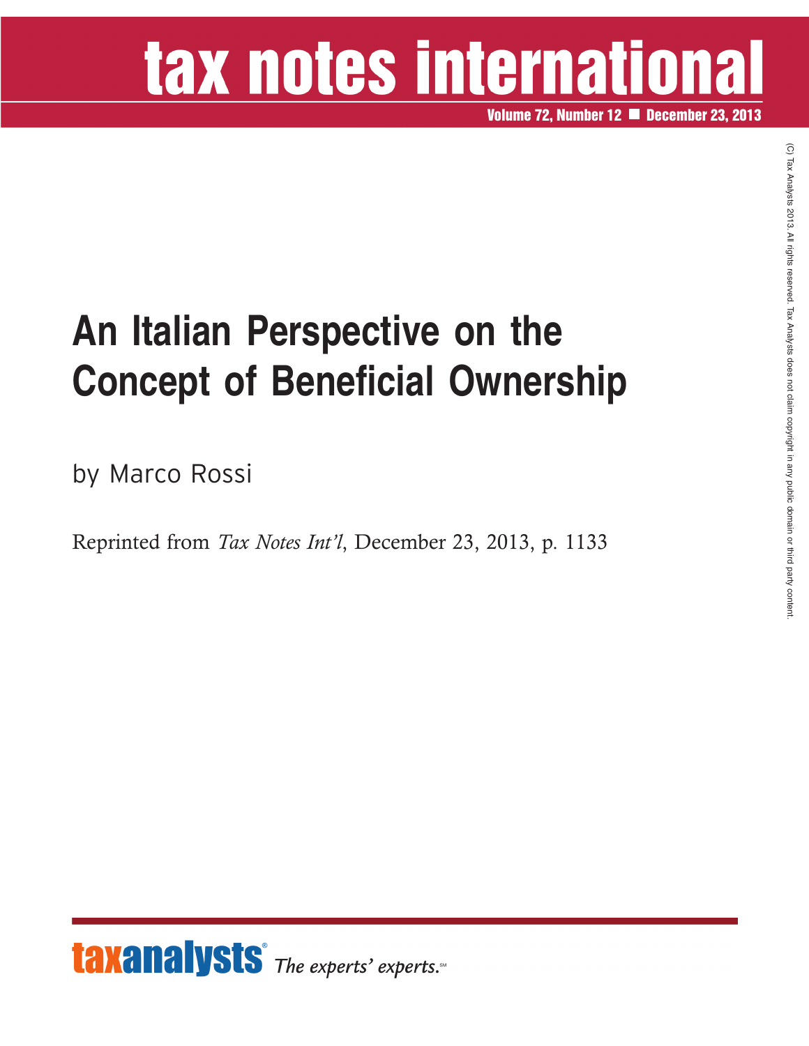# tax notes international

Volume 72, Number 12 ■ December 23, 2013

(C) Tax Analysts 2013. All rights reserved. Tax Analysts does not claim copyright in any public domain or third party content.

# An Italian Perspective on the Concept of Beneficial Ownership

by Marco Rossi

Reprinted from *Tax Notes Int'l*, December 23, 2013, p. 1133

taxanalysts® *The experts' experts.*℠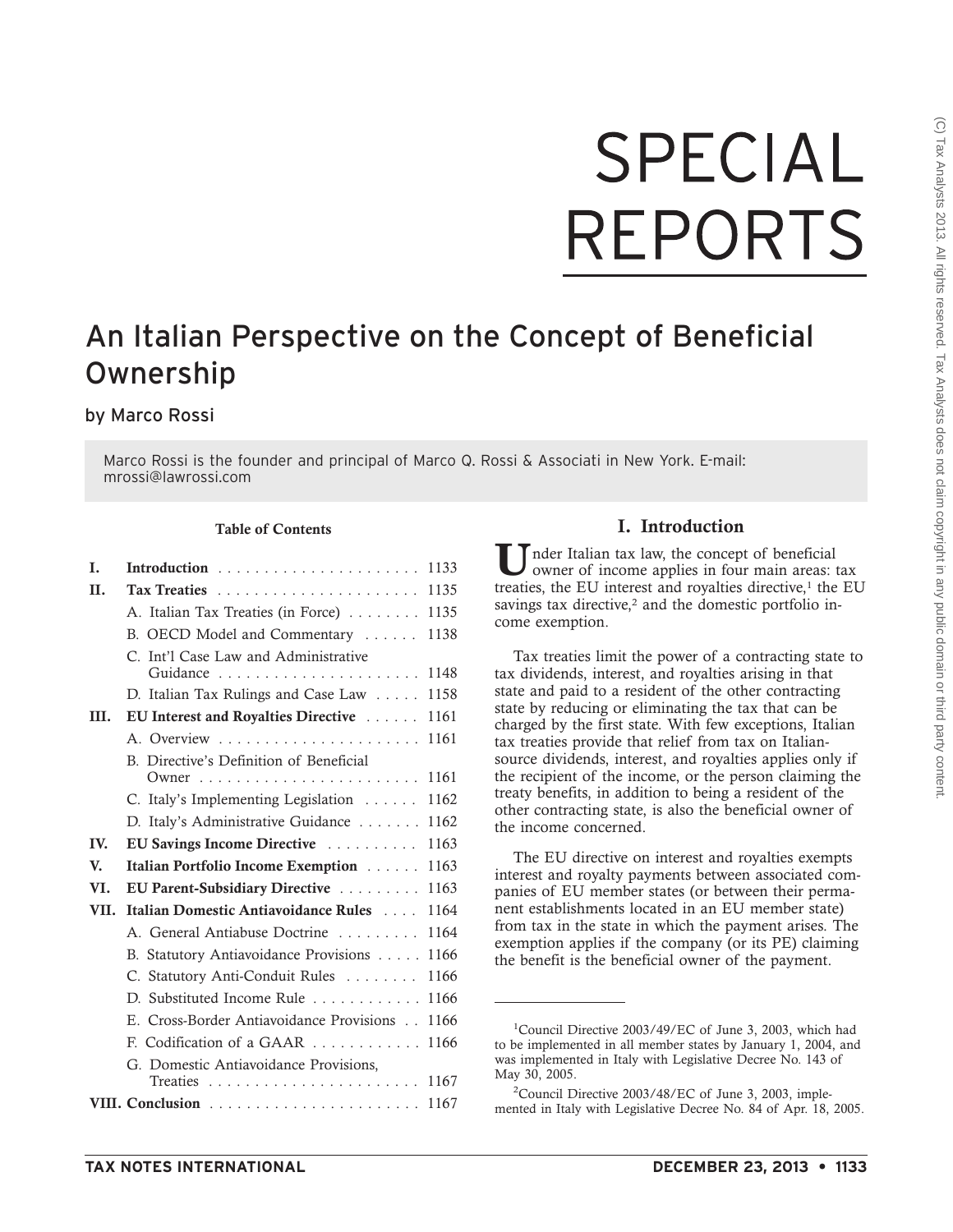# SPECIAL REPORTS

## An Italian Perspective on the Concept of Beneficial Ownership

by Marco Rossi

Marco Rossi is the founder and principal of Marco Q. Rossi & Associati in New York. E-mail: mrossi@lawrossi.com

**Table of Contents**

| | | |
|---|---|---|
| **I.** | **Introduction** | 1133 |
| **II.** | **Tax Treaties** | 1135 |
| | A. Italian Tax Treaties (in Force) | 1135 |
| | B. OECD Model and Commentary | 1138 |
| | C. Int'l Case Law and Administrative Guidance | 1148 |
| | D. Italian Tax Rulings and Case Law | 1158 |
| **III.** | **EU Interest and Royalties Directive** | 1161 |
| | A. Overview | 1161 |
| | B. Directive's Definition of Beneficial Owner | 1161 |
| | C. Italy's Implementing Legislation | 1162 |
| | D. Italy's Administrative Guidance | 1162 |
| **IV.** | **EU Savings Income Directive** | 1163 |
| **V.** | **Italian Portfolio Income Exemption** | 1163 |
| **VI.** | **EU Parent-Subsidiary Directive** | 1163 |
| **VII.** | **Italian Domestic Antiavoidance Rules** | 1164 |
| | A. General Antiabuse Doctrine | 1164 |
| | B. Statutory Antiavoidance Provisions | 1166 |
| | C. Statutory Anti-Conduit Rules | 1166 |
| | D. Substituted Income Rule | 1166 |
| | E. Cross-Border Antiavoidance Provisions | 1166 |
| | F. Codification of a GAAR | 1166 |
| | G. Domestic Antiavoidance Provisions, Treaties | 1167 |
| **VIII.** | **Conclusion** | 1167 |

## I. Introduction

Under Italian tax law, the concept of beneficial owner of income applies in four main areas: tax treaties, the EU interest and royalties directive,[1] the EU savings tax directive,[2] and the domestic portfolio income exemption.

Tax treaties limit the power of a contracting state to tax dividends, interest, and royalties arising in that state and paid to a resident of the other contracting state by reducing or eliminating the tax that can be charged by the first state. With few exceptions, Italian tax treaties provide that relief from tax on Italian-source dividends, interest, and royalties applies only if the recipient of the income, or the person claiming the treaty benefits, in addition to being a resident of the other contracting state, is also the beneficial owner of the income concerned.

The EU directive on interest and royalties exempts interest and royalty payments between associated companies of EU member states (or between their permanent establishments located in an EU member state) from tax in the state in which the payment arises. The exemption applies if the company (or its PE) claiming the benefit is the beneficial owner of the payment.

---

[1]Council Directive 2003/49/EC of June 3, 2003, which had to be implemented in all member states by January 1, 2004, and was implemented in Italy with Legislative Decree No. 143 of May 30, 2005.

[2]Council Directive 2003/48/EC of June 3, 2003, implemented in Italy with Legislative Decree No. 84 of Apr. 18, 2005.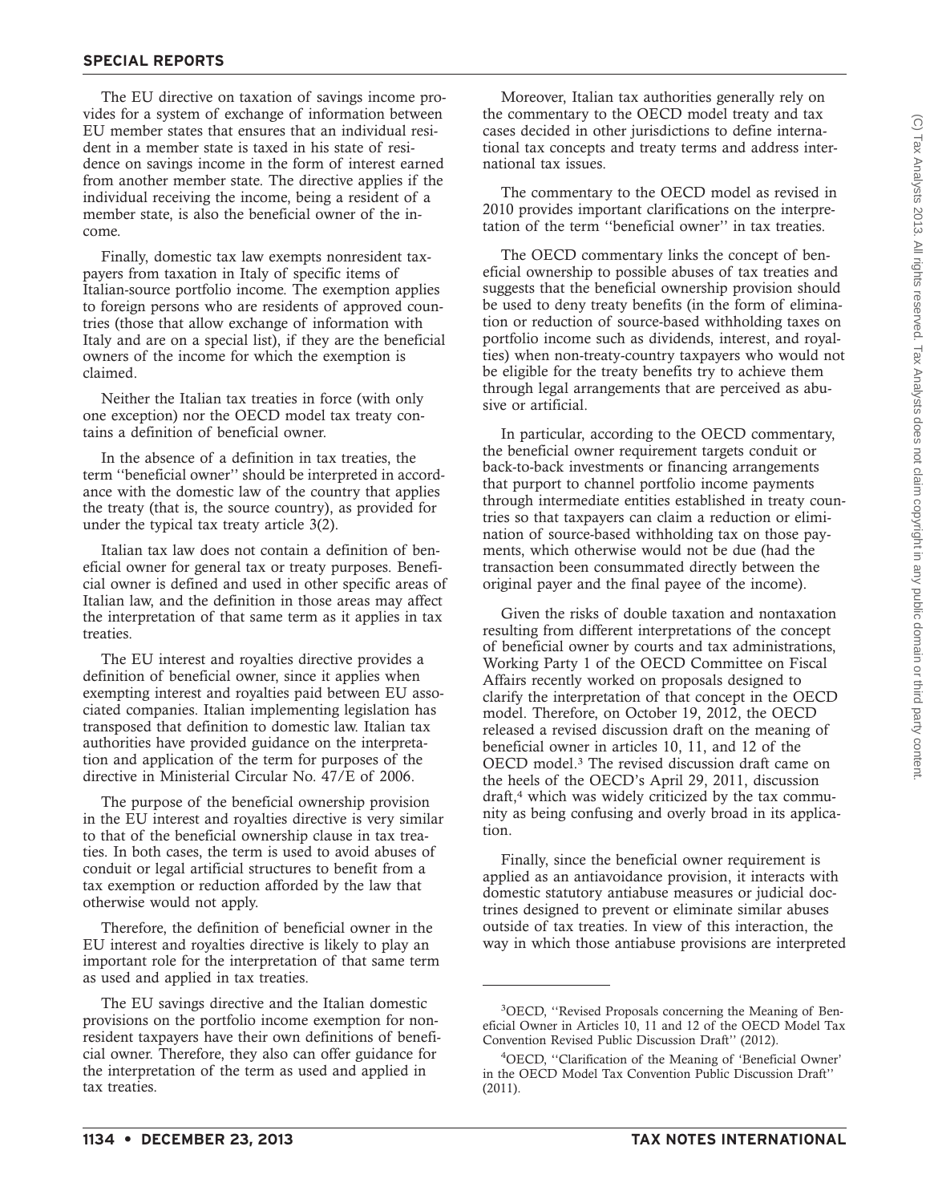The EU directive on taxation of savings income provides for a system of exchange of information between EU member states that ensures that an individual resident in a member state is taxed in his state of residence on savings income in the form of interest earned from another member state. The directive applies if the individual receiving the income, being a resident of a member state, is also the beneficial owner of the income.

Finally, domestic tax law exempts nonresident taxpayers from taxation in Italy of specific items of Italian-source portfolio income. The exemption applies to foreign persons who are residents of approved countries (those that allow exchange of information with Italy and are on a special list), if they are the beneficial owners of the income for which the exemption is claimed.

Neither the Italian tax treaties in force (with only one exception) nor the OECD model tax treaty contains a definition of beneficial owner.

In the absence of a definition in tax treaties, the term ''beneficial owner'' should be interpreted in accordance with the domestic law of the country that applies the treaty (that is, the source country), as provided for under the typical tax treaty article 3(2).

Italian tax law does not contain a definition of beneficial owner for general tax or treaty purposes. Beneficial owner is defined and used in other specific areas of Italian law, and the definition in those areas may affect the interpretation of that same term as it applies in tax treaties.

The EU interest and royalties directive provides a definition of beneficial owner, since it applies when exempting interest and royalties paid between EU associated companies. Italian implementing legislation has transposed that definition to domestic law. Italian tax authorities have provided guidance on the interpretation and application of the term for purposes of the directive in Ministerial Circular No. 47/E of 2006.

The purpose of the beneficial ownership provision in the EU interest and royalties directive is very similar to that of the beneficial ownership clause in tax treaties. In both cases, the term is used to avoid abuses of conduit or legal artificial structures to benefit from a tax exemption or reduction afforded by the law that otherwise would not apply.

Therefore, the definition of beneficial owner in the EU interest and royalties directive is likely to play an important role for the interpretation of that same term as used and applied in tax treaties.

The EU savings directive and the Italian domestic provisions on the portfolio income exemption for nonresident taxpayers have their own definitions of beneficial owner. Therefore, they also can offer guidance for the interpretation of the term as used and applied in tax treaties.

Moreover, Italian tax authorities generally rely on the commentary to the OECD model treaty and tax cases decided in other jurisdictions to define international tax concepts and treaty terms and address international tax issues.

The commentary to the OECD model as revised in 2010 provides important clarifications on the interpretation of the term ''beneficial owner'' in tax treaties.

The OECD commentary links the concept of beneficial ownership to possible abuses of tax treaties and suggests that the beneficial ownership provision should be used to deny treaty benefits (in the form of elimination or reduction of source-based withholding taxes on portfolio income such as dividends, interest, and royalties) when non-treaty-country taxpayers who would not be eligible for the treaty benefits try to achieve them through legal arrangements that are perceived as abusive or artificial.

In particular, according to the OECD commentary, the beneficial owner requirement targets conduit or back-to-back investments or financing arrangements that purport to channel portfolio income payments through intermediate entities established in treaty countries so that taxpayers can claim a reduction or elimination of source-based withholding tax on those payments, which otherwise would not be due (had the transaction been consummated directly between the original payer and the final payee of the income).

Given the risks of double taxation and nontaxation resulting from different interpretations of the concept of beneficial owner by courts and tax administrations, Working Party 1 of the OECD Committee on Fiscal Affairs recently worked on proposals designed to clarify the interpretation of that concept in the OECD model. Therefore, on October 19, 2012, the OECD released a revised discussion draft on the meaning of beneficial owner in articles 10, 11, and 12 of the OECD model.[3] The revised discussion draft came on the heels of the OECD's April 29, 2011, discussion draft,[4] which was widely criticized by the tax community as being confusing and overly broad in its application.

Finally, since the beneficial owner requirement is applied as an antiavoidance provision, it interacts with domestic statutory antiabuse measures or judicial doctrines designed to prevent or eliminate similar abuses outside of tax treaties. In view of this interaction, the way in which those antiabuse provisions are interpreted

---

[3]OECD, ''Revised Proposals concerning the Meaning of Beneficial Owner in Articles 10, 11 and 12 of the OECD Model Tax Convention Revised Public Discussion Draft'' (2012).

[4]OECD, ''Clarification of the Meaning of 'Beneficial Owner' in the OECD Model Tax Convention Public Discussion Draft'' (2011).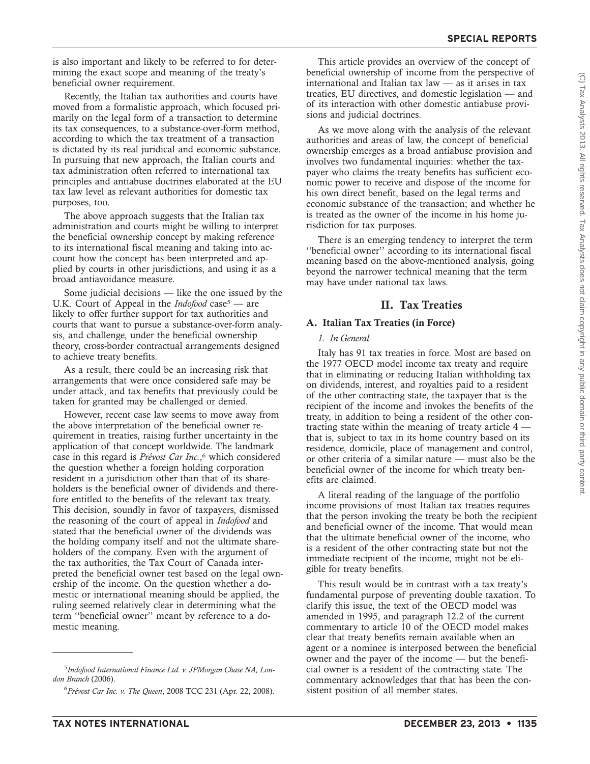is also important and likely to be referred to for determining the exact scope and meaning of the treaty's beneficial owner requirement.

Recently, the Italian tax authorities and courts have moved from a formalistic approach, which focused primarily on the legal form of a transaction to determine its tax consequences, to a substance-over-form method, according to which the tax treatment of a transaction is dictated by its real juridical and economic substance. In pursuing that new approach, the Italian courts and tax administration often referred to international tax principles and antiabuse doctrines elaborated at the EU tax law level as relevant authorities for domestic tax purposes, too.

The above approach suggests that the Italian tax administration and courts might be willing to interpret the beneficial ownership concept by making reference to its international fiscal meaning and taking into account how the concept has been interpreted and applied by courts in other jurisdictions, and using it as a broad antiavoidance measure.

Some judicial decisions — like the one issued by the U.K. Court of Appeal in the *Indofood* case[5] — are likely to offer further support for tax authorities and courts that want to pursue a substance-over-form analysis, and challenge, under the beneficial ownership theory, cross-border contractual arrangements designed to achieve treaty benefits.

As a result, there could be an increasing risk that arrangements that were once considered safe may be under attack, and tax benefits that previously could be taken for granted may be challenged or denied.

However, recent case law seems to move away from the above interpretation of the beneficial owner requirement in treaties, raising further uncertainty in the application of that concept worldwide. The landmark case in this regard is *Prévost Car Inc.*,[6] which considered the question whether a foreign holding corporation resident in a jurisdiction other than that of its shareholders is the beneficial owner of dividends and therefore entitled to the benefits of the relevant tax treaty. This decision, soundly in favor of taxpayers, dismissed the reasoning of the court of appeal in *Indofood* and stated that the beneficial owner of the dividends was the holding company itself and not the ultimate shareholders of the company. Even with the argument of the tax authorities, the Tax Court of Canada interpreted the beneficial owner test based on the legal ownership of the income. On the question whether a domestic or international meaning should be applied, the ruling seemed relatively clear in determining what the term ''beneficial owner'' meant by reference to a domestic meaning.

This article provides an overview of the concept of beneficial ownership of income from the perspective of international and Italian tax law — as it arises in tax treaties, EU directives, and domestic legislation — and of its interaction with other domestic antiabuse provisions and judicial doctrines.

As we move along with the analysis of the relevant authorities and areas of law, the concept of beneficial ownership emerges as a broad antiabuse provision and involves two fundamental inquiries: whether the taxpayer who claims the treaty benefits has sufficient economic power to receive and dispose of the income for his own direct benefit, based on the legal terms and economic substance of the transaction; and whether he is treated as the owner of the income in his home jurisdiction for tax purposes.

There is an emerging tendency to interpret the term ''beneficial owner'' according to its international fiscal meaning based on the above-mentioned analysis, going beyond the narrower technical meaning that the term may have under national tax laws.

## II. Tax Treaties

### A. Italian Tax Treaties (in Force)

#### *1. In General*

Italy has 91 tax treaties in force. Most are based on the 1977 OECD model income tax treaty and require that in eliminating or reducing Italian withholding tax on dividends, interest, and royalties paid to a resident of the other contracting state, the taxpayer that is the recipient of the income and invokes the benefits of the treaty, in addition to being a resident of the other contracting state within the meaning of treaty article 4 — that is, subject to tax in its home country based on its residence, domicile, place of management and control, or other criteria of a similar nature — must also be the beneficial owner of the income for which treaty benefits are claimed.

A literal reading of the language of the portfolio income provisions of most Italian tax treaties requires that the person invoking the treaty be both the recipient and beneficial owner of the income. That would mean that the ultimate beneficial owner of the income, who is a resident of the other contracting state but not the immediate recipient of the income, might not be eligible for treaty benefits.

This result would be in contrast with a tax treaty's fundamental purpose of preventing double taxation. To clarify this issue, the text of the OECD model was amended in 1995, and paragraph 12.2 of the current commentary to article 10 of the OECD model makes clear that treaty benefits remain available when an agent or a nominee is interposed between the beneficial owner and the payer of the income — but the beneficial owner is a resident of the contracting state. The commentary acknowledges that that has been the consistent position of all member states.

---

[5] *Indofood International Finance Ltd. v. JPMorgan Chase NA, London Branch* (2006).

[6] *Prévost Car Inc. v. The Queen*, 2008 TCC 231 (Apr. 22, 2008).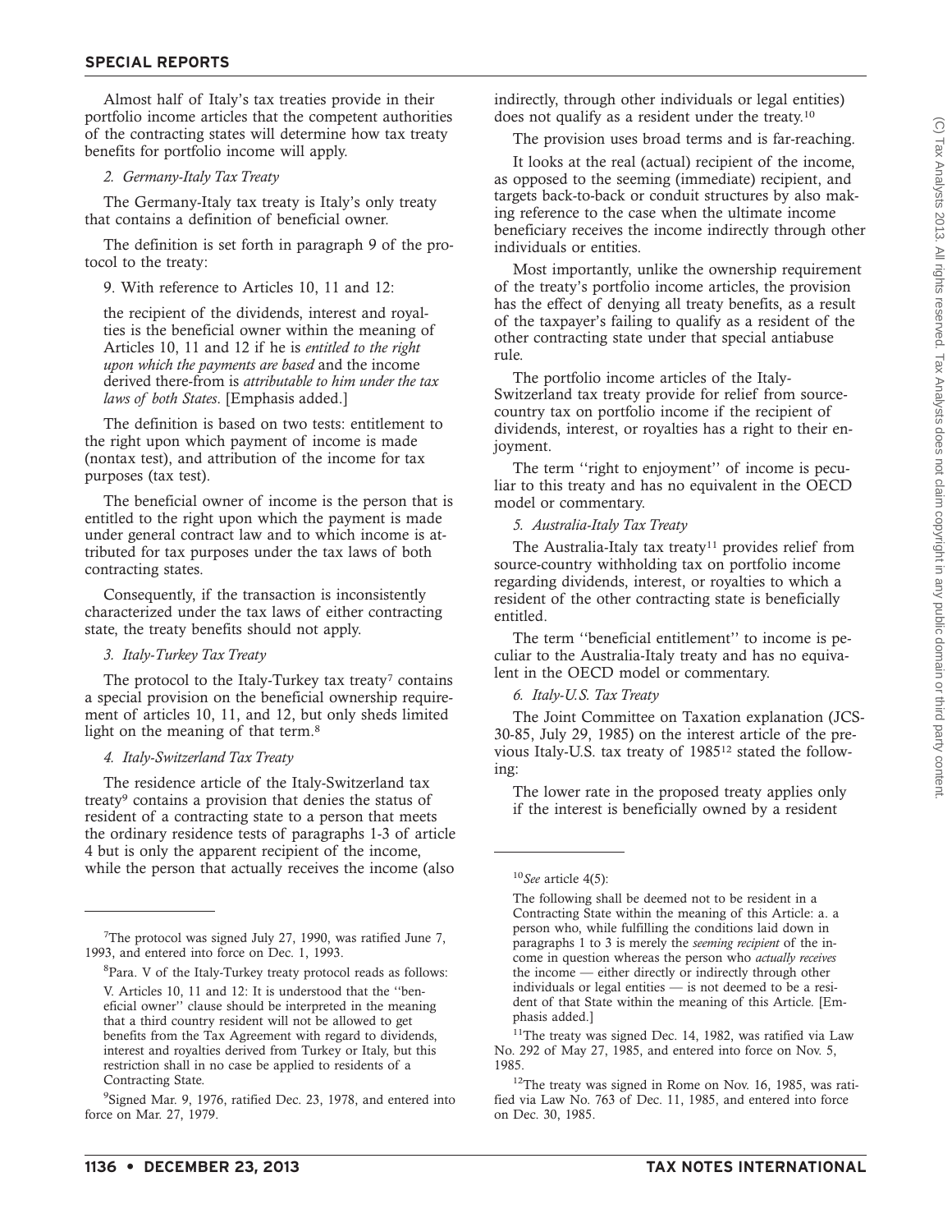Almost half of Italy's tax treaties provide in their portfolio income articles that the competent authorities of the contracting states will determine how tax treaty benefits for portfolio income will apply.

*2. Germany-Italy Tax Treaty*

The Germany-Italy tax treaty is Italy's only treaty that contains a definition of beneficial owner.

The definition is set forth in paragraph 9 of the protocol to the treaty:

> 9. With reference to Articles 10, 11 and 12:
>
> the recipient of the dividends, interest and royalties is the beneficial owner within the meaning of Articles 10, 11 and 12 if he is *entitled to the right upon which the payments are based* and the income derived there-from is *attributable to him under the tax laws of both States*. [Emphasis added.]

The definition is based on two tests: entitlement to the right upon which payment of income is made (nontax test), and attribution of the income for tax purposes (tax test).

The beneficial owner of income is the person that is entitled to the right upon which the payment is made under general contract law and to which income is attributed for tax purposes under the tax laws of both contracting states.

Consequently, if the transaction is inconsistently characterized under the tax laws of either contracting state, the treaty benefits should not apply.

*3. Italy-Turkey Tax Treaty*

The protocol to the Italy-Turkey tax treaty[7] contains a special provision on the beneficial ownership requirement of articles 10, 11, and 12, but only sheds limited light on the meaning of that term.[8]

*4. Italy-Switzerland Tax Treaty*

The residence article of the Italy-Switzerland tax treaty[9] contains a provision that denies the status of resident of a contracting state to a person that meets the ordinary residence tests of paragraphs 1-3 of article 4 but is only the apparent recipient of the income, while the person that actually receives the income (also indirectly, through other individuals or legal entities) does not qualify as a resident under the treaty.[10]

The provision uses broad terms and is far-reaching.

It looks at the real (actual) recipient of the income, as opposed to the seeming (immediate) recipient, and targets back-to-back or conduit structures by also making reference to the case when the ultimate income beneficiary receives the income indirectly through other individuals or entities.

Most importantly, unlike the ownership requirement of the treaty's portfolio income articles, the provision has the effect of denying all treaty benefits, as a result of the taxpayer's failing to qualify as a resident of the other contracting state under that special antiabuse rule.

The portfolio income articles of the Italy-Switzerland tax treaty provide for relief from source-country tax on portfolio income if the recipient of dividends, interest, or royalties has a right to their enjoyment.

The term ''right to enjoyment'' of income is peculiar to this treaty and has no equivalent in the OECD model or commentary.

*5. Australia-Italy Tax Treaty*

The Australia-Italy tax treaty[11] provides relief from source-country withholding tax on portfolio income regarding dividends, interest, or royalties to which a resident of the other contracting state is beneficially entitled.

The term ''beneficial entitlement'' to income is peculiar to the Australia-Italy treaty and has no equivalent in the OECD model or commentary.

*6. Italy-U.S. Tax Treaty*

The Joint Committee on Taxation explanation (JCS-30-85, July 29, 1985) on the interest article of the previous Italy-U.S. tax treaty of 1985[12] stated the following:

> The lower rate in the proposed treaty applies only if the interest is beneficially owned by a resident

---

[7] The protocol was signed July 27, 1990, was ratified June 7, 1993, and entered into force on Dec. 1, 1993.

[8] Para. V of the Italy-Turkey treaty protocol reads as follows:

> V. Articles 10, 11 and 12: It is understood that the ''beneficial owner'' clause should be interpreted in the meaning that a third country resident will not be allowed to get benefits from the Tax Agreement with regard to dividends, interest and royalties derived from Turkey or Italy, but this restriction shall in no case be applied to residents of a Contracting State.

[9] Signed Mar. 9, 1976, ratified Dec. 23, 1978, and entered into force on Mar. 27, 1979.

[10] *See* article 4(5):

> The following shall be deemed not to be resident in a Contracting State within the meaning of this Article: a. a person who, while fulfilling the conditions laid down in paragraphs 1 to 3 is merely the *seeming recipient* of the income in question whereas the person who *actually receives* the income — either directly or indirectly through other individuals or legal entities — is not deemed to be a resident of that State within the meaning of this Article. [Emphasis added.]

[11] The treaty was signed Dec. 14, 1982, was ratified via Law No. 292 of May 27, 1985, and entered into force on Nov. 5, 1985.

[12] The treaty was signed in Rome on Nov. 16, 1985, was ratified via Law No. 763 of Dec. 11, 1985, and entered into force on Dec. 30, 1985.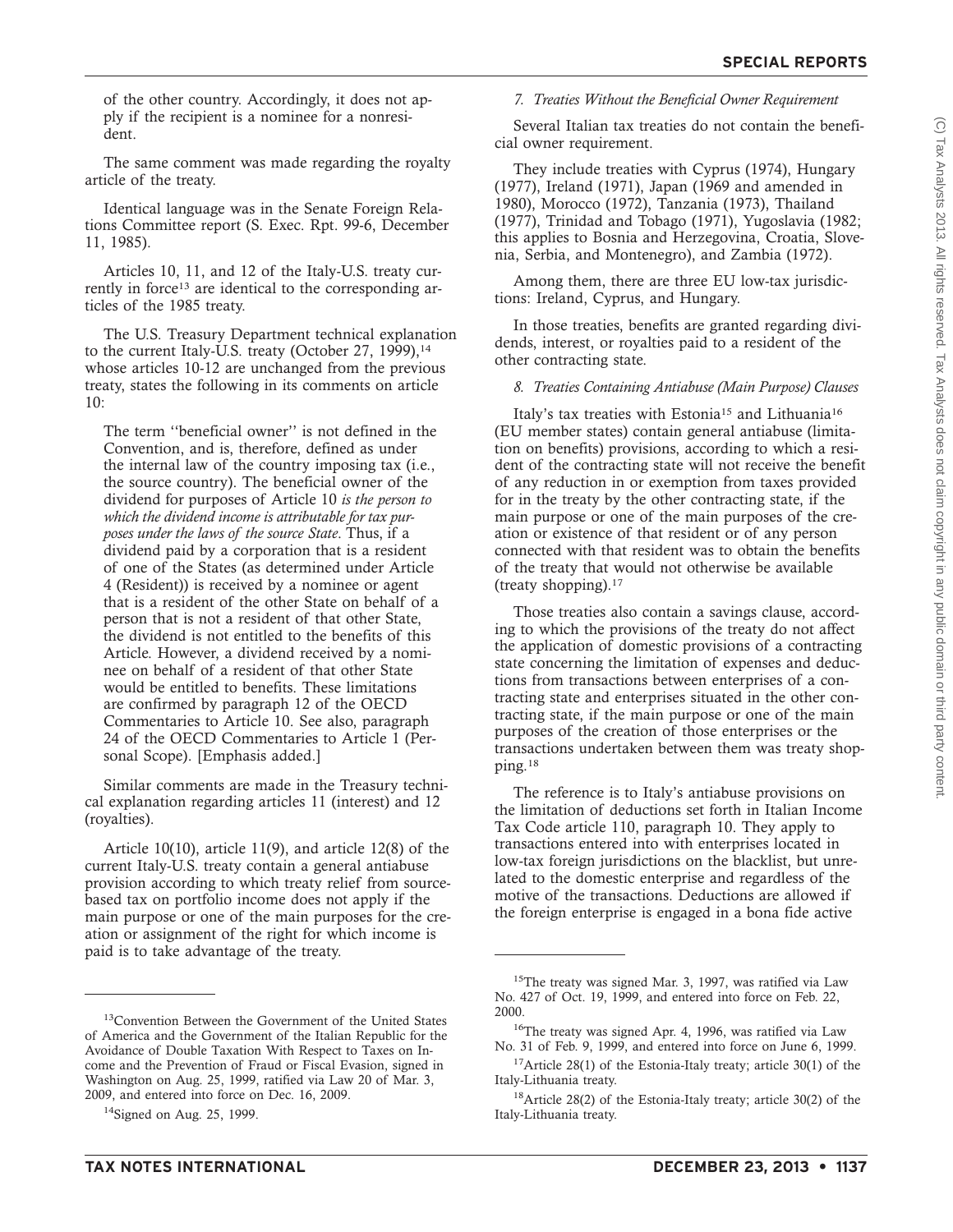of the other country. Accordingly, it does not apply if the recipient is a nominee for a nonresident.

The same comment was made regarding the royalty article of the treaty.

Identical language was in the Senate Foreign Relations Committee report (S. Exec. Rpt. 99-6, December 11, 1985).

Articles 10, 11, and 12 of the Italy-U.S. treaty currently in force[13] are identical to the corresponding articles of the 1985 treaty.

The U.S. Treasury Department technical explanation to the current Italy-U.S. treaty (October 27, 1999),[14] whose articles 10-12 are unchanged from the previous treaty, states the following in its comments on article 10:

> The term ''beneficial owner'' is not defined in the Convention, and is, therefore, defined as under the internal law of the country imposing tax (i.e., the source country). The beneficial owner of the dividend for purposes of Article 10 *is the person to which the dividend income is attributable for tax purposes under the laws of the source State*. Thus, if a dividend paid by a corporation that is a resident of one of the States (as determined under Article 4 (Resident)) is received by a nominee or agent that is a resident of the other State on behalf of a person that is not a resident of that other State, the dividend is not entitled to the benefits of this Article. However, a dividend received by a nominee on behalf of a resident of that other State would be entitled to benefits. These limitations are confirmed by paragraph 12 of the OECD Commentaries to Article 10. See also, paragraph 24 of the OECD Commentaries to Article 1 (Personal Scope). [Emphasis added.]

Similar comments are made in the Treasury technical explanation regarding articles 11 (interest) and 12 (royalties).

Article 10(10), article 11(9), and article 12(8) of the current Italy-U.S. treaty contain a general antiabuse provision according to which treaty relief from source-based tax on portfolio income does not apply if the main purpose or one of the main purposes for the creation or assignment of the right for which income is paid is to take advantage of the treaty.

*7. Treaties Without the Beneficial Owner Requirement*

Several Italian tax treaties do not contain the beneficial owner requirement.

They include treaties with Cyprus (1974), Hungary (1977), Ireland (1971), Japan (1969 and amended in 1980), Morocco (1972), Tanzania (1973), Thailand (1977), Trinidad and Tobago (1971), Yugoslavia (1982; this applies to Bosnia and Herzegovina, Croatia, Slovenia, Serbia, and Montenegro), and Zambia (1972).

Among them, there are three EU low-tax jurisdictions: Ireland, Cyprus, and Hungary.

In those treaties, benefits are granted regarding dividends, interest, or royalties paid to a resident of the other contracting state.

*8. Treaties Containing Antiabuse (Main Purpose) Clauses*

Italy's tax treaties with Estonia[15] and Lithuania[16] (EU member states) contain general antiabuse (limitation on benefits) provisions, according to which a resident of the contracting state will not receive the benefit of any reduction in or exemption from taxes provided for in the treaty by the other contracting state, if the main purpose or one of the main purposes of the creation or existence of that resident or of any person connected with that resident was to obtain the benefits of the treaty that would not otherwise be available (treaty shopping).[17]

Those treaties also contain a savings clause, according to which the provisions of the treaty do not affect the application of domestic provisions of a contracting state concerning the limitation of expenses and deductions from transactions between enterprises of a contracting state and enterprises situated in the other contracting state, if the main purpose or one of the main purposes of the creation of those enterprises or the transactions undertaken between them was treaty shopping.[18]

The reference is to Italy's antiabuse provisions on the limitation of deductions set forth in Italian Income Tax Code article 110, paragraph 10. They apply to transactions entered into with enterprises located in low-tax foreign jurisdictions on the blacklist, but unrelated to the domestic enterprise and regardless of the motive of the transactions. Deductions are allowed if the foreign enterprise is engaged in a bona fide active

---

[13]Convention Between the Government of the United States of America and the Government of the Italian Republic for the Avoidance of Double Taxation With Respect to Taxes on Income and the Prevention of Fraud or Fiscal Evasion, signed in Washington on Aug. 25, 1999, ratified via Law 20 of Mar. 3, 2009, and entered into force on Dec. 16, 2009.

[14]Signed on Aug. 25, 1999.

[15]The treaty was signed Mar. 3, 1997, was ratified via Law No. 427 of Oct. 19, 1999, and entered into force on Feb. 22, 2000.

[16]The treaty was signed Apr. 4, 1996, was ratified via Law No. 31 of Feb. 9, 1999, and entered into force on June 6, 1999.

[17]Article 28(1) of the Estonia-Italy treaty; article 30(1) of the Italy-Lithuania treaty.

[18]Article 28(2) of the Estonia-Italy treaty; article 30(2) of the Italy-Lithuania treaty.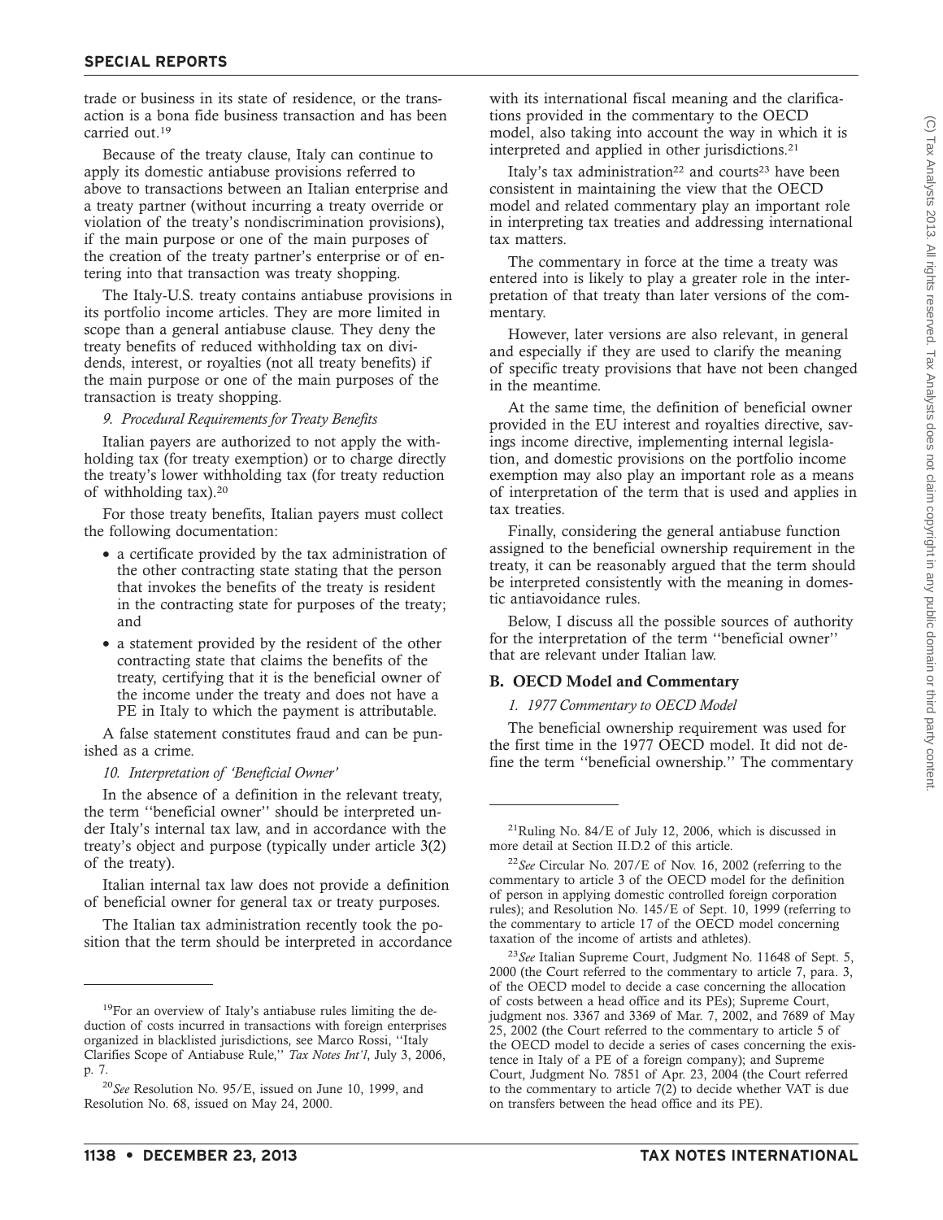trade or business in its state of residence, or the transaction is a bona fide business transaction and has been carried out.[19]

Because of the treaty clause, Italy can continue to apply its domestic antiabuse provisions referred to above to transactions between an Italian enterprise and a treaty partner (without incurring a treaty override or violation of the treaty's nondiscrimination provisions), if the main purpose or one of the main purposes of the creation of the treaty partner's enterprise or of entering into that transaction was treaty shopping.

The Italy-U.S. treaty contains antiabuse provisions in its portfolio income articles. They are more limited in scope than a general antiabuse clause. They deny the treaty benefits of reduced withholding tax on dividends, interest, or royalties (not all treaty benefits) if the main purpose or one of the main purposes of the transaction is treaty shopping.

*9. Procedural Requirements for Treaty Benefits*

Italian payers are authorized to not apply the withholding tax (for treaty exemption) or to charge directly the treaty's lower withholding tax (for treaty reduction of withholding tax).[20]

For those treaty benefits, Italian payers must collect the following documentation:

- a certificate provided by the tax administration of the other contracting state stating that the person that invokes the benefits of the treaty is resident in the contracting state for purposes of the treaty; and
- a statement provided by the resident of the other contracting state that claims the benefits of the treaty, certifying that it is the beneficial owner of the income under the treaty and does not have a PE in Italy to which the payment is attributable.

A false statement constitutes fraud and can be punished as a crime.

*10. Interpretation of 'Beneficial Owner'*

In the absence of a definition in the relevant treaty, the term ''beneficial owner'' should be interpreted under Italy's internal tax law, and in accordance with the treaty's object and purpose (typically under article 3(2) of the treaty).

Italian internal tax law does not provide a definition of beneficial owner for general tax or treaty purposes.

The Italian tax administration recently took the position that the term should be interpreted in accordance with its international fiscal meaning and the clarifications provided in the commentary to the OECD model, also taking into account the way in which it is interpreted and applied in other jurisdictions.[21]

Italy's tax administration[22] and courts[23] have been consistent in maintaining the view that the OECD model and related commentary play an important role in interpreting tax treaties and addressing international tax matters.

The commentary in force at the time a treaty was entered into is likely to play a greater role in the interpretation of that treaty than later versions of the commentary.

However, later versions are also relevant, in general and especially if they are used to clarify the meaning of specific treaty provisions that have not been changed in the meantime.

At the same time, the definition of beneficial owner provided in the EU interest and royalties directive, savings income directive, implementing internal legislation, and domestic provisions on the portfolio income exemption may also play an important role as a means of interpretation of the term that is used and applies in tax treaties.

Finally, considering the general antiabuse function assigned to the beneficial ownership requirement in the treaty, it can be reasonably argued that the term should be interpreted consistently with the meaning in domestic antiavoidance rules.

Below, I discuss all the possible sources of authority for the interpretation of the term ''beneficial owner'' that are relevant under Italian law.

## B. OECD Model and Commentary

*1. 1977 Commentary to OECD Model*

The beneficial ownership requirement was used for the first time in the 1977 OECD model. It did not define the term ''beneficial ownership.'' The commentary

---

[19]For an overview of Italy's antiabuse rules limiting the deduction of costs incurred in transactions with foreign enterprises organized in blacklisted jurisdictions, see Marco Rossi, ''Italy Clarifies Scope of Antiabuse Rule,'' *Tax Notes Int'l*, July 3, 2006, p. 7.

[20]*See* Resolution No. 95/E, issued on June 10, 1999, and Resolution No. 68, issued on May 24, 2000.

[21]Ruling No. 84/E of July 12, 2006, which is discussed in more detail at Section II.D.2 of this article.

[22]*See* Circular No. 207/E of Nov. 16, 2002 (referring to the commentary to article 3 of the OECD model for the definition of person in applying domestic controlled foreign corporation rules); and Resolution No. 145/E of Sept. 10, 1999 (referring to the commentary to article 17 of the OECD model concerning taxation of the income of artists and athletes).

[23]*See* Italian Supreme Court, Judgment No. 11648 of Sept. 5, 2000 (the Court referred to the commentary to article 7, para. 3, of the OECD model to decide a case concerning the allocation of costs between a head office and its PEs); Supreme Court, judgment nos. 3367 and 3369 of Mar. 7, 2002, and 7689 of May 25, 2002 (the Court referred to the commentary to article 5 of the OECD model to decide a series of cases concerning the existence in Italy of a PE of a foreign company); and Supreme Court, Judgment No. 7851 of Apr. 23, 2004 (the Court referred to the commentary to article 7(2) to decide whether VAT is due on transfers between the head office and its PE).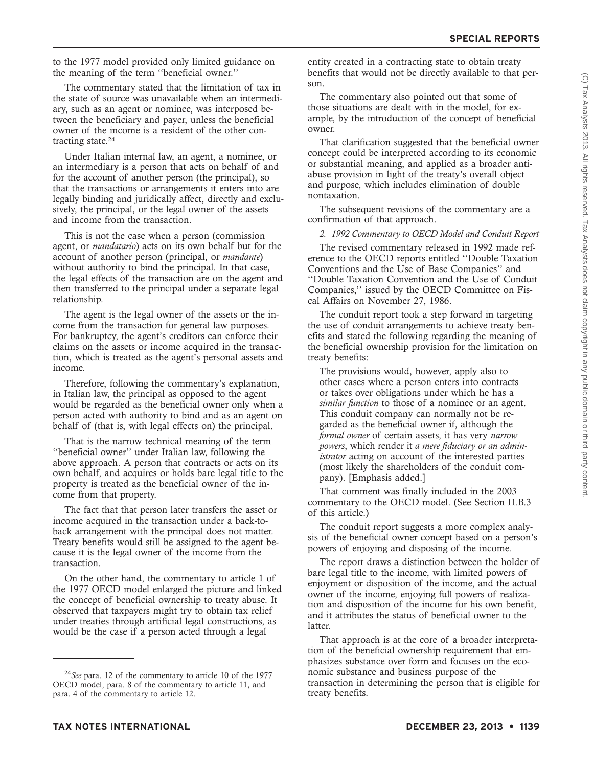to the 1977 model provided only limited guidance on the meaning of the term ''beneficial owner.''

The commentary stated that the limitation of tax in the state of source was unavailable when an intermediary, such as an agent or nominee, was interposed between the beneficiary and payer, unless the beneficial owner of the income is a resident of the other contracting state.[24]

Under Italian internal law, an agent, a nominee, or an intermediary is a person that acts on behalf of and for the account of another person (the principal), so that the transactions or arrangements it enters into are legally binding and juridically affect, directly and exclusively, the principal, or the legal owner of the assets and income from the transaction.

This is not the case when a person (commission agent, or *mandatario*) acts on its own behalf but for the account of another person (principal, or *mandante*) without authority to bind the principal. In that case, the legal effects of the transaction are on the agent and then transferred to the principal under a separate legal relationship.

The agent is the legal owner of the assets or the income from the transaction for general law purposes. For bankruptcy, the agent's creditors can enforce their claims on the assets or income acquired in the transaction, which is treated as the agent's personal assets and income.

Therefore, following the commentary's explanation, in Italian law, the principal as opposed to the agent would be regarded as the beneficial owner only when a person acted with authority to bind and as an agent on behalf of (that is, with legal effects on) the principal.

That is the narrow technical meaning of the term ''beneficial owner'' under Italian law, following the above approach. A person that contracts or acts on its own behalf, and acquires or holds bare legal title to the property is treated as the beneficial owner of the income from that property.

The fact that that person later transfers the asset or income acquired in the transaction under a back-to-back arrangement with the principal does not matter. Treaty benefits would still be assigned to the agent because it is the legal owner of the income from the transaction.

On the other hand, the commentary to article 1 of the 1977 OECD model enlarged the picture and linked the concept of beneficial ownership to treaty abuse. It observed that taxpayers might try to obtain tax relief under treaties through artificial legal constructions, as would be the case if a person acted through a legal entity created in a contracting state to obtain treaty benefits that would not be directly available to that person.

The commentary also pointed out that some of those situations are dealt with in the model, for example, by the introduction of the concept of beneficial owner.

That clarification suggested that the beneficial owner concept could be interpreted according to its economic or substantial meaning, and applied as a broader anti-abuse provision in light of the treaty's overall object and purpose, which includes elimination of double nontaxation.

The subsequent revisions of the commentary are a confirmation of that approach.

*2. 1992 Commentary to OECD Model and Conduit Report*

The revised commentary released in 1992 made reference to the OECD reports entitled ''Double Taxation Conventions and the Use of Base Companies'' and ''Double Taxation Convention and the Use of Conduit Companies,'' issued by the OECD Committee on Fiscal Affairs on November 27, 1986.

The conduit report took a step forward in targeting the use of conduit arrangements to achieve treaty benefits and stated the following regarding the meaning of the beneficial ownership provision for the limitation on treaty benefits:

> The provisions would, however, apply also to other cases where a person enters into contracts or takes over obligations under which he has a *similar function* to those of a nominee or an agent. This conduit company can normally not be regarded as the beneficial owner if, although the *formal owner* of certain assets, it has very *narrow powers*, which render it *a mere fiduciary or an administrator* acting on account of the interested parties (most likely the shareholders of the conduit company). [Emphasis added.]

That comment was finally included in the 2003 commentary to the OECD model. (See Section II.B.3 of this article.)

The conduit report suggests a more complex analysis of the beneficial owner concept based on a person's powers of enjoying and disposing of the income.

The report draws a distinction between the holder of bare legal title to the income, with limited powers of enjoyment or disposition of the income, and the actual owner of the income, enjoying full powers of realization and disposition of the income for his own benefit, and it attributes the status of beneficial owner to the latter.

That approach is at the core of a broader interpretation of the beneficial ownership requirement that emphasizes substance over form and focuses on the economic substance and business purpose of the transaction in determining the person that is eligible for treaty benefits.

---

[24] *See* para. 12 of the commentary to article 10 of the 1977 OECD model, para. 8 of the commentary to article 11, and para. 4 of the commentary to article 12.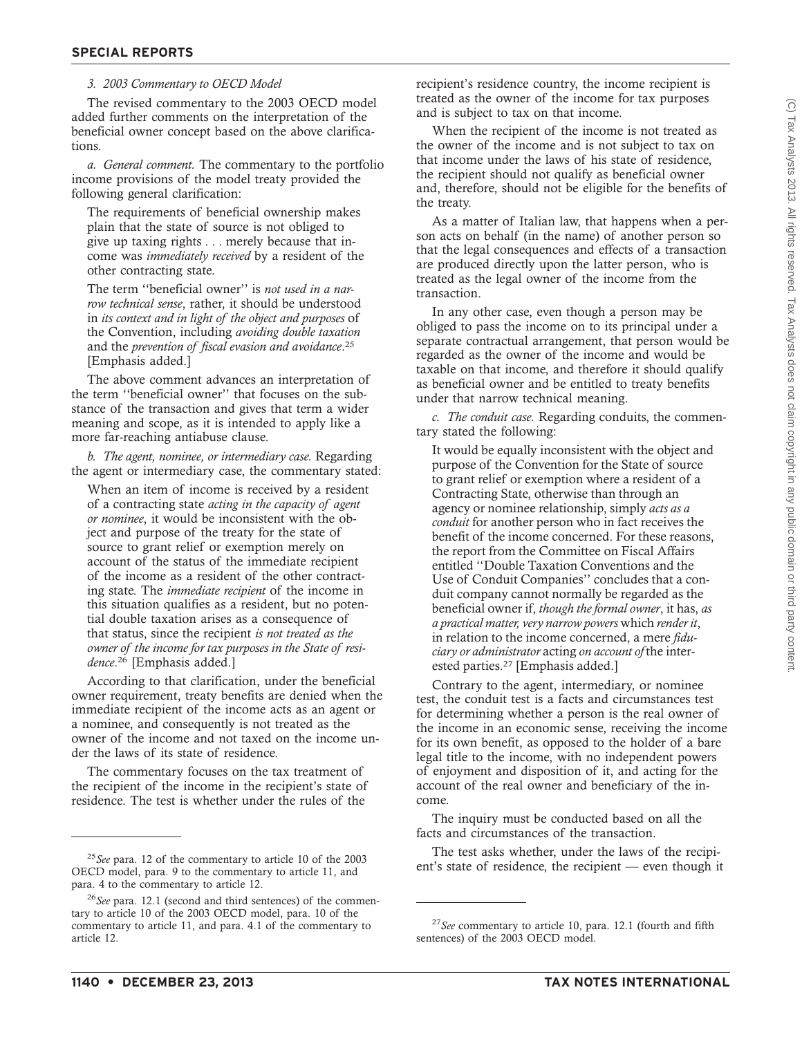### 3. 2003 Commentary to OECD Model

The revised commentary to the 2003 OECD model added further comments on the interpretation of the beneficial owner concept based on the above clarifications.

*a. General comment.* The commentary to the portfolio income provisions of the model treaty provided the following general clarification:

> The requirements of beneficial ownership makes plain that the state of source is not obliged to give up taxing rights . . . merely because that income was *immediately received* by a resident of the other contracting state.
>
> The term ''beneficial owner'' is *not used in a narrow technical sense*, rather, it should be understood in *its context and in light of the object and purposes* of the Convention, including *avoiding double taxation* and the *prevention of fiscal evasion and avoidance*.[25] [Emphasis added.]

The above comment advances an interpretation of the term ''beneficial owner'' that focuses on the substance of the transaction and gives that term a wider meaning and scope, as it is intended to apply like a more far-reaching antiabuse clause.

*b. The agent, nominee, or intermediary case.* Regarding the agent or intermediary case, the commentary stated:

> When an item of income is received by a resident of a contracting state *acting in the capacity of agent or nominee*, it would be inconsistent with the object and purpose of the treaty for the state of source to grant relief or exemption merely on account of the status of the immediate recipient of the income as a resident of the other contracting state. The *immediate recipient* of the income in this situation qualifies as a resident, but no potential double taxation arises as a consequence of that status, since the recipient *is not treated as the owner of the income for tax purposes in the State of residence*.[26] [Emphasis added.]

According to that clarification, under the beneficial owner requirement, treaty benefits are denied when the immediate recipient of the income acts as an agent or a nominee, and consequently is not treated as the owner of the income and not taxed on the income under the laws of its state of residence.

The commentary focuses on the tax treatment of the recipient of the income in the recipient's state of residence. The test is whether under the rules of the recipient's residence country, the income recipient is treated as the owner of the income for tax purposes and is subject to tax on that income.

When the recipient of the income is not treated as the owner of the income and is not subject to tax on that income under the laws of his state of residence, the recipient should not qualify as beneficial owner and, therefore, should not be eligible for the benefits of the treaty.

As a matter of Italian law, that happens when a person acts on behalf (in the name) of another person so that the legal consequences and effects of a transaction are produced directly upon the latter person, who is treated as the legal owner of the income from the transaction.

In any other case, even though a person may be obliged to pass the income on to its principal under a separate contractual arrangement, that person would be regarded as the owner of the income and would be taxable on that income, and therefore it should qualify as beneficial owner and be entitled to treaty benefits under that narrow technical meaning.

*c. The conduit case.* Regarding conduits, the commentary stated the following:

> It would be equally inconsistent with the object and purpose of the Convention for the State of source to grant relief or exemption where a resident of a Contracting State, otherwise than through an agency or nominee relationship, simply *acts as a conduit* for another person who in fact receives the benefit of the income concerned. For these reasons, the report from the Committee on Fiscal Affairs entitled ''Double Taxation Conventions and the Use of Conduit Companies'' concludes that a conduit company cannot normally be regarded as the beneficial owner if, *though the formal owner*, it has, *as a practical matter, very narrow powers* which *render it*, in relation to the income concerned, a mere *fiduciary or administrator* acting *on account of* the interested parties.[27] [Emphasis added.]

Contrary to the agent, intermediary, or nominee test, the conduit test is a facts and circumstances test for determining whether a person is the real owner of the income in an economic sense, receiving the income for its own benefit, as opposed to the holder of a bare legal title to the income, with no independent powers of enjoyment and disposition of it, and acting for the account of the real owner and beneficiary of the income.

The inquiry must be conducted based on all the facts and circumstances of the transaction.

The test asks whether, under the laws of the recipient's state of residence, the recipient — even though it

---

[25] *See* para. 12 of the commentary to article 10 of the 2003 OECD model, para. 9 to the commentary to article 11, and para. 4 to the commentary to article 12.

[26] *See* para. 12.1 (second and third sentences) of the commentary to article 10 of the 2003 OECD model, para. 10 of the commentary to article 11, and para. 4.1 of the commentary to article 12.

[27] *See* commentary to article 10, para. 12.1 (fourth and fifth sentences) of the 2003 OECD model.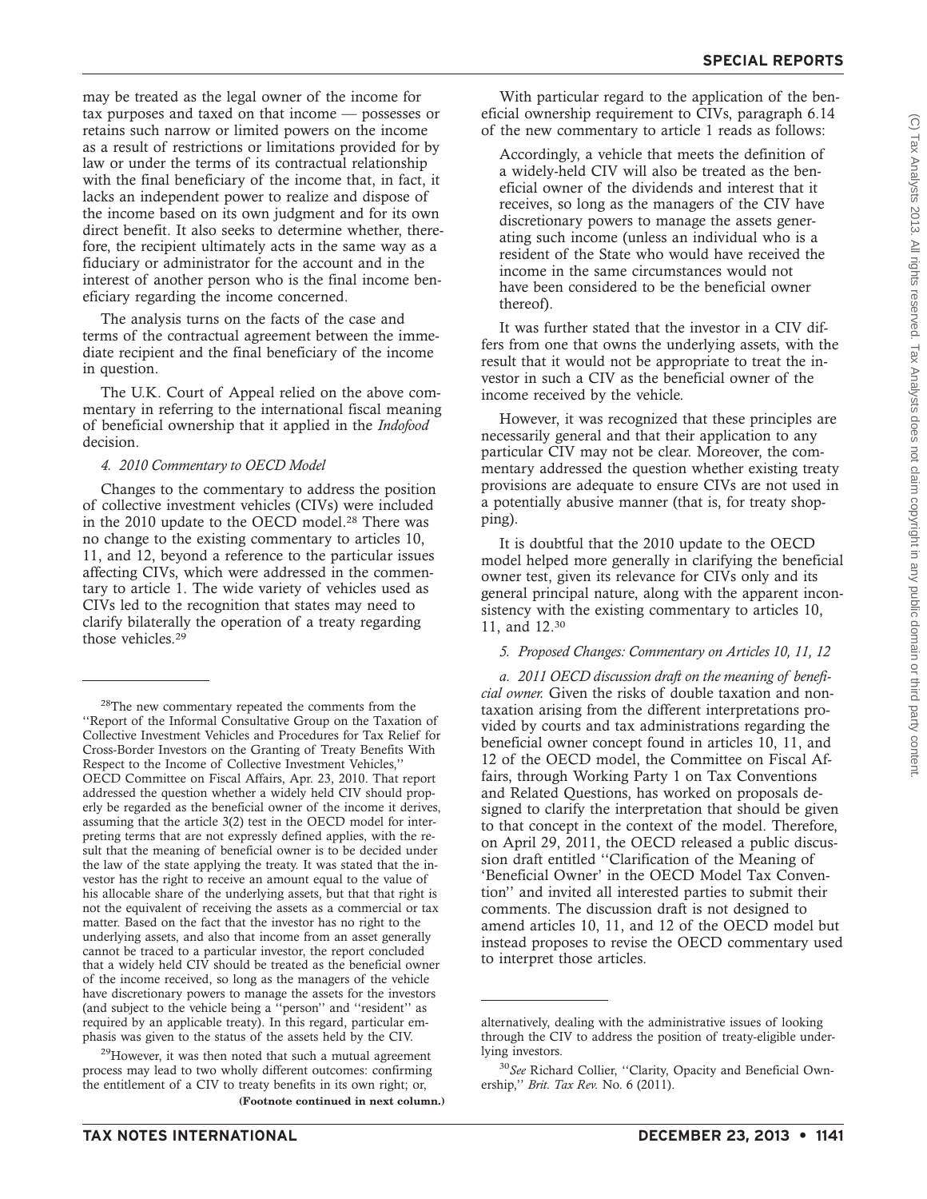may be treated as the legal owner of the income for tax purposes and taxed on that income — possesses or retains such narrow or limited powers on the income as a result of restrictions or limitations provided for by law or under the terms of its contractual relationship with the final beneficiary of the income that, in fact, it lacks an independent power to realize and dispose of the income based on its own judgment and for its own direct benefit. It also seeks to determine whether, therefore, the recipient ultimately acts in the same way as a fiduciary or administrator for the account and in the interest of another person who is the final income beneficiary regarding the income concerned.

The analysis turns on the facts of the case and terms of the contractual agreement between the immediate recipient and the final beneficiary of the income in question.

The U.K. Court of Appeal relied on the above commentary in referring to the international fiscal meaning of beneficial ownership that it applied in the *Indofood* decision.

*4. 2010 Commentary to OECD Model*

Changes to the commentary to address the position of collective investment vehicles (CIVs) were included in the 2010 update to the OECD model.[28] There was no change to the existing commentary to articles 10, 11, and 12, beyond a reference to the particular issues affecting CIVs, which were addressed in the commentary to article 1. The wide variety of vehicles used as CIVs led to the recognition that states may need to clarify bilaterally the operation of a treaty regarding those vehicles.[29]

With particular regard to the application of the beneficial ownership requirement to CIVs, paragraph 6.14 of the new commentary to article 1 reads as follows:

> Accordingly, a vehicle that meets the definition of a widely-held CIV will also be treated as the beneficial owner of the dividends and interest that it receives, so long as the managers of the CIV have discretionary powers to manage the assets generating such income (unless an individual who is a resident of the State who would have received the income in the same circumstances would not have been considered to be the beneficial owner thereof).

It was further stated that the investor in a CIV differs from one that owns the underlying assets, with the result that it would not be appropriate to treat the investor in such a CIV as the beneficial owner of the income received by the vehicle.

However, it was recognized that these principles are necessarily general and that their application to any particular CIV may not be clear. Moreover, the commentary addressed the question whether existing treaty provisions are adequate to ensure CIVs are not used in a potentially abusive manner (that is, for treaty shopping).

It is doubtful that the 2010 update to the OECD model helped more generally in clarifying the beneficial owner test, given its relevance for CIVs only and its general principal nature, along with the apparent inconsistency with the existing commentary to articles 10, 11, and 12.[30]

*5. Proposed Changes: Commentary on Articles 10, 11, 12*

*a. 2011 OECD discussion draft on the meaning of beneficial owner.* Given the risks of double taxation and nontaxation arising from the different interpretations provided by courts and tax administrations regarding the beneficial owner concept found in articles 10, 11, and 12 of the OECD model, the Committee on Fiscal Affairs, through Working Party 1 on Tax Conventions and Related Questions, has worked on proposals designed to clarify the interpretation that should be given to that concept in the context of the model. Therefore, on April 29, 2011, the OECD released a public discussion draft entitled ''Clarification of the Meaning of 'Beneficial Owner' in the OECD Model Tax Convention'' and invited all interested parties to submit their comments. The discussion draft is not designed to amend articles 10, 11, and 12 of the OECD model but instead proposes to revise the OECD commentary used to interpret those articles.

---

[28]The new commentary repeated the comments from the ''Report of the Informal Consultative Group on the Taxation of Collective Investment Vehicles and Procedures for Tax Relief for Cross-Border Investors on the Granting of Treaty Benefits With Respect to the Income of Collective Investment Vehicles,'' OECD Committee on Fiscal Affairs, Apr. 23, 2010. That report addressed the question whether a widely held CIV should properly be regarded as the beneficial owner of the income it derives, assuming that the article 3(2) test in the OECD model for interpreting terms that are not expressly defined applies, with the result that the meaning of beneficial owner is to be decided under the law of the state applying the treaty. It was stated that the investor has the right to receive an amount equal to the value of his allocable share of the underlying assets, but that that right is not the equivalent of receiving the assets as a commercial or tax matter. Based on the fact that the investor has no right to the underlying assets, and also that income from an asset generally cannot be traced to a particular investor, the report concluded that a widely held CIV should be treated as the beneficial owner of the income received, so long as the managers of the vehicle have discretionary powers to manage the assets for the investors (and subject to the vehicle being a ''person'' and ''resident'' as required by an applicable treaty). In this regard, particular emphasis was given to the status of the assets held by the CIV.

[29]However, it was then noted that such a mutual agreement process may lead to two wholly different outcomes: confirming the entitlement of a CIV to treaty benefits in its own right; or, alternatively, dealing with the administrative issues of looking through the CIV to address the position of treaty-eligible underlying investors.

[30]*See* Richard Collier, ''Clarity, Opacity and Beneficial Ownership,'' *Brit. Tax Rev.* No. 6 (2011).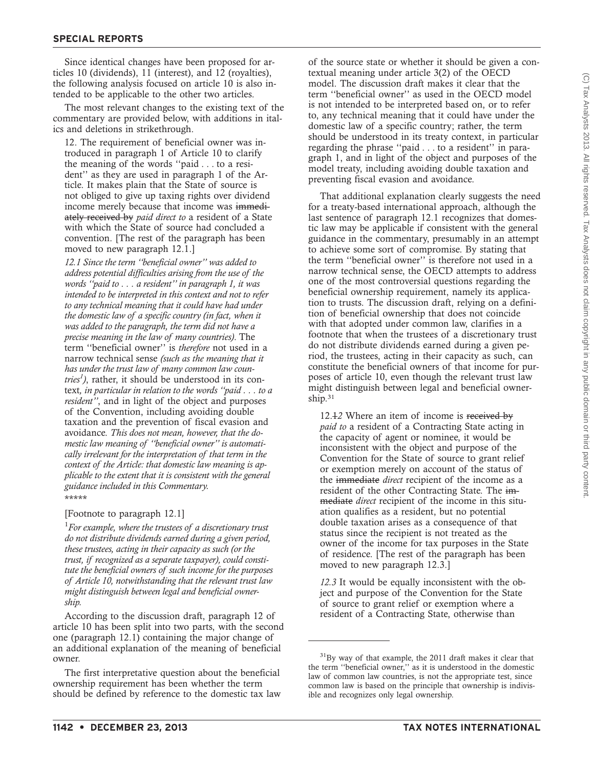Since identical changes have been proposed for articles 10 (dividends), 11 (interest), and 12 (royalties), the following analysis focused on article 10 is also intended to be applicable to the other two articles.

The most relevant changes to the existing text of the commentary are provided below, with additions in italics and deletions in strikethrough.

> 12. The requirement of beneficial owner was introduced in paragraph 1 of Article 10 to clarify the meaning of the words ''paid . . . to a resident'' as they are used in paragraph 1 of the Article. It makes plain that the State of source is not obliged to give up taxing rights over dividend income merely because that income was ~~immediately received by~~ *paid direct to* a resident of a State with which the State of source had concluded a convention. [The rest of the paragraph has been moved to new paragraph 12.1.]
>
> *12.1 Since the term ''beneficial owner'' was added to address potential difficulties arising from the use of the words ''paid to . . . a resident'' in paragraph 1, it was intended to be interpreted in this context and not to refer to any technical meaning that it could have had under the domestic law of a specific country (in fact, when it was added to the paragraph, the term did not have a precise meaning in the law of many countries).* The term ''beneficial owner'' is *therefore* not used in a narrow technical sense *(such as the meaning that it has under the trust law of many common law countries[1])*, rather, it should be understood in its context*, in particular in relation to the words ''paid . . . to a resident''*, and in light of the object and purposes of the Convention, including avoiding double taxation and the prevention of fiscal evasion and avoidance*. This does not mean, however, that the domestic law meaning of ''beneficial owner'' is automatically irrelevant for the interpretation of that term in the context of the Article: that domestic law meaning is applicable to the extent that it is consistent with the general guidance included in this Commentary.*
>
> \*\*\*\*\*
>
> [Footnote to paragraph 12.1]
>
> [1]*For example, where the trustees of a discretionary trust do not distribute dividends earned during a given period, these trustees, acting in their capacity as such (or the trust, if recognized as a separate taxpayer), could constitute the beneficial owners of such income for the purposes of Article 10, notwithstanding that the relevant trust law might distinguish between legal and beneficial ownership.*

According to the discussion draft, paragraph 12 of article 10 has been split into two parts, with the second one (paragraph 12.1) containing the major change of an additional explanation of the meaning of beneficial owner.

The first interpretative question about the beneficial ownership requirement has been whether the term should be defined by reference to the domestic tax law of the source state or whether it should be given a contextual meaning under article 3(2) of the OECD model. The discussion draft makes it clear that the term ''beneficial owner'' as used in the OECD model is not intended to be interpreted based on, or to refer to, any technical meaning that it could have under the domestic law of a specific country; rather, the term should be understood in its treaty context, in particular regarding the phrase ''paid . . . to a resident'' in paragraph 1, and in light of the object and purposes of the model treaty, including avoiding double taxation and preventing fiscal evasion and avoidance.

That additional explanation clearly suggests the need for a treaty-based international approach, although the last sentence of paragraph 12.1 recognizes that domestic law may be applicable if consistent with the general guidance in the commentary, presumably in an attempt to achieve some sort of compromise. By stating that the term ''beneficial owner'' is therefore not used in a narrow technical sense, the OECD attempts to address one of the most controversial questions regarding the beneficial ownership requirement, namely its application to trusts. The discussion draft, relying on a definition of beneficial ownership that does not coincide with that adopted under common law, clarifies in a footnote that when the trustees of a discretionary trust do not distribute dividends earned during a given period, the trustees, acting in their capacity as such, can constitute the beneficial owners of that income for purposes of article 10, even though the relevant trust law might distinguish between legal and beneficial ownership.[31]

> 12.~~1~~*2* Where an item of income is ~~received by~~ *paid to* a resident of a Contracting State acting in the capacity of agent or nominee, it would be inconsistent with the object and purpose of the Convention for the State of source to grant relief or exemption merely on account of the status of the ~~immediate~~ *direct* recipient of the income as a resident of the other Contracting State. The ~~immediate~~ *direct* recipient of the income in this situation qualifies as a resident, but no potential double taxation arises as a consequence of that status since the recipient is not treated as the owner of the income for tax purposes in the State of residence. [The rest of the paragraph has been moved to new paragraph 12.3.]
>
> *12.3* It would be equally inconsistent with the object and purpose of the Convention for the State of source to grant relief or exemption where a resident of a Contracting State, otherwise than

---

[31]By way of that example, the 2011 draft makes it clear that the term ''beneficial owner,'' as it is understood in the domestic law of common law countries, is not the appropriate test, since common law is based on the principle that ownership is indivisible and recognizes only legal ownership.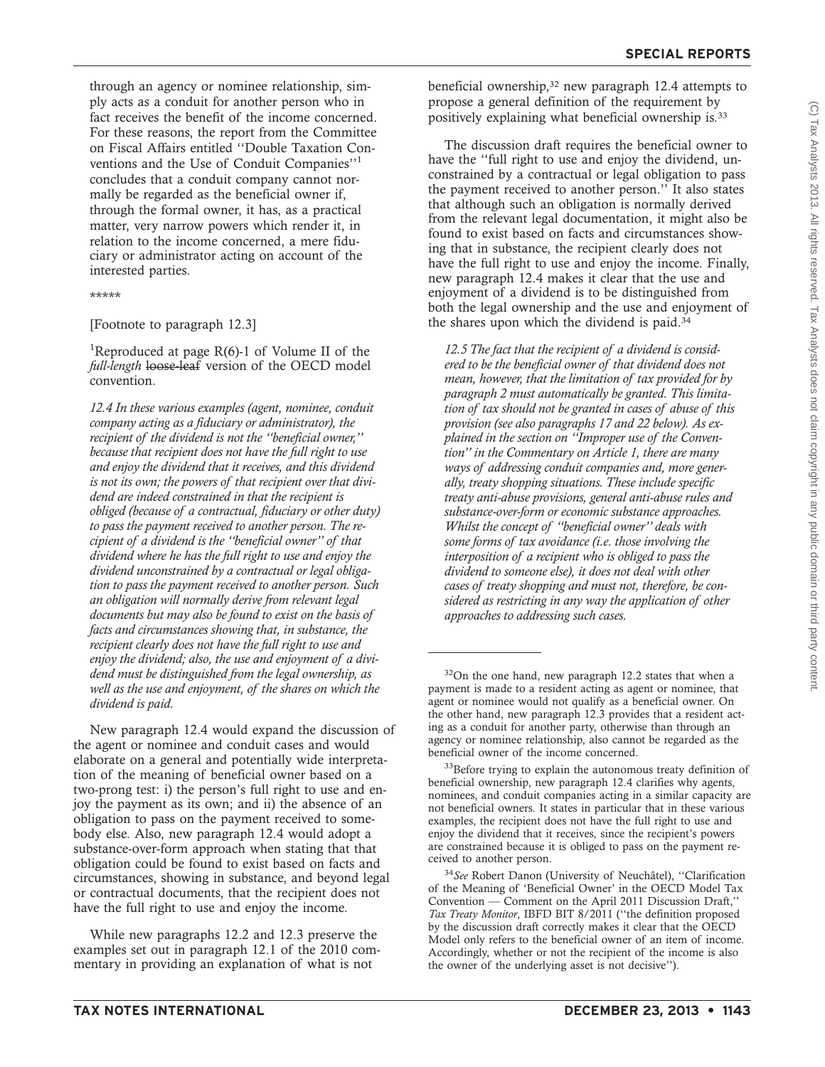through an agency or nominee relationship, simply acts as a conduit for another person who in fact receives the benefit of the income concerned. For these reasons, the report from the Committee on Fiscal Affairs entitled ''Double Taxation Conventions and the Use of Conduit Companies''[1] concludes that a conduit company cannot normally be regarded as the beneficial owner if, through the formal owner, it has, as a practical matter, very narrow powers which render it, in relation to the income concerned, a mere fiduciary or administrator acting on account of the interested parties.

*****

[Footnote to paragraph 12.3]

[1]Reproduced at page R(6)-1 of Volume II of the *full-length* ~~loose-leaf~~ version of the OECD model convention.

*12.4 In these various examples (agent, nominee, conduit company acting as a fiduciary or administrator), the recipient of the dividend is not the ''beneficial owner,'' because that recipient does not have the full right to use and enjoy the dividend that it receives, and this dividend is not its own; the powers of that recipient over that dividend are indeed constrained in that the recipient is obliged (because of a contractual, fiduciary or other duty) to pass the payment received to another person. The recipient of a dividend is the ''beneficial owner'' of that dividend where he has the full right to use and enjoy the dividend unconstrained by a contractual or legal obligation to pass the payment received to another person. Such an obligation will normally derive from relevant legal documents but may also be found to exist on the basis of facts and circumstances showing that, in substance, the recipient clearly does not have the full right to use and enjoy the dividend; also, the use and enjoyment of a dividend must be distinguished from the legal ownership, as well as the use and enjoyment, of the shares on which the dividend is paid.*

New paragraph 12.4 would expand the discussion of the agent or nominee and conduit cases and would elaborate on a general and potentially wide interpretation of the meaning of beneficial owner based on a two-prong test: i) the person's full right to use and enjoy the payment as its own; and ii) the absence of an obligation to pass on the payment received to somebody else. Also, new paragraph 12.4 would adopt a substance-over-form approach when stating that that obligation could be found to exist based on facts and circumstances, showing in substance, and beyond legal or contractual documents, that the recipient does not have the full right to use and enjoy the income.

While new paragraphs 12.2 and 12.3 preserve the examples set out in paragraph 12.1 of the 2010 commentary in providing an explanation of what is not beneficial ownership,[32] new paragraph 12.4 attempts to propose a general definition of the requirement by positively explaining what beneficial ownership is.[33]

The discussion draft requires the beneficial owner to have the ''full right to use and enjoy the dividend, unconstrained by a contractual or legal obligation to pass the payment received to another person.'' It also states that although such an obligation is normally derived from the relevant legal documentation, it might also be found to exist based on facts and circumstances showing that in substance, the recipient clearly does not have the full right to use and enjoy the income. Finally, new paragraph 12.4 makes it clear that the use and enjoyment of a dividend is to be distinguished from both the legal ownership and the use and enjoyment of the shares upon which the dividend is paid.[34]

*12.5 The fact that the recipient of a dividend is considered to be the beneficial owner of that dividend does not mean, however, that the limitation of tax provided for by paragraph 2 must automatically be granted. This limitation of tax should not be granted in cases of abuse of this provision (see also paragraphs 17 and 22 below). As explained in the section on ''Improper use of the Convention'' in the Commentary on Article 1, there are many ways of addressing conduit companies and, more generally, treaty shopping situations. These include specific treaty anti-abuse provisions, general anti-abuse rules and substance-over-form or economic substance approaches. Whilst the concept of ''beneficial owner'' deals with some forms of tax avoidance (i.e. those involving the interposition of a recipient who is obliged to pass the dividend to someone else), it does not deal with other cases of treaty shopping and must not, therefore, be considered as restricting in any way the application of other approaches to addressing such cases.*

---

[32]On the one hand, new paragraph 12.2 states that when a payment is made to a resident acting as agent or nominee, that agent or nominee would not qualify as a beneficial owner. On the other hand, new paragraph 12.3 provides that a resident acting as a conduit for another party, otherwise than through an agency or nominee relationship, also cannot be regarded as the beneficial owner of the income concerned.

[33]Before trying to explain the autonomous treaty definition of beneficial ownership, new paragraph 12.4 clarifies why agents, nominees, and conduit companies acting in a similar capacity are not beneficial owners. It states in particular that in these various examples, the recipient does not have the full right to use and enjoy the dividend that it receives, since the recipient's powers are constrained because it is obliged to pass on the payment received to another person.

[34]*See* Robert Danon (University of Neuchâtel), ''Clarification of the Meaning of 'Beneficial Owner' in the OECD Model Tax Convention — Comment on the April 2011 Discussion Draft,'' *Tax Treaty Monitor*, IBFD BIT 8/2011 (''the definition proposed by the discussion draft correctly makes it clear that the OECD Model only refers to the beneficial owner of an item of income. Accordingly, whether or not the recipient of the income is also the owner of the underlying asset is not decisive'').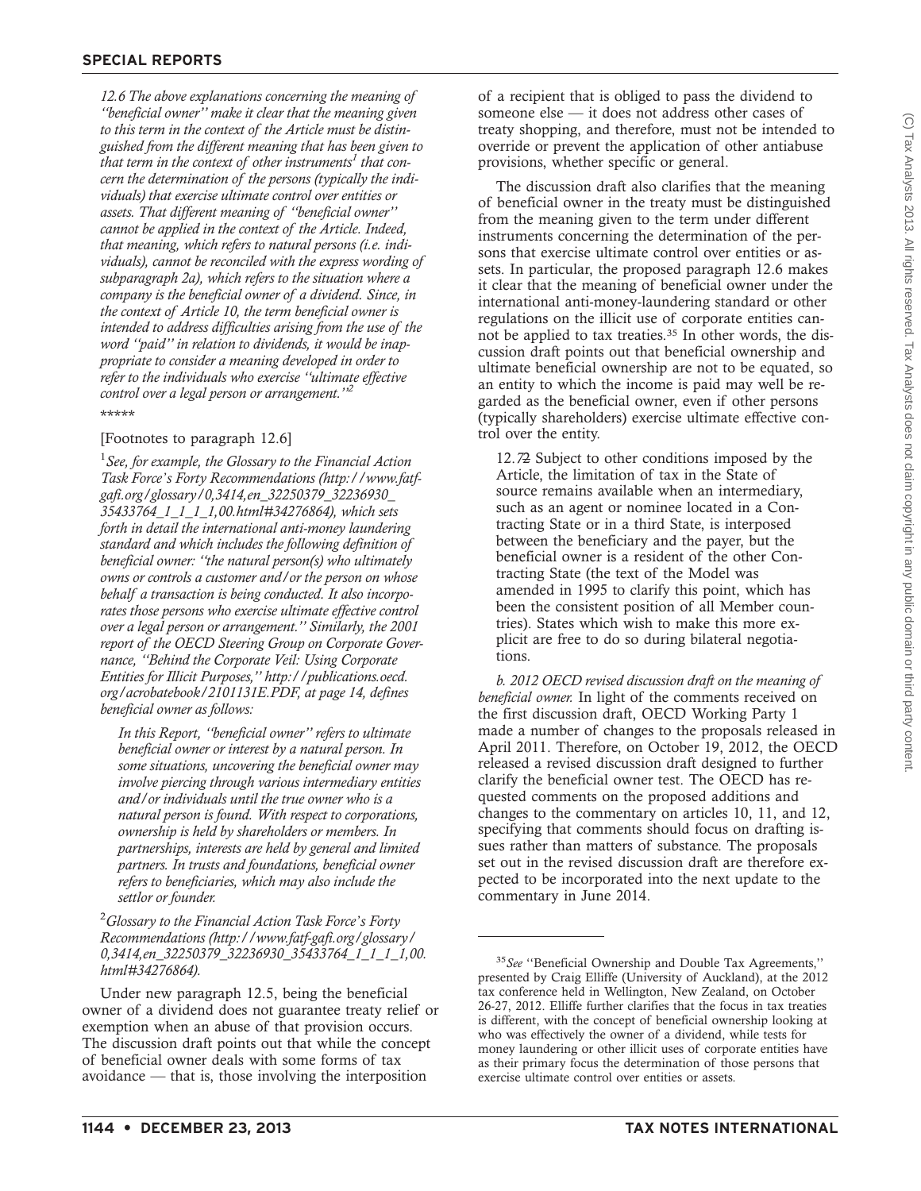*12.6 The above explanations concerning the meaning of "beneficial owner" make it clear that the meaning given to this term in the context of the Article must be distinguished from the different meaning that has been given to that term in the context of other instruments[1] that concern the determination of the persons (typically the individuals) that exercise ultimate control over entities or assets. That different meaning of "beneficial owner" cannot be applied in the context of the Article. Indeed, that meaning, which refers to natural persons (i.e. individuals), cannot be reconciled with the express wording of subparagraph 2a), which refers to the situation where a company is the beneficial owner of a dividend. Since, in the context of Article 10, the term beneficial owner is intended to address difficulties arising from the use of the word "paid" in relation to dividends, it would be inappropriate to consider a meaning developed in order to refer to the individuals who exercise "ultimate effective control over a legal person or arrangement."[2]*

*****

[Footnotes to paragraph 12.6]

[1] *See, for example, the Glossary to the Financial Action Task Force's Forty Recommendations (http://www.fatf-gafi.org/glossary/0,3414,en_32250379_32236930_35433764_1_1_1_1,00.html#34276864), which sets forth in detail the international anti-money laundering standard and which includes the following definition of beneficial owner: "the natural person(s) who ultimately owns or controls a customer and/or the person on whose behalf a transaction is being conducted. It also incorporates those persons who exercise ultimate effective control over a legal person or arrangement." Similarly, the 2001 report of the OECD Steering Group on Corporate Governance, "Behind the Corporate Veil: Using Corporate Entities for Illicit Purposes," http://publications.oecd.org/acrobatebook/2101131E.PDF, at page 14, defines beneficial owner as follows:*

> *In this Report, "beneficial owner" refers to ultimate beneficial owner or interest by a natural person. In some situations, uncovering the beneficial owner may involve piercing through various intermediary entities and/or individuals until the true owner who is a natural person is found. With respect to corporations, ownership is held by shareholders or members. In partnerships, interests are held by general and limited partners. In trusts and foundations, beneficial owner refers to beneficiaries, which may also include the settlor or founder.*

[2] *Glossary to the Financial Action Task Force's Forty Recommendations (http://www.fatf-gafi.org/glossary/0,3414,en_32250379_32236930_35433764_1_1_1_1,00.html#34276864).*

Under new paragraph 12.5, being the beneficial owner of a dividend does not guarantee treaty relief or exemption when an abuse of that provision occurs. The discussion draft points out that while the concept of beneficial owner deals with some forms of tax avoidance — that is, those involving the interposition of a recipient that is obliged to pass the dividend to someone else — it does not address other cases of treaty shopping, and therefore, must not be intended to override or prevent the application of other antiabuse provisions, whether specific or general.

The discussion draft also clarifies that the meaning of beneficial owner in the treaty must be distinguished from the meaning given to the term under different instruments concerning the determination of the persons that exercise ultimate control over entities or assets. In particular, the proposed paragraph 12.6 makes it clear that the meaning of beneficial owner under the international anti-money-laundering standard or other regulations on the illicit use of corporate entities cannot be applied to tax treaties.[35] In other words, the discussion draft points out that beneficial ownership and ultimate beneficial ownership are not to be equated, so an entity to which the income is paid may well be regarded as the beneficial owner, even if other persons (typically shareholders) exercise ultimate effective control over the entity.

> 12.7~~2~~ Subject to other conditions imposed by the Article, the limitation of tax in the State of source remains available when an intermediary, such as an agent or nominee located in a Contracting State or in a third State, is interposed between the beneficiary and the payer, but the beneficial owner is a resident of the other Contracting State (the text of the Model was amended in 1995 to clarify this point, which has been the consistent position of all Member countries). States which wish to make this more explicit are free to do so during bilateral negotiations.

*b. 2012 OECD revised discussion draft on the meaning of beneficial owner.* In light of the comments received on the first discussion draft, OECD Working Party 1 made a number of changes to the proposals released in April 2011. Therefore, on October 19, 2012, the OECD released a revised discussion draft designed to further clarify the beneficial owner test. The OECD has requested comments on the proposed additions and changes to the commentary on articles 10, 11, and 12, specifying that comments should focus on drafting issues rather than matters of substance. The proposals set out in the revised discussion draft are therefore expected to be incorporated into the next update to the commentary in June 2014.

---

[35] *See* "Beneficial Ownership and Double Tax Agreements," presented by Craig Elliffe (University of Auckland), at the 2012 tax conference held in Wellington, New Zealand, on October 26-27, 2012. Elliffe further clarifies that the focus in tax treaties is different, with the concept of beneficial ownership looking at who was effectively the owner of a dividend, while tests for money laundering or other illicit uses of corporate entities have as their primary focus the determination of those persons that exercise ultimate control over entities or assets.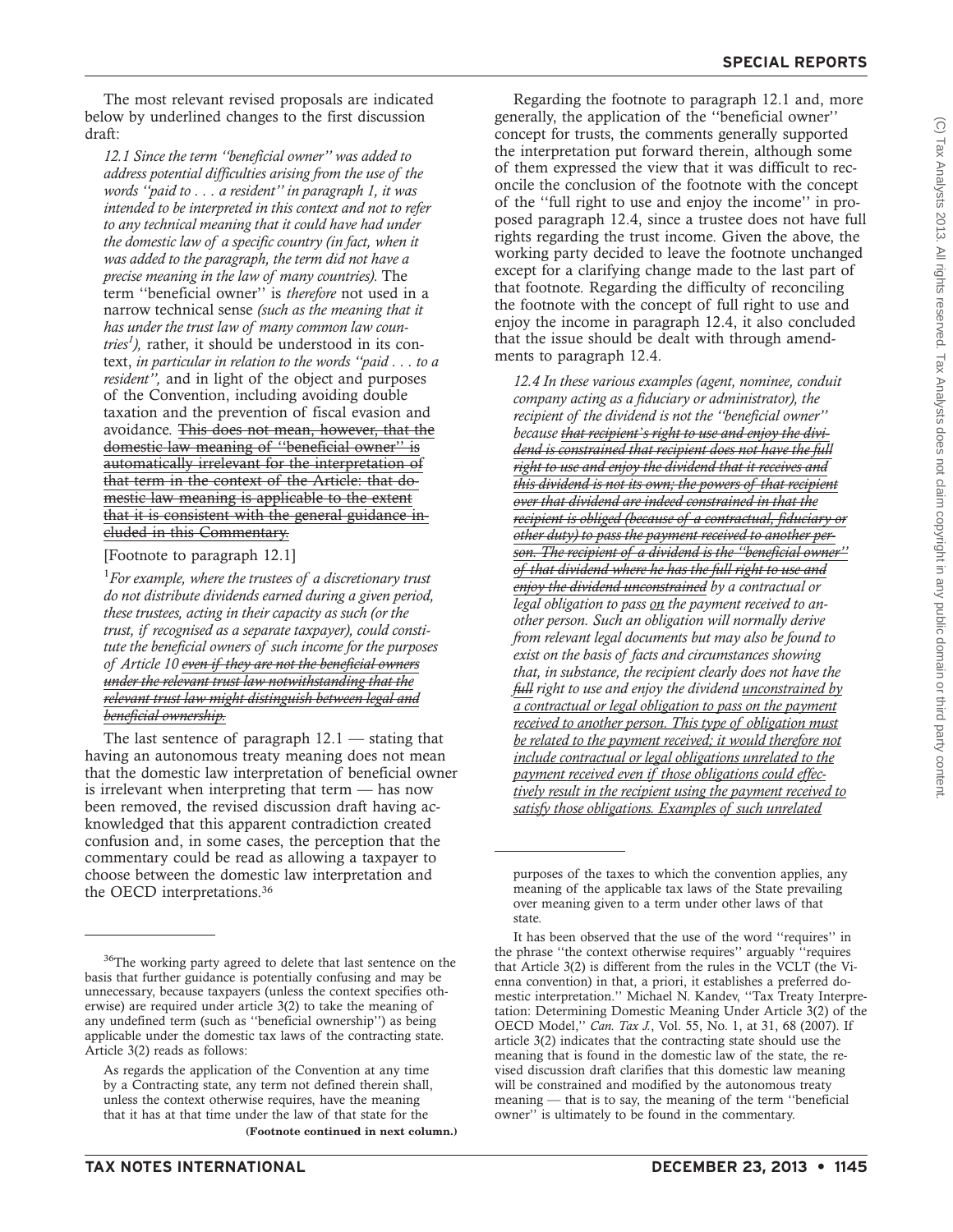The most relevant revised proposals are indicated below by underlined changes to the first discussion draft:

*12.1 Since the term ''beneficial owner'' was added to address potential difficulties arising from the use of the words ''paid to . . . a resident'' in paragraph 1, it was intended to be interpreted in this context and not to refer to any technical meaning that it could have had under the domestic law of a specific country (in fact, when it was added to the paragraph, the term did not have a precise meaning in the law of many countries).* The term ''beneficial owner'' is *therefore* not used in a narrow technical sense *(such as the meaning that it has under the trust law of many common law countries[1]),* rather, it should be understood in its context, *in particular in relation to the words ''paid . . . to a resident'',* and in light of the object and purposes of the Convention, including avoiding double taxation and the prevention of fiscal evasion and avoidance. ~~This does not mean, however, that the domestic law meaning of ''beneficial owner'' is automatically irrelevant for the interpretation of that term in the context of the Article: that domestic law meaning is applicable to the extent that it is consistent with the general guidance included in this Commentary.~~

[Footnote to paragraph 12.1]

[1]*For example, where the trustees of a discretionary trust do not distribute dividends earned during a given period, these trustees, acting in their capacity as such (or the trust, if recognised as a separate taxpayer), could constitute the beneficial owners of such income for the purposes of Article 10 ~~even if they are not the beneficial owners under the relevant trust law notwithstanding that the relevant trust law might distinguish between legal and beneficial ownership.~~*

The last sentence of paragraph 12.1 — stating that having an autonomous treaty meaning does not mean that the domestic law interpretation of beneficial owner is irrelevant when interpreting that term — has now been removed, the revised discussion draft having acknowledged that this apparent contradiction created confusion and, in some cases, the perception that the commentary could be read as allowing a taxpayer to choose between the domestic law interpretation and the OECD interpretations.[36]

Regarding the footnote to paragraph 12.1 and, more generally, the application of the ''beneficial owner'' concept for trusts, the comments generally supported the interpretation put forward therein, although some of them expressed the view that it was difficult to reconcile the conclusion of the footnote with the concept of the ''full right to use and enjoy the income'' in proposed paragraph 12.4, since a trustee does not have full rights regarding the trust income. Given the above, the working party decided to leave the footnote unchanged except for a clarifying change made to the last part of that footnote. Regarding the difficulty of reconciling the footnote with the concept of full right to use and enjoy the income in paragraph 12.4, it also concluded that the issue should be dealt with through amendments to paragraph 12.4.

*12.4 In these various examples (agent, nominee, conduit company acting as a fiduciary or administrator), the recipient of the dividend is not the ''beneficial owner'' because ~~that recipient's right to use and enjoy the dividend is constrained that recipient does not have the full right to use and enjoy the dividend that it receives and this dividend is not its own; the powers of that recipient over that dividend are indeed constrained in that the recipient is obliged (because of a contractual, fiduciary or other duty) to pass the payment received to another person. The recipient of a dividend is the ''beneficial owner'' of that dividend where he has the full right to use and enjoy the dividend unconstrained~~ by a contractual or legal obligation to pass <u>on</u> the payment received to another person. Such an obligation will normally derive from relevant legal documents but may also be found to exist on the basis of facts and circumstances showing that, in substance, the recipient clearly does not have the ~~full~~ right to use and enjoy the dividend <u>unconstrained by a contractual or legal obligation to pass on the payment received to another person. This type of obligation must be related to the payment received; it would therefore not include contractual or legal obligations unrelated to the payment received even if those obligations could effectively result in the recipient using the payment received to satisfy those obligations. Examples of such unrelated</u>*

---

[36]The working party agreed to delete that last sentence on the basis that further guidance is potentially confusing and may be unnecessary, because taxpayers (unless the context specifies otherwise) are required under article 3(2) to take the meaning of any undefined term (such as ''beneficial ownership'') as being applicable under the domestic tax laws of the contracting state. Article 3(2) reads as follows:

> As regards the application of the Convention at any time by a Contracting state, any term not defined therein shall, unless the context otherwise requires, have the meaning that it has at that time under the law of that state for the purposes of the taxes to which the convention applies, any meaning of the applicable tax laws of the State prevailing over meaning given to a term under other laws of that state.

It has been observed that the use of the word ''requires'' in the phrase ''the context otherwise requires'' arguably ''requires that Article 3(2) is different from the rules in the VCLT (the Vienna convention) in that, a priori, it establishes a preferred domestic interpretation.'' Michael N. Kandev, ''Tax Treaty Interpretation: Determining Domestic Meaning Under Article 3(2) of the OECD Model,'' *Can. Tax J.*, Vol. 55, No. 1, at 31, 68 (2007). If article 3(2) indicates that the contracting state should use the meaning that is found in the domestic law of the state, the revised discussion draft clarifies that this domestic law meaning will be constrained and modified by the autonomous treaty meaning — that is to say, the meaning of the term ''beneficial owner'' is ultimately to be found in the commentary.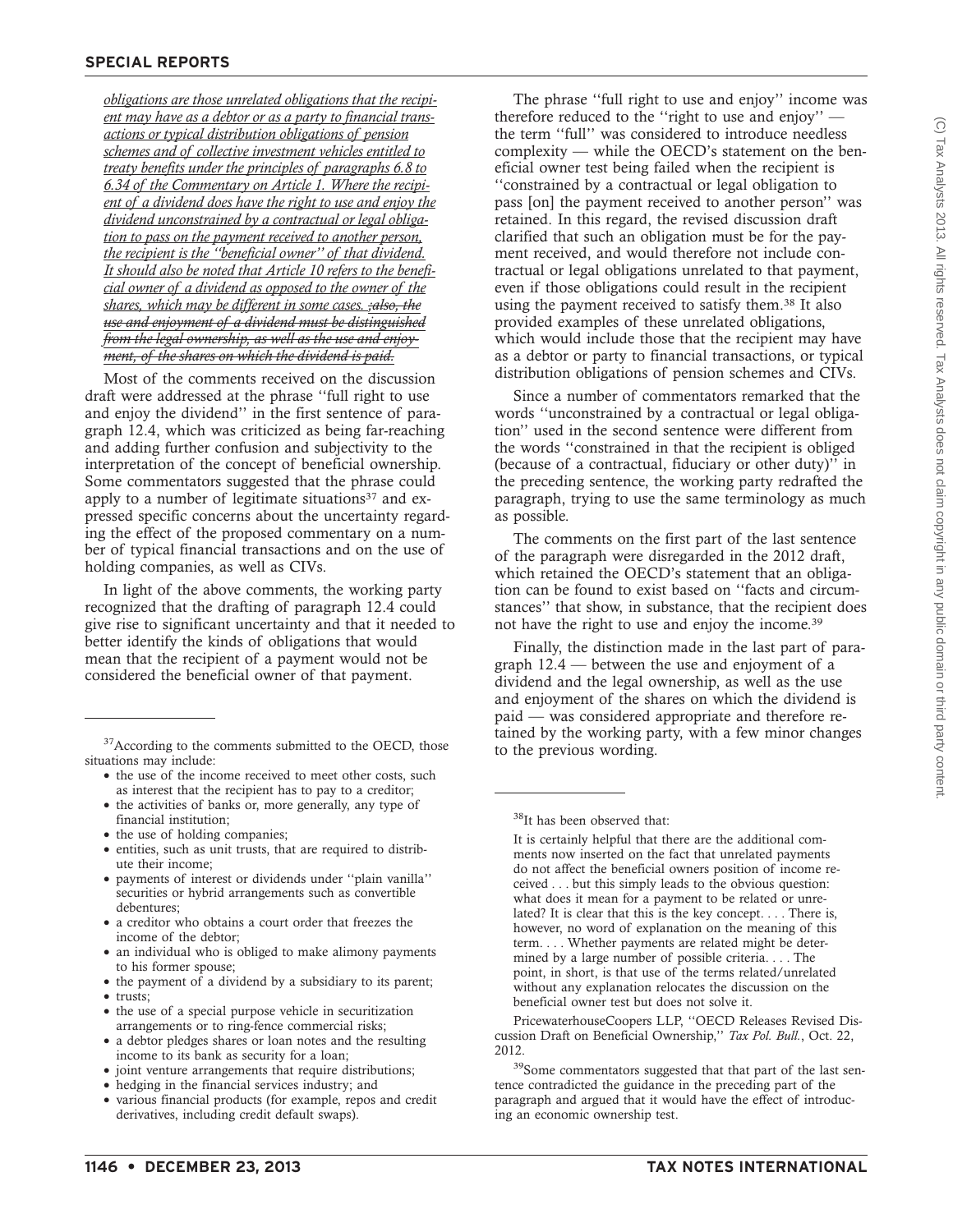*obligations are those unrelated obligations that the recipient may have as a debtor or as a party to financial transactions or typical distribution obligations of pension schemes and of collective investment vehicles entitled to treaty benefits under the principles of paragraphs 6.8 to 6.34 of the Commentary on Article 1. Where the recipient of a dividend does have the right to use and enjoy the dividend unconstrained by a contractual or legal obligation to pass on the payment received to another person, the recipient is the ''beneficial owner'' of that dividend. It should also be noted that Article 10 refers to the beneficial owner of a dividend as opposed to the owner of the shares, which may be different in some cases. ~~; also, the use and enjoyment of a dividend must be distinguished from the legal ownership, as well as the use and enjoyment, of the shares on which the dividend is paid.~~*

Most of the comments received on the discussion draft were addressed at the phrase ''full right to use and enjoy the dividend'' in the first sentence of paragraph 12.4, which was criticized as being far-reaching and adding further confusion and subjectivity to the interpretation of the concept of beneficial ownership. Some commentators suggested that the phrase could apply to a number of legitimate situations[37] and expressed specific concerns about the uncertainty regarding the effect of the proposed commentary on a number of typical financial transactions and on the use of holding companies, as well as CIVs.

In light of the above comments, the working party recognized that the drafting of paragraph 12.4 could give rise to significant uncertainty and that it needed to better identify the kinds of obligations that would mean that the recipient of a payment would not be considered the beneficial owner of that payment.

The phrase ''full right to use and enjoy'' income was therefore reduced to the ''right to use and enjoy'' — the term ''full'' was considered to introduce needless complexity — while the OECD's statement on the beneficial owner test being failed when the recipient is ''constrained by a contractual or legal obligation to pass [on] the payment received to another person'' was retained. In this regard, the revised discussion draft clarified that such an obligation must be for the payment received, and would therefore not include contractual or legal obligations unrelated to that payment, even if those obligations could result in the recipient using the payment received to satisfy them.[38] It also provided examples of these unrelated obligations, which would include those that the recipient may have as a debtor or party to financial transactions, or typical distribution obligations of pension schemes and CIVs.

Since a number of commentators remarked that the words ''unconstrained by a contractual or legal obligation'' used in the second sentence were different from the words ''constrained in that the recipient is obliged (because of a contractual, fiduciary or other duty)'' in the preceding sentence, the working party redrafted the paragraph, trying to use the same terminology as much as possible.

The comments on the first part of the last sentence of the paragraph were disregarded in the 2012 draft, which retained the OECD's statement that an obligation can be found to exist based on ''facts and circumstances'' that show, in substance, that the recipient does not have the right to use and enjoy the income.[39]

Finally, the distinction made in the last part of paragraph 12.4 — between the use and enjoyment of a dividend and the legal ownership, as well as the use and enjoyment of the shares on which the dividend is paid — was considered appropriate and therefore retained by the working party, with a few minor changes to the previous wording.

---

[37] According to the comments submitted to the OECD, those situations may include:

- the use of the income received to meet other costs, such as interest that the recipient has to pay to a creditor;
- the activities of banks or, more generally, any type of financial institution;
- the use of holding companies;
- entities, such as unit trusts, that are required to distribute their income;
- payments of interest or dividends under ''plain vanilla'' securities or hybrid arrangements such as convertible debentures;
- a creditor who obtains a court order that freezes the income of the debtor;
- an individual who is obliged to make alimony payments to his former spouse;
- the payment of a dividend by a subsidiary to its parent;
- trusts;
- the use of a special purpose vehicle in securitization arrangements or to ring-fence commercial risks;
- a debtor pledges shares or loan notes and the resulting income to its bank as security for a loan;
- joint venture arrangements that require distributions;
- hedging in the financial services industry; and
- various financial products (for example, repos and credit derivatives, including credit default swaps).

[38] It has been observed that:

> It is certainly helpful that there are the additional comments now inserted on the fact that unrelated payments do not affect the beneficial owners position of income received . . . but this simply leads to the obvious question: what does it mean for a payment to be related or unrelated? It is clear that this is the key concept. . . . There is, however, no word of explanation on the meaning of this term. . . . Whether payments are related might be determined by a large number of possible criteria. . . . The point, in short, is that use of the terms related/unrelated without any explanation relocates the discussion on the beneficial owner test but does not solve it.

PricewaterhouseCoopers LLP, ''OECD Releases Revised Discussion Draft on Beneficial Ownership,'' *Tax Pol. Bull.*, Oct. 22, 2012.

[39] Some commentators suggested that that part of the last sentence contradicted the guidance in the preceding part of the paragraph and argued that it would have the effect of introducing an economic ownership test.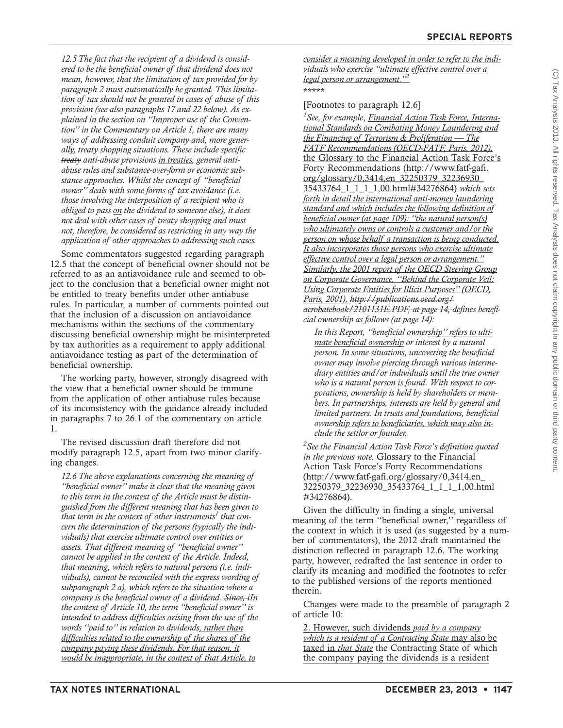*12.5 The fact that the recipient of a dividend is considered to be the beneficial owner of that dividend does not mean, however, that the limitation of tax provided for by paragraph 2 must automatically be granted. This limitation of tax should not be granted in cases of abuse of this provision (see also paragraphs 17 and 22 below). As explained in the section on "Improper use of the Convention" in the Commentary on Article 1, there are many ways of addressing conduit company and, more generally, treaty shopping situations. These include specific ~~treaty~~ anti-abuse provisions in treaties, general anti-abuse rules and substance-over-form or economic substance approaches. Whilst the concept of "beneficial owner" deals with some forms of tax avoidance (i.e. those involving the interposition of a recipient who is obliged to pass on the dividend to someone else), it does not deal with other cases of treaty shopping and must not, therefore, be considered as restricting in any way the application of other approaches to addressing such cases.*

Some commentators suggested regarding paragraph 12.5 that the concept of beneficial owner should not be referred to as an antiavoidance rule and seemed to object to the conclusion that a beneficial owner might not be entitled to treaty benefits under other antiabuse rules. In particular, a number of comments pointed out that the inclusion of a discussion on antiavoidance mechanisms within the sections of the commentary discussing beneficial ownership might be misinterpreted by tax authorities as a requirement to apply additional antiavoidance testing as part of the determination of beneficial ownership.

The working party, however, strongly disagreed with the view that a beneficial owner should be immune from the application of other antiabuse rules because of its inconsistency with the guidance already included in paragraphs 7 to 26.1 of the commentary on article 1.

The revised discussion draft therefore did not modify paragraph 12.5, apart from two minor clarifying changes.

*12.6 The above explanations concerning the meaning of "beneficial owner" make it clear that the meaning given to this term in the context of the Article must be distinguished from the different meaning that has been given to that term in the context of other instruments[1] that concern the determination of the persons (typically the individuals) that exercise ultimate control over entities or assets. That different meaning of "beneficial owner" cannot be applied in the context of the Article. Indeed, that meaning, which refers to natural persons (i.e. individuals), cannot be reconciled with the express wording of subparagraph 2 a), which refers to the situation where a company is the beneficial owner of a dividend. ~~Since, i~~In the context of Article 10, the term "beneficial owner" is intended to address difficulties arising from the use of the words "paid to" in relation to dividends, rather than difficulties related to the ownership of the shares of the company paying these dividends. For that reason, it would be inappropriate, in the context of that Article, to consider a meaning developed in order to refer to the individuals who exercise "ultimate effective control over a legal person or arrangement."[2]*

\*\*\*\*\*

[Footnotes to paragraph 12.6]

*[1]See, for example*, *Financial Action Task Force, International Standards on Combating Money Laundering and the Financing of Terrorism & Proliferation — The FATF Recommendations (OECD-FATF, Paris, 2012),* the Glossary to the Financial Action Task Force's Forty Recommendations (http://www.fatf-gafi.org/glossary/0,3414,en_32250379_32236930_35433764_1_1_1_1,00.html#34276864) *which sets forth in detail the international anti-money laundering standard and which includes the following definition of beneficial owner (at page 109): "the natural person(s) who ultimately owns or controls a customer and/or the person on whose behalf a transaction is being conducted. It also incorporates those persons who exercise ultimate effective control over a legal person or arrangement." Similarly, the 2001 report of the OECD Steering Group on Corporate Governance, "Behind the Corporate Veil: Using Corporate Entities for Illicit Purposes" (OECD, Paris, 2001), ~~http://publications.oecd.org/acrobatebook/2101131E.PDF, at page 14,~~ defines beneficial ownership as follows (at page 14):*

> *In this Report, "beneficial ownership" refers to ultimate beneficial ownership or interest by a natural person. In some situations, uncovering the beneficial owner may involve piercing through various intermediary entities and/or individuals until the true owner who is a natural person is found. With respect to corporations, ownership is held by shareholders or members. In partnerships, interests are held by general and limited partners. In trusts and foundations, beneficial ownership refers to beneficiaries, which may also include the settlor or founder.*

*[2]See the Financial Action Task Force's definition quoted in the previous note.* Glossary to the Financial Action Task Force's Forty Recommendations (http://www.fatf-gafi.org/glossary/0,3414,en_32250379_32236930_35433764_1_1_1_1,00.html#34276864).

Given the difficulty in finding a single, universal meaning of the term "beneficial owner," regardless of the context in which it is used (as suggested by a number of commentators), the 2012 draft maintained the distinction reflected in paragraph 12.6. The working party, however, redrafted the last sentence in order to clarify its meaning and modified the footnotes to refer to the published versions of the reports mentioned therein.

Changes were made to the preamble of paragraph 2 of article 10:

2. However, such dividends *paid by a company which is a resident of a Contracting State* may also be taxed in *that State* the Contracting State of which the company paying the dividends is a resident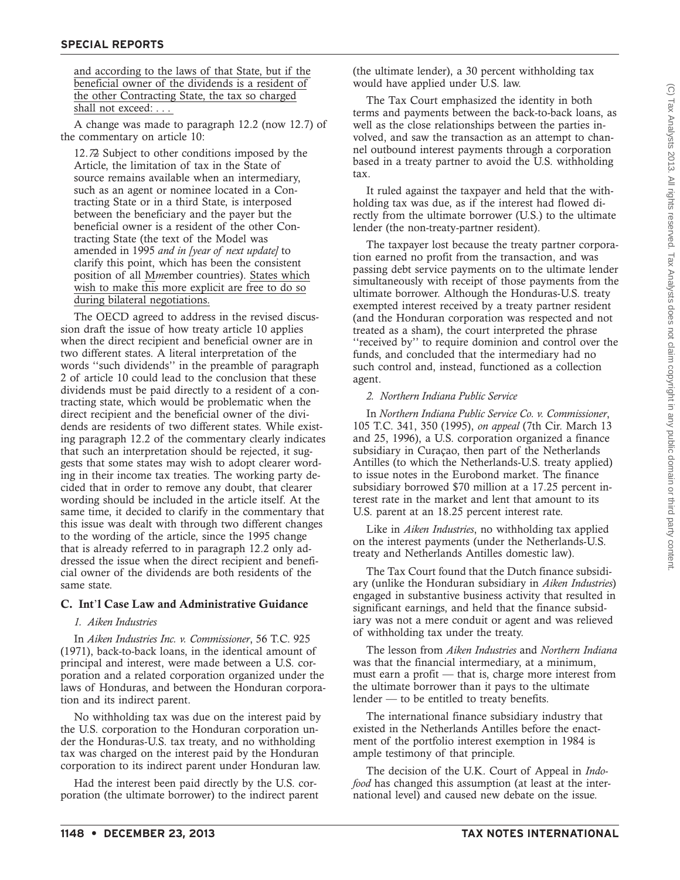and according to the laws of that State, but if the beneficial owner of the dividends is a resident of the other Contracting State, the tax so charged shall not exceed: . . .

A change was made to paragraph 12.2 (now 12.7) of the commentary on article 10:

> 12.~~7~~2 Subject to other conditions imposed by the Article, the limitation of tax in the State of source remains available when an intermediary, such as an agent or nominee located in a Contracting State or in a third State, is interposed between the beneficiary and the payer but the beneficial owner is a resident of the other Contracting State (the text of the Model was amended in 1995 *and in [year of next update]* to clarify this point, which has been the consistent position of all M~~m~~ember countries). States which wish to make this more explicit are free to do so during bilateral negotiations.

The OECD agreed to address in the revised discussion draft the issue of how treaty article 10 applies when the direct recipient and beneficial owner are in two different states. A literal interpretation of the words ''such dividends'' in the preamble of paragraph 2 of article 10 could lead to the conclusion that these dividends must be paid directly to a resident of a contracting state, which would be problematic when the direct recipient and the beneficial owner of the dividends are residents of two different states. While existing paragraph 12.2 of the commentary clearly indicates that such an interpretation should be rejected, it suggests that some states may wish to adopt clearer wording in their income tax treaties. The working party decided that in order to remove any doubt, that clearer wording should be included in the article itself. At the same time, it decided to clarify in the commentary that this issue was dealt with through two different changes to the wording of the article, since the 1995 change that is already referred to in paragraph 12.2 only addressed the issue when the direct recipient and beneficial owner of the dividends are both residents of the same state.

## C. Int'l Case Law and Administrative Guidance

### *1. Aiken Industries*

In *Aiken Industries Inc. v. Commissioner*, 56 T.C. 925 (1971), back-to-back loans, in the identical amount of principal and interest, were made between a U.S. corporation and a related corporation organized under the laws of Honduras, and between the Honduran corporation and its indirect parent.

No withholding tax was due on the interest paid by the U.S. corporation to the Honduran corporation under the Honduras-U.S. tax treaty, and no withholding tax was charged on the interest paid by the Honduran corporation to its indirect parent under Honduran law.

Had the interest been paid directly by the U.S. corporation (the ultimate borrower) to the indirect parent (the ultimate lender), a 30 percent withholding tax would have applied under U.S. law.

The Tax Court emphasized the identity in both terms and payments between the back-to-back loans, as well as the close relationships between the parties involved, and saw the transaction as an attempt to channel outbound interest payments through a corporation based in a treaty partner to avoid the U.S. withholding tax.

It ruled against the taxpayer and held that the withholding tax was due, as if the interest had flowed directly from the ultimate borrower (U.S.) to the ultimate lender (the non-treaty-partner resident).

The taxpayer lost because the treaty partner corporation earned no profit from the transaction, and was passing debt service payments on to the ultimate lender simultaneously with receipt of those payments from the ultimate borrower. Although the Honduras-U.S. treaty exempted interest received by a treaty partner resident (and the Honduran corporation was respected and not treated as a sham), the court interpreted the phrase ''received by'' to require dominion and control over the funds, and concluded that the intermediary had no such control and, instead, functioned as a collection agent.

### *2. Northern Indiana Public Service*

In *Northern Indiana Public Service Co. v. Commissioner*, 105 T.C. 341, 350 (1995), *on appeal* (7th Cir. March 13 and 25, 1996), a U.S. corporation organized a finance subsidiary in Curaçao, then part of the Netherlands Antilles (to which the Netherlands-U.S. treaty applied) to issue notes in the Eurobond market. The finance subsidiary borrowed \$70 million at a 17.25 percent interest rate in the market and lent that amount to its U.S. parent at an 18.25 percent interest rate.

Like in *Aiken Industries*, no withholding tax applied on the interest payments (under the Netherlands-U.S. treaty and Netherlands Antilles domestic law).

The Tax Court found that the Dutch finance subsidiary (unlike the Honduran subsidiary in *Aiken Industries*) engaged in substantive business activity that resulted in significant earnings, and held that the finance subsidiary was not a mere conduit or agent and was relieved of withholding tax under the treaty.

The lesson from *Aiken Industries* and *Northern Indiana* was that the financial intermediary, at a minimum, must earn a profit — that is, charge more interest from the ultimate borrower than it pays to the ultimate lender — to be entitled to treaty benefits.

The international finance subsidiary industry that existed in the Netherlands Antilles before the enactment of the portfolio interest exemption in 1984 is ample testimony of that principle.

The decision of the U.K. Court of Appeal in *Indofood* has changed this assumption (at least at the international level) and caused new debate on the issue.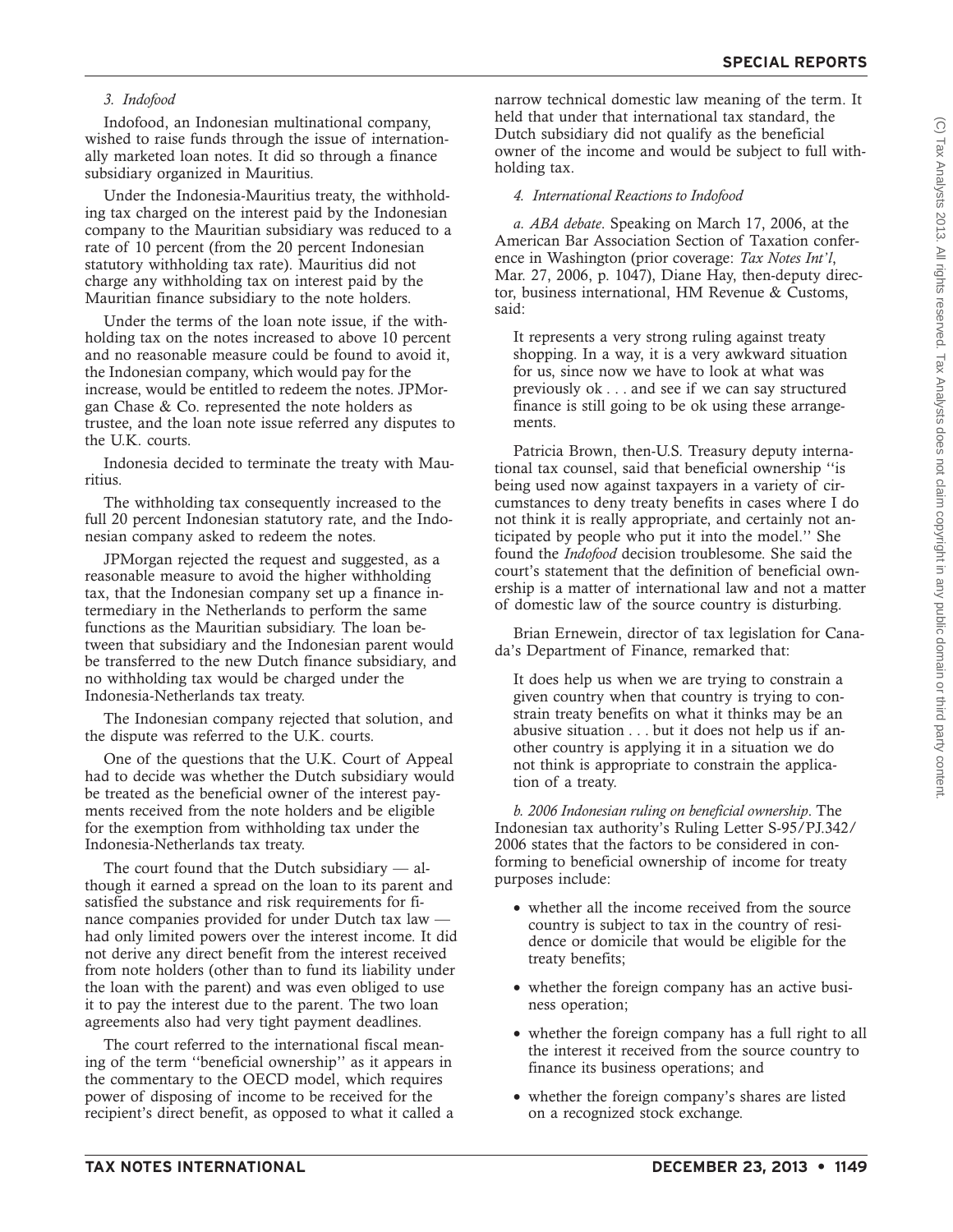*3. Indofood*

Indofood, an Indonesian multinational company, wished to raise funds through the issue of internationally marketed loan notes. It did so through a finance subsidiary organized in Mauritius.

Under the Indonesia-Mauritius treaty, the withholding tax charged on the interest paid by the Indonesian company to the Mauritian subsidiary was reduced to a rate of 10 percent (from the 20 percent Indonesian statutory withholding tax rate). Mauritius did not charge any withholding tax on interest paid by the Mauritian finance subsidiary to the note holders.

Under the terms of the loan note issue, if the withholding tax on the notes increased to above 10 percent and no reasonable measure could be found to avoid it, the Indonesian company, which would pay for the increase, would be entitled to redeem the notes. JPMorgan Chase & Co. represented the note holders as trustee, and the loan note issue referred any disputes to the U.K. courts.

Indonesia decided to terminate the treaty with Mauritius.

The withholding tax consequently increased to the full 20 percent Indonesian statutory rate, and the Indonesian company asked to redeem the notes.

JPMorgan rejected the request and suggested, as a reasonable measure to avoid the higher withholding tax, that the Indonesian company set up a finance intermediary in the Netherlands to perform the same functions as the Mauritian subsidiary. The loan between that subsidiary and the Indonesian parent would be transferred to the new Dutch finance subsidiary, and no withholding tax would be charged under the Indonesia-Netherlands tax treaty.

The Indonesian company rejected that solution, and the dispute was referred to the U.K. courts.

One of the questions that the U.K. Court of Appeal had to decide was whether the Dutch subsidiary would be treated as the beneficial owner of the interest payments received from the note holders and be eligible for the exemption from withholding tax under the Indonesia-Netherlands tax treaty.

The court found that the Dutch subsidiary — although it earned a spread on the loan to its parent and satisfied the substance and risk requirements for finance companies provided for under Dutch tax law — had only limited powers over the interest income. It did not derive any direct benefit from the interest received from note holders (other than to fund its liability under the loan with the parent) and was even obliged to use it to pay the interest due to the parent. The two loan agreements also had very tight payment deadlines.

The court referred to the international fiscal meaning of the term ''beneficial ownership'' as it appears in the commentary to the OECD model, which requires power of disposing of income to be received for the recipient's direct benefit, as opposed to what it called a narrow technical domestic law meaning of the term. It held that under that international tax standard, the Dutch subsidiary did not qualify as the beneficial owner of the income and would be subject to full withholding tax.

*4. International Reactions to Indofood*

*a. ABA debate*. Speaking on March 17, 2006, at the American Bar Association Section of Taxation conference in Washington (prior coverage: *Tax Notes Int'l*, Mar. 27, 2006, p. 1047), Diane Hay, then-deputy director, business international, HM Revenue & Customs, said:

> It represents a very strong ruling against treaty shopping. In a way, it is a very awkward situation for us, since now we have to look at what was previously ok . . . and see if we can say structured finance is still going to be ok using these arrangements.

Patricia Brown, then-U.S. Treasury deputy international tax counsel, said that beneficial ownership ''is being used now against taxpayers in a variety of circumstances to deny treaty benefits in cases where I do not think it is really appropriate, and certainly not anticipated by people who put it into the model.'' She found the *Indofood* decision troublesome. She said the court's statement that the definition of beneficial ownership is a matter of international law and not a matter of domestic law of the source country is disturbing.

Brian Ernewein, director of tax legislation for Canada's Department of Finance, remarked that:

> It does help us when we are trying to constrain a given country when that country is trying to constrain treaty benefits on what it thinks may be an abusive situation . . . but it does not help us if another country is applying it in a situation we do not think is appropriate to constrain the application of a treaty.

*b. 2006 Indonesian ruling on beneficial ownership*. The Indonesian tax authority's Ruling Letter S-95/PJ.342/2006 states that the factors to be considered in conforming to beneficial ownership of income for treaty purposes include:

- whether all the income received from the source country is subject to tax in the country of residence or domicile that would be eligible for the treaty benefits;
- whether the foreign company has an active business operation;
- whether the foreign company has a full right to all the interest it received from the source country to finance its business operations; and
- whether the foreign company's shares are listed on a recognized stock exchange.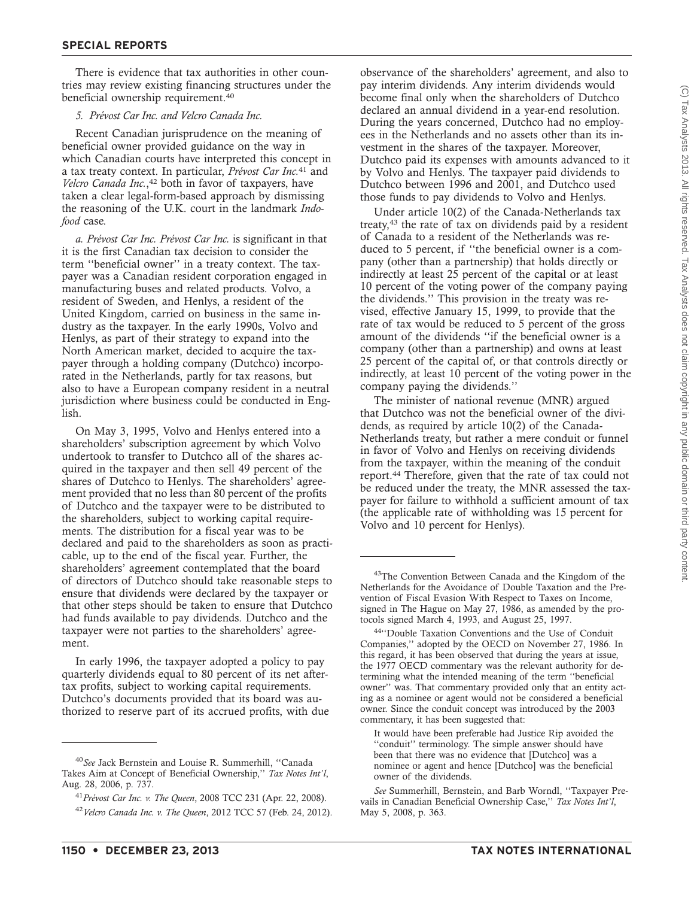There is evidence that tax authorities in other countries may review existing financing structures under the beneficial ownership requirement.[40]

*5. Prévost Car Inc. and Velcro Canada Inc.*

Recent Canadian jurisprudence on the meaning of beneficial owner provided guidance on the way in which Canadian courts have interpreted this concept in a tax treaty context. In particular, *Prévost Car Inc.*[41] and *Velcro Canada Inc.*,[42] both in favor of taxpayers, have taken a clear legal-form-based approach by dismissing the reasoning of the U.K. court in the landmark *Indofood* case.

*a. Prévost Car Inc. Prévost Car Inc.* is significant in that it is the first Canadian tax decision to consider the term ''beneficial owner'' in a treaty context. The taxpayer was a Canadian resident corporation engaged in manufacturing buses and related products. Volvo, a resident of Sweden, and Henlys, a resident of the United Kingdom, carried on business in the same industry as the taxpayer. In the early 1990s, Volvo and Henlys, as part of their strategy to expand into the North American market, decided to acquire the taxpayer through a holding company (Dutchco) incorporated in the Netherlands, partly for tax reasons, but also to have a European company resident in a neutral jurisdiction where business could be conducted in English.

On May 3, 1995, Volvo and Henlys entered into a shareholders' subscription agreement by which Volvo undertook to transfer to Dutchco all of the shares acquired in the taxpayer and then sell 49 percent of the shares of Dutchco to Henlys. The shareholders' agreement provided that no less than 80 percent of the profits of Dutchco and the taxpayer were to be distributed to the shareholders, subject to working capital requirements. The distribution for a fiscal year was to be declared and paid to the shareholders as soon as practicable, up to the end of the fiscal year. Further, the shareholders' agreement contemplated that the board of directors of Dutchco should take reasonable steps to ensure that dividends were declared by the taxpayer or that other steps should be taken to ensure that Dutchco had funds available to pay dividends. Dutchco and the taxpayer were not parties to the shareholders' agreement.

In early 1996, the taxpayer adopted a policy to pay quarterly dividends equal to 80 percent of its net after-tax profits, subject to working capital requirements. Dutchco's documents provided that its board was authorized to reserve part of its accrued profits, with due observance of the shareholders' agreement, and also to pay interim dividends. Any interim dividends would become final only when the shareholders of Dutchco declared an annual dividend in a year-end resolution. During the years concerned, Dutchco had no employees in the Netherlands and no assets other than its investment in the shares of the taxpayer. Moreover, Dutchco paid its expenses with amounts advanced to it by Volvo and Henlys. The taxpayer paid dividends to Dutchco between 1996 and 2001, and Dutchco used those funds to pay dividends to Volvo and Henlys.

Under article 10(2) of the Canada-Netherlands tax treaty,[43] the rate of tax on dividends paid by a resident of Canada to a resident of the Netherlands was reduced to 5 percent, if ''the beneficial owner is a company (other than a partnership) that holds directly or indirectly at least 25 percent of the capital or at least 10 percent of the voting power of the company paying the dividends.'' This provision in the treaty was revised, effective January 15, 1999, to provide that the rate of tax would be reduced to 5 percent of the gross amount of the dividends ''if the beneficial owner is a company (other than a partnership) and owns at least 25 percent of the capital of, or that controls directly or indirectly, at least 10 percent of the voting power in the company paying the dividends.''

The minister of national revenue (MNR) argued that Dutchco was not the beneficial owner of the dividends, as required by article 10(2) of the Canada-Netherlands treaty, but rather a mere conduit or funnel in favor of Volvo and Henlys on receiving dividends from the taxpayer, within the meaning of the conduit report.[44] Therefore, given that the rate of tax could not be reduced under the treaty, the MNR assessed the taxpayer for failure to withhold a sufficient amount of tax (the applicable rate of withholding was 15 percent for Volvo and 10 percent for Henlys).

---

[40]*See* Jack Bernstein and Louise R. Summerhill, ''Canada Takes Aim at Concept of Beneficial Ownership,'' *Tax Notes Int'l*, Aug. 28, 2006, p. 737.

[41]*Prévost Car Inc. v. The Queen*, 2008 TCC 231 (Apr. 22, 2008).

[42]*Velcro Canada Inc. v. The Queen*, 2012 TCC 57 (Feb. 24, 2012).

[43]The Convention Between Canada and the Kingdom of the Netherlands for the Avoidance of Double Taxation and the Prevention of Fiscal Evasion With Respect to Taxes on Income, signed in The Hague on May 27, 1986, as amended by the protocols signed March 4, 1993, and August 25, 1997.

[44]''Double Taxation Conventions and the Use of Conduit Companies,'' adopted by the OECD on November 27, 1986. In this regard, it has been observed that during the years at issue, the 1977 OECD commentary was the relevant authority for determining what the intended meaning of the term ''beneficial owner'' was. That commentary provided only that an entity acting as a nominee or agent would not be considered a beneficial owner. Since the conduit concept was introduced by the 2003 commentary, it has been suggested that:

> It would have been preferable had Justice Rip avoided the ''conduit'' terminology. The simple answer should have been that there was no evidence that [Dutchco] was a nominee or agent and hence [Dutchco] was the beneficial owner of the dividends.

*See* Summerhill, Bernstein, and Barb Worndl, ''Taxpayer Prevails in Canadian Beneficial Ownership Case,'' *Tax Notes Int'l*, May 5, 2008, p. 363.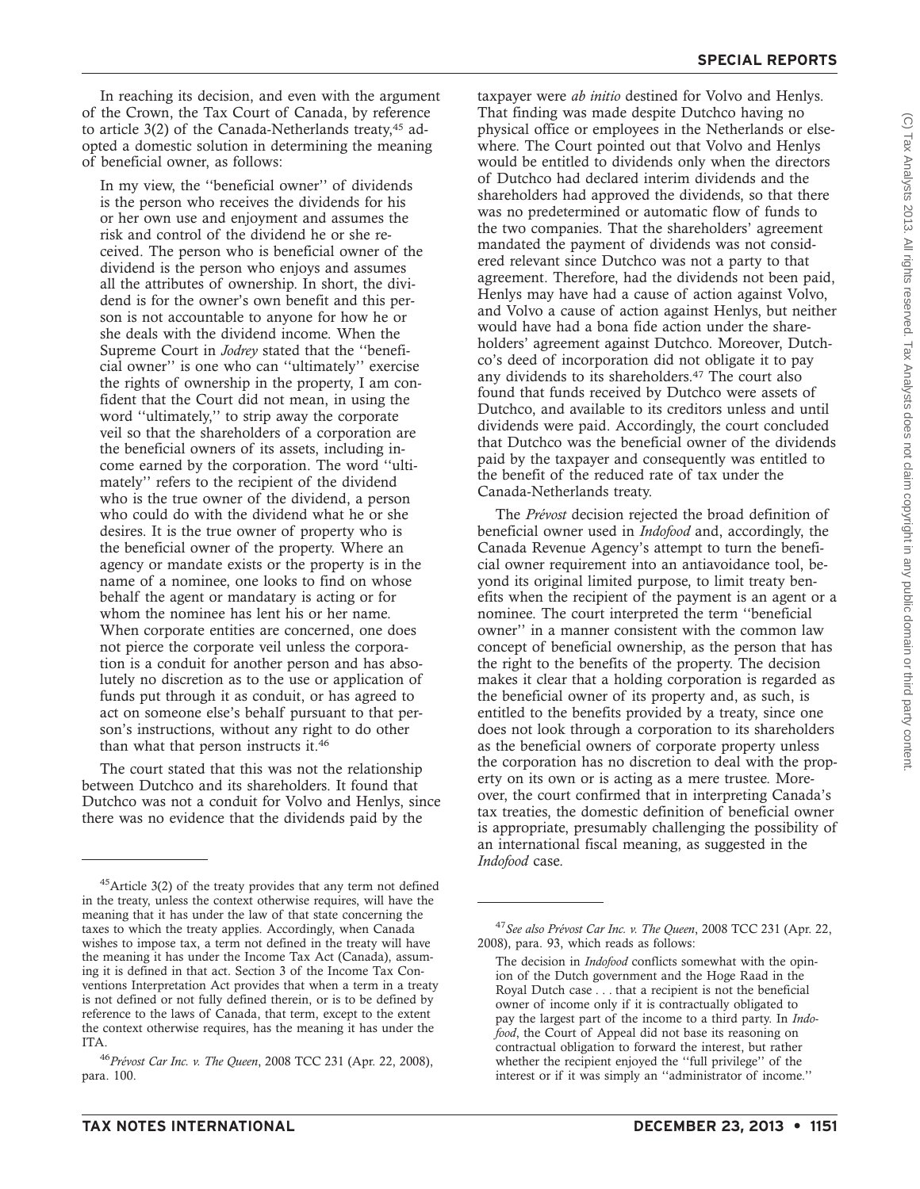In reaching its decision, and even with the argument of the Crown, the Tax Court of Canada, by reference to article 3(2) of the Canada-Netherlands treaty,[45] adopted a domestic solution in determining the meaning of beneficial owner, as follows:

> In my view, the ''beneficial owner'' of dividends is the person who receives the dividends for his or her own use and enjoyment and assumes the risk and control of the dividend he or she received. The person who is beneficial owner of the dividend is the person who enjoys and assumes all the attributes of ownership. In short, the dividend is for the owner's own benefit and this person is not accountable to anyone for how he or she deals with the dividend income. When the Supreme Court in *Jodrey* stated that the ''beneficial owner'' is one who can ''ultimately'' exercise the rights of ownership in the property, I am confident that the Court did not mean, in using the word ''ultimately,'' to strip away the corporate veil so that the shareholders of a corporation are the beneficial owners of its assets, including income earned by the corporation. The word ''ultimately'' refers to the recipient of the dividend who is the true owner of the dividend, a person who could do with the dividend what he or she desires. It is the true owner of property who is the beneficial owner of the property. Where an agency or mandate exists or the property is in the name of a nominee, one looks to find on whose behalf the agent or mandatary is acting or for whom the nominee has lent his or her name. When corporate entities are concerned, one does not pierce the corporate veil unless the corporation is a conduit for another person and has absolutely no discretion as to the use or application of funds put through it as conduit, or has agreed to act on someone else's behalf pursuant to that person's instructions, without any right to do other than what that person instructs it.[46]

The court stated that this was not the relationship between Dutchco and its shareholders. It found that Dutchco was not a conduit for Volvo and Henlys, since there was no evidence that the dividends paid by the taxpayer were *ab initio* destined for Volvo and Henlys. That finding was made despite Dutchco having no physical office or employees in the Netherlands or elsewhere. The Court pointed out that Volvo and Henlys would be entitled to dividends only when the directors of Dutchco had declared interim dividends and the shareholders had approved the dividends, so that there was no predetermined or automatic flow of funds to the two companies. That the shareholders' agreement mandated the payment of dividends was not considered relevant since Dutchco was not a party to that agreement. Therefore, had the dividends not been paid, Henlys may have had a cause of action against Volvo, and Volvo a cause of action against Henlys, but neither would have had a bona fide action under the shareholders' agreement against Dutchco. Moreover, Dutchco's deed of incorporation did not obligate it to pay any dividends to its shareholders.[47] The court also found that funds received by Dutchco were assets of Dutchco, and available to its creditors unless and until dividends were paid. Accordingly, the court concluded that Dutchco was the beneficial owner of the dividends paid by the taxpayer and consequently was entitled to the benefit of the reduced rate of tax under the Canada-Netherlands treaty.

The *Prévost* decision rejected the broad definition of beneficial owner used in *Indofood* and, accordingly, the Canada Revenue Agency's attempt to turn the beneficial owner requirement into an antiavoidance tool, beyond its original limited purpose, to limit treaty benefits when the recipient of the payment is an agent or a nominee. The court interpreted the term ''beneficial owner'' in a manner consistent with the common law concept of beneficial ownership, as the person that has the right to the benefits of the property. The decision makes it clear that a holding corporation is regarded as the beneficial owner of its property and, as such, is entitled to the benefits provided by a treaty, since one does not look through a corporation to its shareholders as the beneficial owners of corporate property unless the corporation has no discretion to deal with the property on its own or is acting as a mere trustee. Moreover, the court confirmed that in interpreting Canada's tax treaties, the domestic definition of beneficial owner is appropriate, presumably challenging the possibility of an international fiscal meaning, as suggested in the *Indofood* case.

---

[45] Article 3(2) of the treaty provides that any term not defined in the treaty, unless the context otherwise requires, will have the meaning that it has under the law of that state concerning the taxes to which the treaty applies. Accordingly, when Canada wishes to impose tax, a term not defined in the treaty will have the meaning it has under the Income Tax Act (Canada), assuming it is defined in that act. Section 3 of the Income Tax Conventions Interpretation Act provides that when a term in a treaty is not defined or not fully defined therein, or is to be defined by reference to the laws of Canada, that term, except to the extent the context otherwise requires, has the meaning it has under the ITA.

[46] *Prévost Car Inc. v. The Queen*, 2008 TCC 231 (Apr. 22, 2008), para. 100.

[47] *See also Prévost Car Inc. v. The Queen*, 2008 TCC 231 (Apr. 22, 2008), para. 93, which reads as follows:

> The decision in *Indofood* conflicts somewhat with the opinion of the Dutch government and the Hoge Raad in the Royal Dutch case . . . that a recipient is not the beneficial owner of income only if it is contractually obligated to pay the largest part of the income to a third party. In *Indofood*, the Court of Appeal did not base its reasoning on contractual obligation to forward the interest, but rather whether the recipient enjoyed the ''full privilege'' of the interest or if it was simply an ''administrator of income.''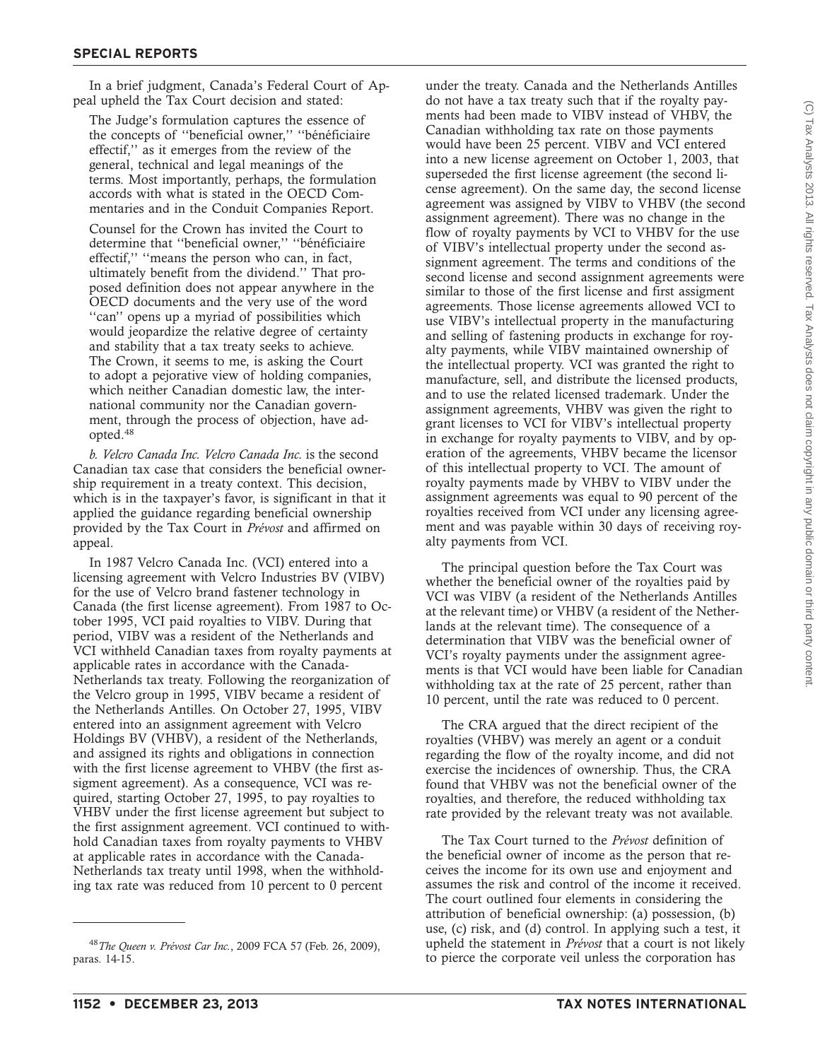In a brief judgment, Canada's Federal Court of Appeal upheld the Tax Court decision and stated:

> The Judge's formulation captures the essence of the concepts of ''beneficial owner,'' ''bénéficiaire effectif,'' as it emerges from the review of the general, technical and legal meanings of the terms. Most importantly, perhaps, the formulation accords with what is stated in the OECD Commentaries and in the Conduit Companies Report.
>
> Counsel for the Crown has invited the Court to determine that ''beneficial owner,'' ''bénéficiaire effectif,'' ''means the person who can, in fact, ultimately benefit from the dividend.'' That proposed definition does not appear anywhere in the OECD documents and the very use of the word ''can'' opens up a myriad of possibilities which would jeopardize the relative degree of certainty and stability that a tax treaty seeks to achieve. The Crown, it seems to me, is asking the Court to adopt a pejorative view of holding companies, which neither Canadian domestic law, the international community nor the Canadian government, through the process of objection, have adopted.[48]

*b. Velcro Canada Inc. Velcro Canada Inc.* is the second Canadian tax case that considers the beneficial ownership requirement in a treaty context. This decision, which is in the taxpayer's favor, is significant in that it applied the guidance regarding beneficial ownership provided by the Tax Court in *Prévost* and affirmed on appeal.

In 1987 Velcro Canada Inc. (VCI) entered into a licensing agreement with Velcro Industries BV (VIBV) for the use of Velcro brand fastener technology in Canada (the first license agreement). From 1987 to October 1995, VCI paid royalties to VIBV. During that period, VIBV was a resident of the Netherlands and VCI withheld Canadian taxes from royalty payments at applicable rates in accordance with the Canada-Netherlands tax treaty. Following the reorganization of the Velcro group in 1995, VIBV became a resident of the Netherlands Antilles. On October 27, 1995, VIBV entered into an assignment agreement with Velcro Holdings BV (VHBV), a resident of the Netherlands, and assigned its rights and obligations in connection with the first license agreement to VHBV (the first assigment agreement). As a consequence, VCI was required, starting October 27, 1995, to pay royalties to VHBV under the first license agreement but subject to the first assignment agreement. VCI continued to withhold Canadian taxes from royalty payments to VHBV at applicable rates in accordance with the Canada-Netherlands tax treaty until 1998, when the withholding tax rate was reduced from 10 percent to 0 percent under the treaty. Canada and the Netherlands Antilles do not have a tax treaty such that if the royalty payments had been made to VIBV instead of VHBV, the Canadian withholding tax rate on those payments would have been 25 percent. VIBV and VCI entered into a new license agreement on October 1, 2003, that superseded the first license agreement (the second license agreement). On the same day, the second license agreement was assigned by VIBV to VHBV (the second assignment agreement). There was no change in the flow of royalty payments by VCI to VHBV for the use of VIBV's intellectual property under the second assignment agreement. The terms and conditions of the second license and second assignment agreements were similar to those of the first license and first assigment agreements. Those license agreements allowed VCI to use VIBV's intellectual property in the manufacturing and selling of fastening products in exchange for royalty payments, while VIBV maintained ownership of the intellectual property. VCI was granted the right to manufacture, sell, and distribute the licensed products, and to use the related licensed trademark. Under the assignment agreements, VHBV was given the right to grant licenses to VCI for VIBV's intellectual property in exchange for royalty payments to VIBV, and by operation of the agreements, VHBV became the licensor of this intellectual property to VCI. The amount of royalty payments made by VHBV to VIBV under the assignment agreements was equal to 90 percent of the royalties received from VCI under any licensing agreement and was payable within 30 days of receiving royalty payments from VCI.

The principal question before the Tax Court was whether the beneficial owner of the royalties paid by VCI was VIBV (a resident of the Netherlands Antilles at the relevant time) or VHBV (a resident of the Netherlands at the relevant time). The consequence of a determination that VIBV was the beneficial owner of VCI's royalty payments under the assignment agreements is that VCI would have been liable for Canadian withholding tax at the rate of 25 percent, rather than 10 percent, until the rate was reduced to 0 percent.

The CRA argued that the direct recipient of the royalties (VHBV) was merely an agent or a conduit regarding the flow of the royalty income, and did not exercise the incidences of ownership. Thus, the CRA found that VHBV was not the beneficial owner of the royalties, and therefore, the reduced withholding tax rate provided by the relevant treaty was not available.

The Tax Court turned to the *Prévost* definition of the beneficial owner of income as the person that receives the income for its own use and enjoyment and assumes the risk and control of the income it received. The court outlined four elements in considering the attribution of beneficial ownership: (a) possession, (b) use, (c) risk, and (d) control. In applying such a test, it upheld the statement in *Prévost* that a court is not likely to pierce the corporate veil unless the corporation has

---

[48] *The Queen v. Prévost Car Inc.*, 2009 FCA 57 (Feb. 26, 2009), paras. 14-15.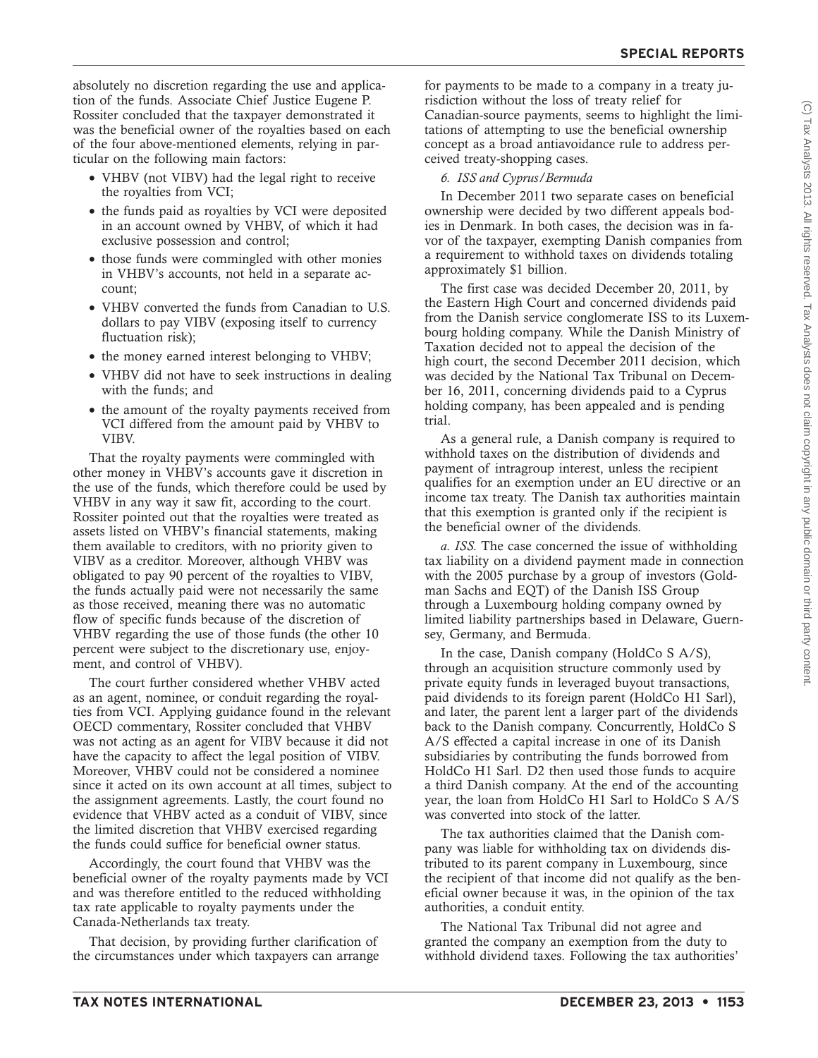absolutely no discretion regarding the use and application of the funds. Associate Chief Justice Eugene P. Rossiter concluded that the taxpayer demonstrated it was the beneficial owner of the royalties based on each of the four above-mentioned elements, relying in particular on the following main factors:

- VHBV (not VIBV) had the legal right to receive the royalties from VCI;
- the funds paid as royalties by VCI were deposited in an account owned by VHBV, of which it had exclusive possession and control;
- those funds were commingled with other monies in VHBV's accounts, not held in a separate account;
- VHBV converted the funds from Canadian to U.S. dollars to pay VIBV (exposing itself to currency fluctuation risk);
- the money earned interest belonging to VHBV;
- VHBV did not have to seek instructions in dealing with the funds; and
- the amount of the royalty payments received from VCI differed from the amount paid by VHBV to VIBV.

That the royalty payments were commingled with other money in VHBV's accounts gave it discretion in the use of the funds, which therefore could be used by VHBV in any way it saw fit, according to the court. Rossiter pointed out that the royalties were treated as assets listed on VHBV's financial statements, making them available to creditors, with no priority given to VIBV as a creditor. Moreover, although VHBV was obligated to pay 90 percent of the royalties to VIBV, the funds actually paid were not necessarily the same as those received, meaning there was no automatic flow of specific funds because of the discretion of VHBV regarding the use of those funds (the other 10 percent were subject to the discretionary use, enjoyment, and control of VHBV).

The court further considered whether VHBV acted as an agent, nominee, or conduit regarding the royalties from VCI. Applying guidance found in the relevant OECD commentary, Rossiter concluded that VHBV was not acting as an agent for VIBV because it did not have the capacity to affect the legal position of VIBV. Moreover, VHBV could not be considered a nominee since it acted on its own account at all times, subject to the assignment agreements. Lastly, the court found no evidence that VHBV acted as a conduit of VIBV, since the limited discretion that VHBV exercised regarding the funds could suffice for beneficial owner status.

Accordingly, the court found that VHBV was the beneficial owner of the royalty payments made by VCI and was therefore entitled to the reduced withholding tax rate applicable to royalty payments under the Canada-Netherlands tax treaty.

That decision, by providing further clarification of the circumstances under which taxpayers can arrange for payments to be made to a company in a treaty jurisdiction without the loss of treaty relief for Canadian-source payments, seems to highlight the limitations of attempting to use the beneficial ownership concept as a broad antiavoidance rule to address perceived treaty-shopping cases.

*6. ISS and Cyprus/Bermuda*

In December 2011 two separate cases on beneficial ownership were decided by two different appeals bodies in Denmark. In both cases, the decision was in favor of the taxpayer, exempting Danish companies from a requirement to withhold taxes on dividends totaling approximately $1 billion.

The first case was decided December 20, 2011, by the Eastern High Court and concerned dividends paid from the Danish service conglomerate ISS to its Luxembourg holding company. While the Danish Ministry of Taxation decided not to appeal the decision of the high court, the second December 2011 decision, which was decided by the National Tax Tribunal on December 16, 2011, concerning dividends paid to a Cyprus holding company, has been appealed and is pending trial.

As a general rule, a Danish company is required to withhold taxes on the distribution of dividends and payment of intragroup interest, unless the recipient qualifies for an exemption under an EU directive or an income tax treaty. The Danish tax authorities maintain that this exemption is granted only if the recipient is the beneficial owner of the dividends.

*a. ISS.* The case concerned the issue of withholding tax liability on a dividend payment made in connection with the 2005 purchase by a group of investors (Goldman Sachs and EQT) of the Danish ISS Group through a Luxembourg holding company owned by limited liability partnerships based in Delaware, Guernsey, Germany, and Bermuda.

In the case, Danish company (HoldCo S A/S), through an acquisition structure commonly used by private equity funds in leveraged buyout transactions, paid dividends to its foreign parent (HoldCo H1 Sarl), and later, the parent lent a larger part of the dividends back to the Danish company. Concurrently, HoldCo S A/S effected a capital increase in one of its Danish subsidiaries by contributing the funds borrowed from HoldCo H1 Sarl. D2 then used those funds to acquire a third Danish company. At the end of the accounting year, the loan from HoldCo H1 Sarl to HoldCo S A/S was converted into stock of the latter.

The tax authorities claimed that the Danish company was liable for withholding tax on dividends distributed to its parent company in Luxembourg, since the recipient of that income did not qualify as the beneficial owner because it was, in the opinion of the tax authorities, a conduit entity.

The National Tax Tribunal did not agree and granted the company an exemption from the duty to withhold dividend taxes. Following the tax authorities'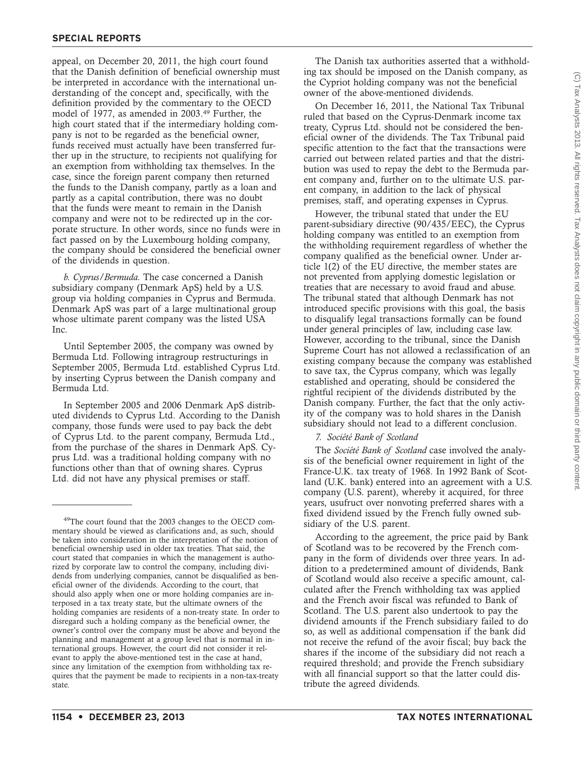appeal, on December 20, 2011, the high court found that the Danish definition of beneficial ownership must be interpreted in accordance with the international understanding of the concept and, specifically, with the definition provided by the commentary to the OECD model of 1977, as amended in 2003.[49] Further, the high court stated that if the intermediary holding company is not to be regarded as the beneficial owner, funds received must actually have been transferred further up in the structure, to recipients not qualifying for an exemption from withholding tax themselves. In the case, since the foreign parent company then returned the funds to the Danish company, partly as a loan and partly as a capital contribution, there was no doubt that the funds were meant to remain in the Danish company and were not to be redirected up in the corporate structure. In other words, since no funds were in fact passed on by the Luxembourg holding company, the company should be considered the beneficial owner of the dividends in question.

*b. Cyprus/Bermuda.* The case concerned a Danish subsidiary company (Denmark ApS) held by a U.S. group via holding companies in Cyprus and Bermuda. Denmark ApS was part of a large multinational group whose ultimate parent company was the listed USA Inc.

Until September 2005, the company was owned by Bermuda Ltd. Following intragroup restructurings in September 2005, Bermuda Ltd. established Cyprus Ltd. by inserting Cyprus between the Danish company and Bermuda Ltd.

In September 2005 and 2006 Denmark ApS distributed dividends to Cyprus Ltd. According to the Danish company, those funds were used to pay back the debt of Cyprus Ltd. to the parent company, Bermuda Ltd., from the purchase of the shares in Denmark ApS. Cyprus Ltd. was a traditional holding company with no functions other than that of owning shares. Cyprus Ltd. did not have any physical premises or staff.

The Danish tax authorities asserted that a withholding tax should be imposed on the Danish company, as the Cypriot holding company was not the beneficial owner of the above-mentioned dividends.

On December 16, 2011, the National Tax Tribunal ruled that based on the Cyprus-Denmark income tax treaty, Cyprus Ltd. should not be considered the beneficial owner of the dividends. The Tax Tribunal paid specific attention to the fact that the transactions were carried out between related parties and that the distribution was used to repay the debt to the Bermuda parent company and, further on to the ultimate U.S. parent company, in addition to the lack of physical premises, staff, and operating expenses in Cyprus.

However, the tribunal stated that under the EU parent-subsidiary directive (90/435/EEC), the Cyprus holding company was entitled to an exemption from the withholding requirement regardless of whether the company qualified as the beneficial owner. Under article 1(2) of the EU directive, the member states are not prevented from applying domestic legislation or treaties that are necessary to avoid fraud and abuse. The tribunal stated that although Denmark has not introduced specific provisions with this goal, the basis to disqualify legal transactions formally can be found under general principles of law, including case law. However, according to the tribunal, since the Danish Supreme Court has not allowed a reclassification of an existing company because the company was established to save tax, the Cyprus company, which was legally established and operating, should be considered the rightful recipient of the dividends distributed by the Danish company. Further, the fact that the only activity of the company was to hold shares in the Danish subsidiary should not lead to a different conclusion.

### *7. Société Bank of Scotland*

The *Société Bank of Scotland* case involved the analysis of the beneficial owner requirement in light of the France-U.K. tax treaty of 1968. In 1992 Bank of Scotland (U.K. bank) entered into an agreement with a U.S. company (U.S. parent), whereby it acquired, for three years, usufruct over nonvoting preferred shares with a fixed dividend issued by the French fully owned subsidiary of the U.S. parent.

According to the agreement, the price paid by Bank of Scotland was to be recovered by the French company in the form of dividends over three years. In addition to a predetermined amount of dividends, Bank of Scotland would also receive a specific amount, calculated after the French withholding tax was applied and the French avoir fiscal was refunded to Bank of Scotland. The U.S. parent also undertook to pay the dividend amounts if the French subsidiary failed to do so, as well as additional compensation if the bank did not receive the refund of the avoir fiscal; buy back the shares if the income of the subsidiary did not reach a required threshold; and provide the French subsidiary with all financial support so that the latter could distribute the agreed dividends.

---

[49]The court found that the 2003 changes to the OECD commentary should be viewed as clarifications and, as such, should be taken into consideration in the interpretation of the notion of beneficial ownership used in older tax treaties. That said, the court stated that companies in which the management is authorized by corporate law to control the company, including dividends from underlying companies, cannot be disqualified as beneficial owner of the dividends. According to the court, that should also apply when one or more holding companies are interposed in a tax treaty state, but the ultimate owners of the holding companies are residents of a non-treaty state. In order to disregard such a holding company as the beneficial owner, the owner's control over the company must be above and beyond the planning and management at a group level that is normal in international groups. However, the court did not consider it relevant to apply the above-mentioned test in the case at hand, since any limitation of the exemption from withholding tax requires that the payment be made to recipients in a non-tax-treaty state.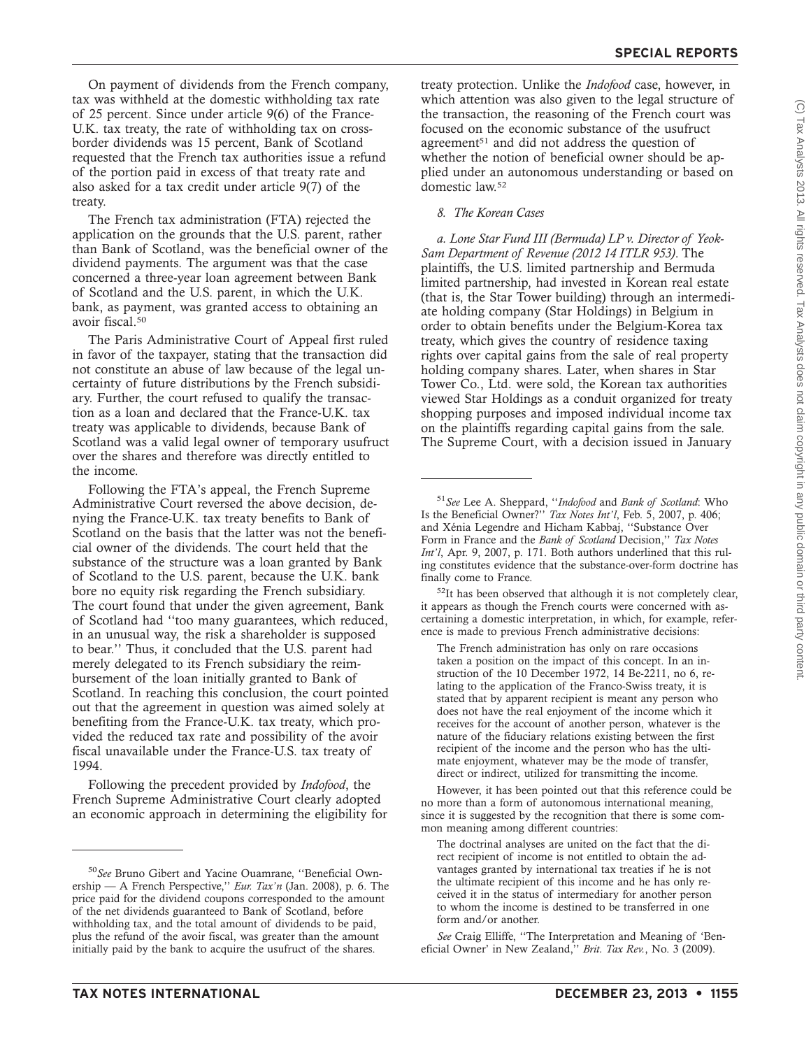On payment of dividends from the French company, tax was withheld at the domestic withholding tax rate of 25 percent. Since under article 9(6) of the France-U.K. tax treaty, the rate of withholding tax on cross-border dividends was 15 percent, Bank of Scotland requested that the French tax authorities issue a refund of the portion paid in excess of that treaty rate and also asked for a tax credit under article 9(7) of the treaty.

The French tax administration (FTA) rejected the application on the grounds that the U.S. parent, rather than Bank of Scotland, was the beneficial owner of the dividend payments. The argument was that the case concerned a three-year loan agreement between Bank of Scotland and the U.S. parent, in which the U.K. bank, as payment, was granted access to obtaining an avoir fiscal.[50]

The Paris Administrative Court of Appeal first ruled in favor of the taxpayer, stating that the transaction did not constitute an abuse of law because of the legal uncertainty of future distributions by the French subsidiary. Further, the court refused to qualify the transaction as a loan and declared that the France-U.K. tax treaty was applicable to dividends, because Bank of Scotland was a valid legal owner of temporary usufruct over the shares and therefore was directly entitled to the income.

Following the FTA's appeal, the French Supreme Administrative Court reversed the above decision, denying the France-U.K. tax treaty benefits to Bank of Scotland on the basis that the latter was not the beneficial owner of the dividends. The court held that the substance of the structure was a loan granted by Bank of Scotland to the U.S. parent, because the U.K. bank bore no equity risk regarding the French subsidiary. The court found that under the given agreement, Bank of Scotland had ''too many guarantees, which reduced, in an unusual way, the risk a shareholder is supposed to bear.'' Thus, it concluded that the U.S. parent had merely delegated to its French subsidiary the reimbursement of the loan initially granted to Bank of Scotland. In reaching this conclusion, the court pointed out that the agreement in question was aimed solely at benefiting from the France-U.K. tax treaty, which provided the reduced tax rate and possibility of the avoir fiscal unavailable under the France-U.S. tax treaty of 1994.

Following the precedent provided by *Indofood*, the French Supreme Administrative Court clearly adopted an economic approach in determining the eligibility for treaty protection. Unlike the *Indofood* case, however, in which attention was also given to the legal structure of the transaction, the reasoning of the French court was focused on the economic substance of the usufruct agreement[51] and did not address the question of whether the notion of beneficial owner should be applied under an autonomous understanding or based on domestic law.[52]

*8. The Korean Cases*

*a. Lone Star Fund III (Bermuda) LP v. Director of Yeok-Sam Department of Revenue (2012 14 ITLR 953).* The plaintiffs, the U.S. limited partnership and Bermuda limited partnership, had invested in Korean real estate (that is, the Star Tower building) through an intermediate holding company (Star Holdings) in Belgium in order to obtain benefits under the Belgium-Korea tax treaty, which gives the country of residence taxing rights over capital gains from the sale of real property holding company shares. Later, when shares in Star Tower Co., Ltd. were sold, the Korean tax authorities viewed Star Holdings as a conduit organized for treaty shopping purposes and imposed individual income tax on the plaintiffs regarding capital gains from the sale. The Supreme Court, with a decision issued in January

---

[50]*See* Bruno Gibert and Yacine Ouamrane, ''Beneficial Ownership — A French Perspective,'' *Eur. Tax'n* (Jan. 2008), p. 6. The price paid for the dividend coupons corresponded to the amount of the net dividends guaranteed to Bank of Scotland, before withholding tax, and the total amount of dividends to be paid, plus the refund of the avoir fiscal, was greater than the amount initially paid by the bank to acquire the usufruct of the shares.

[51]*See* Lee A. Sheppard, ''*Indofood* and *Bank of Scotland*: Who Is the Beneficial Owner?'' *Tax Notes Int'l*, Feb. 5, 2007, p. 406; and Xénia Legendre and Hicham Kabbaj, ''Substance Over Form in France and the *Bank of Scotland* Decision,'' *Tax Notes Int'l*, Apr. 9, 2007, p. 171. Both authors underlined that this ruling constitutes evidence that the substance-over-form doctrine has finally come to France.

[52]It has been observed that although it is not completely clear, it appears as though the French courts were concerned with ascertaining a domestic interpretation, in which, for example, reference is made to previous French administrative decisions:

> The French administration has only on rare occasions taken a position on the impact of this concept. In an instruction of the 10 December 1972, 14 Be-2211, no 6, relating to the application of the Franco-Swiss treaty, it is stated that by apparent recipient is meant any person who does not have the real enjoyment of the income which it receives for the account of another person, whatever is the nature of the fiduciary relations existing between the first recipient of the income and the person who has the ultimate enjoyment, whatever may be the mode of transfer, direct or indirect, utilized for transmitting the income.

However, it has been pointed out that this reference could be no more than a form of autonomous international meaning, since it is suggested by the recognition that there is some common meaning among different countries:

> The doctrinal analyses are united on the fact that the direct recipient of income is not entitled to obtain the advantages granted by international tax treaties if he is not the ultimate recipient of this income and he has only received it in the status of intermediary for another person to whom the income is destined to be transferred in one form and/or another.

*See* Craig Elliffe, ''The Interpretation and Meaning of 'Beneficial Owner' in New Zealand,'' *Brit. Tax Rev.*, No. 3 (2009).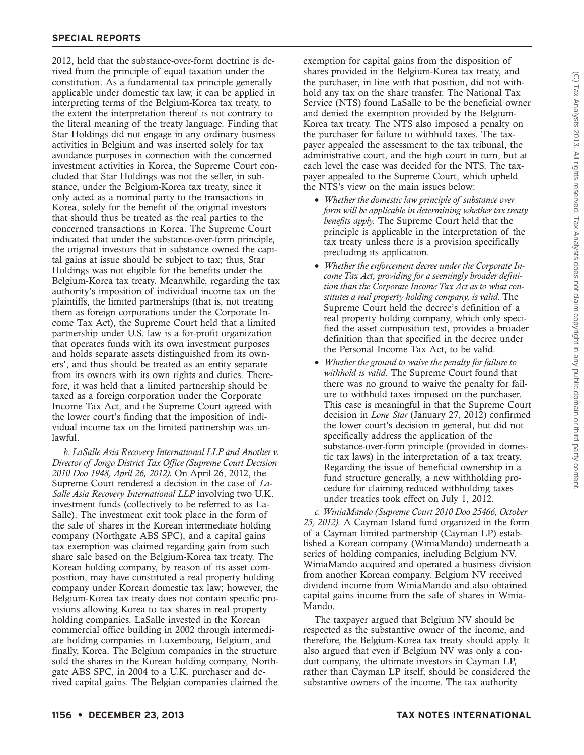2012, held that the substance-over-form doctrine is derived from the principle of equal taxation under the constitution. As a fundamental tax principle generally applicable under domestic tax law, it can be applied in interpreting terms of the Belgium-Korea tax treaty, to the extent the interpretation thereof is not contrary to the literal meaning of the treaty language. Finding that Star Holdings did not engage in any ordinary business activities in Belgium and was inserted solely for tax avoidance purposes in connection with the concerned investment activities in Korea, the Supreme Court concluded that Star Holdings was not the seller, in substance, under the Belgium-Korea tax treaty, since it only acted as a nominal party to the transactions in Korea, solely for the benefit of the original investors that should thus be treated as the real parties to the concerned transactions in Korea. The Supreme Court indicated that under the substance-over-form principle, the original investors that in substance owned the capital gains at issue should be subject to tax; thus, Star Holdings was not eligible for the benefits under the Belgium-Korea tax treaty. Meanwhile, regarding the tax authority's imposition of individual income tax on the plaintiffs, the limited partnerships (that is, not treating them as foreign corporations under the Corporate Income Tax Act), the Supreme Court held that a limited partnership under U.S. law is a for-profit organization that operates funds with its own investment purposes and holds separate assets distinguished from its owners', and thus should be treated as an entity separate from its owners with its own rights and duties. Therefore, it was held that a limited partnership should be taxed as a foreign corporation under the Corporate Income Tax Act, and the Supreme Court agreed with the lower court's finding that the imposition of individual income tax on the limited partnership was unlawful.

*b. LaSalle Asia Recovery International LLP and Another v. Director of Jongo District Tax Office (Supreme Court Decision 2010 Doo 1948, April 26, 2012).* On April 26, 2012, the Supreme Court rendered a decision in the case of *LaSalle Asia Recovery International LLP* involving two U.K. investment funds (collectively to be referred to as LaSalle). The investment exit took place in the form of the sale of shares in the Korean intermediate holding company (Northgate ABS SPC), and a capital gains tax exemption was claimed regarding gain from such share sale based on the Belgium-Korea tax treaty. The Korean holding company, by reason of its asset composition, may have constituted a real property holding company under Korean domestic tax law; however, the Belgium-Korea tax treaty does not contain specific provisions allowing Korea to tax shares in real property holding companies. LaSalle invested in the Korean commercial office building in 2002 through intermediate holding companies in Luxembourg, Belgium, and finally, Korea. The Belgium companies in the structure sold the shares in the Korean holding company, Northgate ABS SPC, in 2004 to a U.K. purchaser and derived capital gains. The Belgian companies claimed the exemption for capital gains from the disposition of shares provided in the Belgium-Korea tax treaty, and the purchaser, in line with that position, did not withhold any tax on the share transfer. The National Tax Service (NTS) found LaSalle to be the beneficial owner and denied the exemption provided by the Belgium-Korea tax treaty. The NTS also imposed a penalty on the purchaser for failure to withhold taxes. The taxpayer appealed the assessment to the tax tribunal, the administrative court, and the high court in turn, but at each level the case was decided for the NTS. The taxpayer appealed to the Supreme Court, which upheld the NTS's view on the main issues below:

- *Whether the domestic law principle of substance over form will be applicable in determining whether tax treaty benefits apply.* The Supreme Court held that the principle is applicable in the interpretation of the tax treaty unless there is a provision specifically precluding its application.
- *Whether the enforcement decree under the Corporate Income Tax Act, providing for a seemingly broader definition than the Corporate Income Tax Act as to what constitutes a real property holding company, is valid.* The Supreme Court held the decree's definition of a real property holding company, which only specified the asset composition test, provides a broader definition than that specified in the decree under the Personal Income Tax Act, to be valid.
- *Whether the ground to waive the penalty for failure to withhold is valid*. The Supreme Court found that there was no ground to waive the penalty for failure to withhold taxes imposed on the purchaser. This case is meaningful in that the Supreme Court decision in *Lone Star* (January 27, 2012) confirmed the lower court's decision in general, but did not specifically address the application of the substance-over-form principle (provided in domestic tax laws) in the interpretation of a tax treaty. Regarding the issue of beneficial ownership in a fund structure generally, a new withholding procedure for claiming reduced withholding taxes under treaties took effect on July 1, 2012.

*c. WiniaMando (Supreme Court 2010 Doo 25466, October 25, 2012).* A Cayman Island fund organized in the form of a Cayman limited partnership (Cayman LP) established a Korean company (WiniaMando) underneath a series of holding companies, including Belgium NV. WiniaMando acquired and operated a business division from another Korean company. Belgium NV received dividend income from WiniaMando and also obtained capital gains income from the sale of shares in WiniaMando.

The taxpayer argued that Belgium NV should be respected as the substantive owner of the income, and therefore, the Belgium-Korea tax treaty should apply. It also argued that even if Belgium NV was only a conduit company, the ultimate investors in Cayman LP, rather than Cayman LP itself, should be considered the substantive owners of the income. The tax authority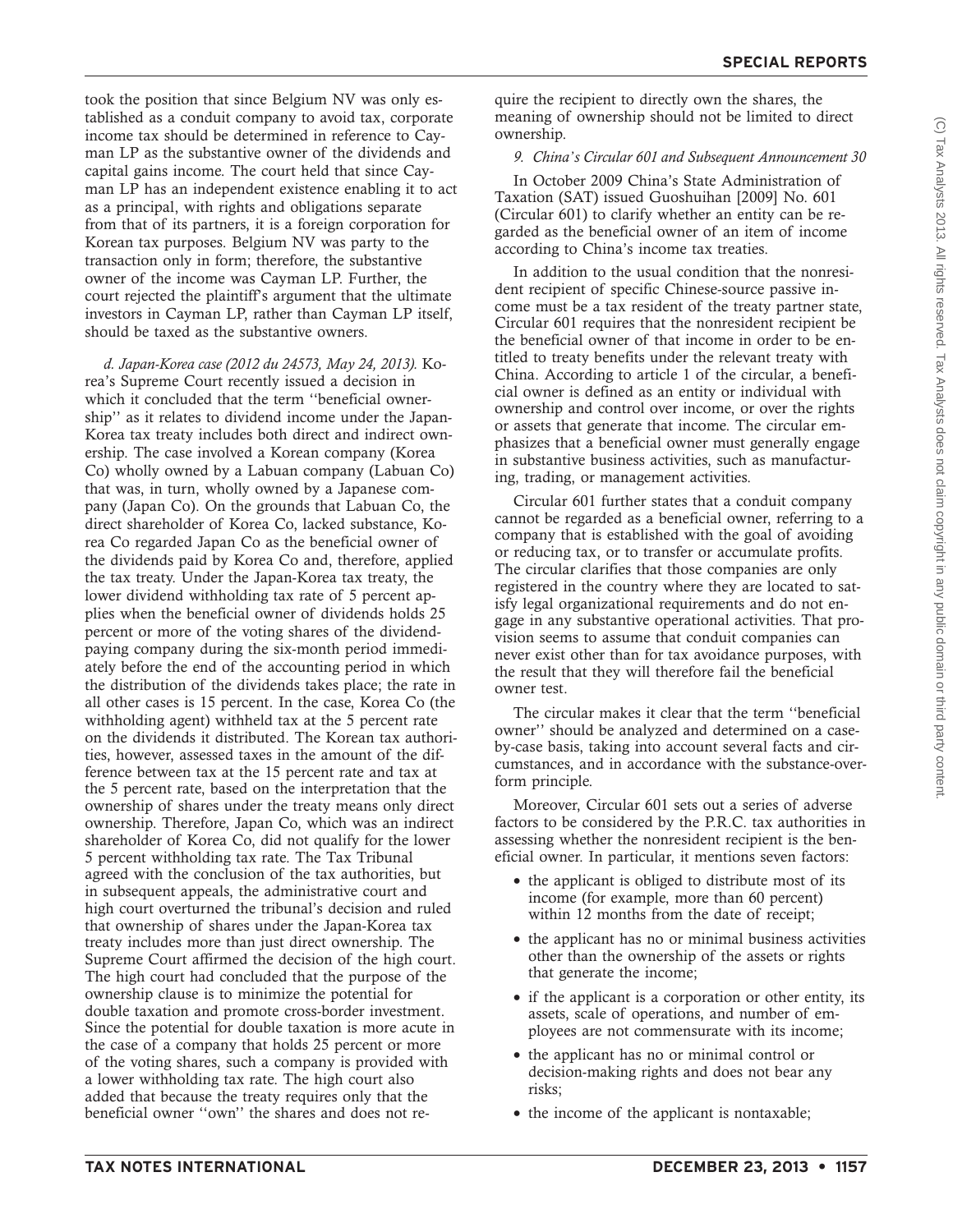took the position that since Belgium NV was only established as a conduit company to avoid tax, corporate income tax should be determined in reference to Cayman LP as the substantive owner of the dividends and capital gains income. The court held that since Cayman LP has an independent existence enabling it to act as a principal, with rights and obligations separate from that of its partners, it is a foreign corporation for Korean tax purposes. Belgium NV was party to the transaction only in form; therefore, the substantive owner of the income was Cayman LP. Further, the court rejected the plaintiff's argument that the ultimate investors in Cayman LP, rather than Cayman LP itself, should be taxed as the substantive owners.

*d. Japan-Korea case (2012 du 24573, May 24, 2013).* Korea's Supreme Court recently issued a decision in which it concluded that the term ''beneficial ownership'' as it relates to dividend income under the Japan-Korea tax treaty includes both direct and indirect ownership. The case involved a Korean company (Korea Co) wholly owned by a Labuan company (Labuan Co) that was, in turn, wholly owned by a Japanese company (Japan Co). On the grounds that Labuan Co, the direct shareholder of Korea Co, lacked substance, Korea Co regarded Japan Co as the beneficial owner of the dividends paid by Korea Co and, therefore, applied the tax treaty. Under the Japan-Korea tax treaty, the lower dividend withholding tax rate of 5 percent applies when the beneficial owner of dividends holds 25 percent or more of the voting shares of the dividend-paying company during the six-month period immediately before the end of the accounting period in which the distribution of the dividends takes place; the rate in all other cases is 15 percent. In the case, Korea Co (the withholding agent) withheld tax at the 5 percent rate on the dividends it distributed. The Korean tax authorities, however, assessed taxes in the amount of the difference between tax at the 15 percent rate and tax at the 5 percent rate, based on the interpretation that the ownership of shares under the treaty means only direct ownership. Therefore, Japan Co, which was an indirect shareholder of Korea Co, did not qualify for the lower 5 percent withholding tax rate. The Tax Tribunal agreed with the conclusion of the tax authorities, but in subsequent appeals, the administrative court and high court overturned the tribunal's decision and ruled that ownership of shares under the Japan-Korea tax treaty includes more than just direct ownership. The Supreme Court affirmed the decision of the high court. The high court had concluded that the purpose of the ownership clause is to minimize the potential for double taxation and promote cross-border investment. Since the potential for double taxation is more acute in the case of a company that holds 25 percent or more of the voting shares, such a company is provided with a lower withholding tax rate. The high court also added that because the treaty requires only that the beneficial owner ''own'' the shares and does not require the recipient to directly own the shares, the meaning of ownership should not be limited to direct ownership.

*9. China's Circular 601 and Subsequent Announcement 30*

In October 2009 China's State Administration of Taxation (SAT) issued Guoshuihan [2009] No. 601 (Circular 601) to clarify whether an entity can be regarded as the beneficial owner of an item of income according to China's income tax treaties.

In addition to the usual condition that the nonresident recipient of specific Chinese-source passive income must be a tax resident of the treaty partner state, Circular 601 requires that the nonresident recipient be the beneficial owner of that income in order to be entitled to treaty benefits under the relevant treaty with China. According to article 1 of the circular, a beneficial owner is defined as an entity or individual with ownership and control over income, or over the rights or assets that generate that income. The circular emphasizes that a beneficial owner must generally engage in substantive business activities, such as manufacturing, trading, or management activities.

Circular 601 further states that a conduit company cannot be regarded as a beneficial owner, referring to a company that is established with the goal of avoiding or reducing tax, or to transfer or accumulate profits. The circular clarifies that those companies are only registered in the country where they are located to satisfy legal organizational requirements and do not engage in any substantive operational activities. That provision seems to assume that conduit companies can never exist other than for tax avoidance purposes, with the result that they will therefore fail the beneficial owner test.

The circular makes it clear that the term ''beneficial owner'' should be analyzed and determined on a case-by-case basis, taking into account several facts and circumstances, and in accordance with the substance-over-form principle.

Moreover, Circular 601 sets out a series of adverse factors to be considered by the P.R.C. tax authorities in assessing whether the nonresident recipient is the beneficial owner. In particular, it mentions seven factors:

- the applicant is obliged to distribute most of its income (for example, more than 60 percent) within 12 months from the date of receipt;
- the applicant has no or minimal business activities other than the ownership of the assets or rights that generate the income;
- if the applicant is a corporation or other entity, its assets, scale of operations, and number of employees are not commensurate with its income;
- the applicant has no or minimal control or decision-making rights and does not bear any risks;
- the income of the applicant is nontaxable;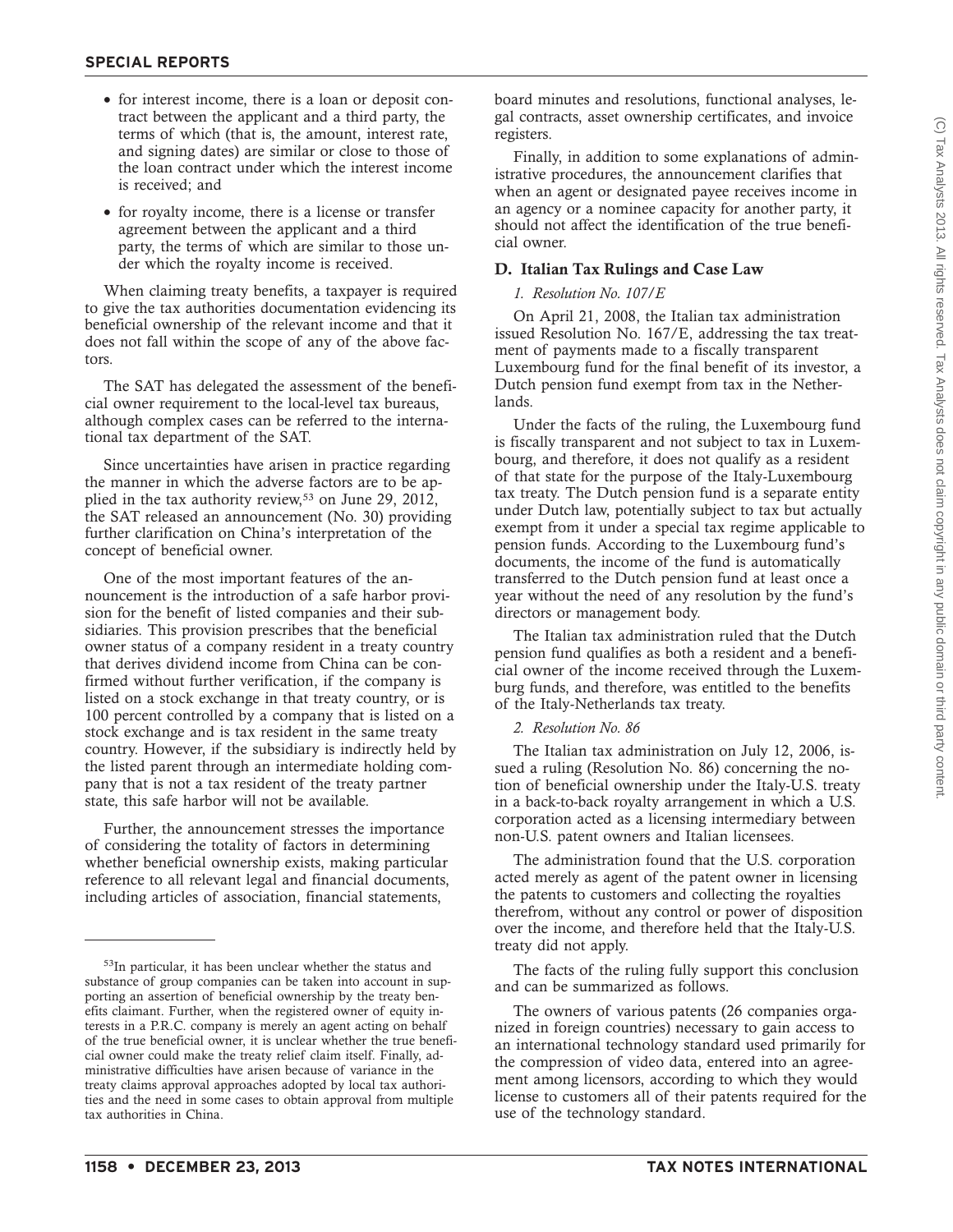- for interest income, there is a loan or deposit contract between the applicant and a third party, the terms of which (that is, the amount, interest rate, and signing dates) are similar or close to those of the loan contract under which the interest income is received; and

- for royalty income, there is a license or transfer agreement between the applicant and a third party, the terms of which are similar to those under which the royalty income is received.

When claiming treaty benefits, a taxpayer is required to give the tax authorities documentation evidencing its beneficial ownership of the relevant income and that it does not fall within the scope of any of the above factors.

The SAT has delegated the assessment of the beneficial owner requirement to the local-level tax bureaus, although complex cases can be referred to the international tax department of the SAT.

Since uncertainties have arisen in practice regarding the manner in which the adverse factors are to be applied in the tax authority review,[53] on June 29, 2012, the SAT released an announcement (No. 30) providing further clarification on China's interpretation of the concept of beneficial owner.

One of the most important features of the announcement is the introduction of a safe harbor provision for the benefit of listed companies and their subsidiaries. This provision prescribes that the beneficial owner status of a company resident in a treaty country that derives dividend income from China can be confirmed without further verification, if the company is listed on a stock exchange in that treaty country, or is 100 percent controlled by a company that is listed on a stock exchange and is tax resident in the same treaty country. However, if the subsidiary is indirectly held by the listed parent through an intermediate holding company that is not a tax resident of the treaty partner state, this safe harbor will not be available.

Further, the announcement stresses the importance of considering the totality of factors in determining whether beneficial ownership exists, making particular reference to all relevant legal and financial documents, including articles of association, financial statements, board minutes and resolutions, functional analyses, legal contracts, asset ownership certificates, and invoice registers.

Finally, in addition to some explanations of administrative procedures, the announcement clarifies that when an agent or designated payee receives income in an agency or a nominee capacity for another party, it should not affect the identification of the true beneficial owner.

### D. Italian Tax Rulings and Case Law

#### *1. Resolution No. 107/E*

On April 21, 2008, the Italian tax administration issued Resolution No. 167/E, addressing the tax treatment of payments made to a fiscally transparent Luxembourg fund for the final benefit of its investor, a Dutch pension fund exempt from tax in the Netherlands.

Under the facts of the ruling, the Luxembourg fund is fiscally transparent and not subject to tax in Luxembourg, and therefore, it does not qualify as a resident of that state for the purpose of the Italy-Luxembourg tax treaty. The Dutch pension fund is a separate entity under Dutch law, potentially subject to tax but actually exempt from it under a special tax regime applicable to pension funds. According to the Luxembourg fund's documents, the income of the fund is automatically transferred to the Dutch pension fund at least once a year without the need of any resolution by the fund's directors or management body.

The Italian tax administration ruled that the Dutch pension fund qualifies as both a resident and a beneficial owner of the income received through the Luxemburg funds, and therefore, was entitled to the benefits of the Italy-Netherlands tax treaty.

#### *2. Resolution No. 86*

The Italian tax administration on July 12, 2006, issued a ruling (Resolution No. 86) concerning the notion of beneficial ownership under the Italy-U.S. treaty in a back-to-back royalty arrangement in which a U.S. corporation acted as a licensing intermediary between non-U.S. patent owners and Italian licensees.

The administration found that the U.S. corporation acted merely as agent of the patent owner in licensing the patents to customers and collecting the royalties therefrom, without any control or power of disposition over the income, and therefore held that the Italy-U.S. treaty did not apply.

The facts of the ruling fully support this conclusion and can be summarized as follows.

The owners of various patents (26 companies organized in foreign countries) necessary to gain access to an international technology standard used primarily for the compression of video data, entered into an agreement among licensors, according to which they would license to customers all of their patents required for the use of the technology standard.

---

[53] In particular, it has been unclear whether the status and substance of group companies can be taken into account in supporting an assertion of beneficial ownership by the treaty benefits claimant. Further, when the registered owner of equity interests in a P.R.C. company is merely an agent acting on behalf of the true beneficial owner, it is unclear whether the true beneficial owner could make the treaty relief claim itself. Finally, administrative difficulties have arisen because of variance in the treaty claims approval approaches adopted by local tax authorities and the need in some cases to obtain approval from multiple tax authorities in China.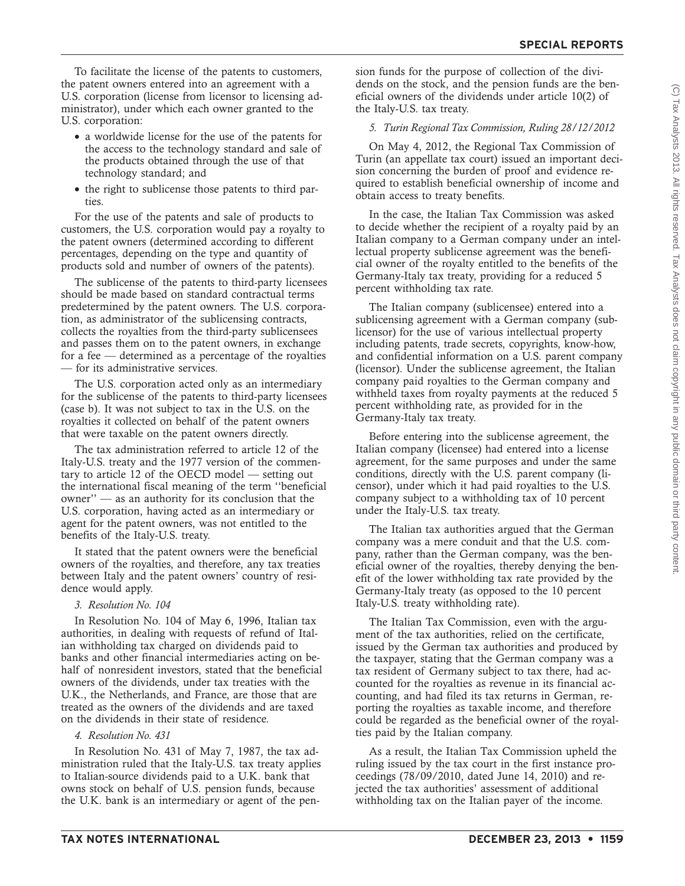To facilitate the license of the patents to customers, the patent owners entered into an agreement with a U.S. corporation (license from licensor to licensing administrator), under which each owner granted to the U.S. corporation:

- a worldwide license for the use of the patents for the access to the technology standard and sale of the products obtained through the use of that technology standard; and
- the right to sublicense those patents to third parties.

For the use of the patents and sale of products to customers, the U.S. corporation would pay a royalty to the patent owners (determined according to different percentages, depending on the type and quantity of products sold and number of owners of the patents).

The sublicense of the patents to third-party licensees should be made based on standard contractual terms predetermined by the patent owners. The U.S. corporation, as administrator of the sublicensing contracts, collects the royalties from the third-party sublicensees and passes them on to the patent owners, in exchange for a fee — determined as a percentage of the royalties — for its administrative services.

The U.S. corporation acted only as an intermediary for the sublicense of the patents to third-party licensees (case b). It was not subject to tax in the U.S. on the royalties it collected on behalf of the patent owners that were taxable on the patent owners directly.

The tax administration referred to article 12 of the Italy-U.S. treaty and the 1977 version of the commentary to article 12 of the OECD model — setting out the international fiscal meaning of the term ''beneficial owner'' — as an authority for its conclusion that the U.S. corporation, having acted as an intermediary or agent for the patent owners, was not entitled to the benefits of the Italy-U.S. treaty.

It stated that the patent owners were the beneficial owners of the royalties, and therefore, any tax treaties between Italy and the patent owners' country of residence would apply.

*3. Resolution No. 104*

In Resolution No. 104 of May 6, 1996, Italian tax authorities, in dealing with requests of refund of Italian withholding tax charged on dividends paid to banks and other financial intermediaries acting on behalf of nonresident investors, stated that the beneficial owners of the dividends, under tax treaties with the U.K., the Netherlands, and France, are those that are treated as the owners of the dividends and are taxed on the dividends in their state of residence.

*4. Resolution No. 431*

In Resolution No. 431 of May 7, 1987, the tax administration ruled that the Italy-U.S. tax treaty applies to Italian-source dividends paid to a U.K. bank that owns stock on behalf of U.S. pension funds, because the U.K. bank is an intermediary or agent of the pension funds for the purpose of collection of the dividends on the stock, and the pension funds are the beneficial owners of the dividends under article 10(2) of the Italy-U.S. tax treaty.

*5. Turin Regional Tax Commission, Ruling 28/12/2012*

On May 4, 2012, the Regional Tax Commission of Turin (an appellate tax court) issued an important decision concerning the burden of proof and evidence required to establish beneficial ownership of income and obtain access to treaty benefits.

In the case, the Italian Tax Commission was asked to decide whether the recipient of a royalty paid by an Italian company to a German company under an intellectual property sublicense agreement was the beneficial owner of the royalty entitled to the benefits of the Germany-Italy tax treaty, providing for a reduced 5 percent withholding tax rate.

The Italian company (sublicensee) entered into a sublicensing agreement with a German company (sublicensor) for the use of various intellectual property including patents, trade secrets, copyrights, know-how, and confidential information on a U.S. parent company (licensor). Under the sublicense agreement, the Italian company paid royalties to the German company and withheld taxes from royalty payments at the reduced 5 percent withholding rate, as provided for in the Germany-Italy tax treaty.

Before entering into the sublicense agreement, the Italian company (licensee) had entered into a license agreement, for the same purposes and under the same conditions, directly with the U.S. parent company (licensor), under which it had paid royalties to the U.S. company subject to a withholding tax of 10 percent under the Italy-U.S. tax treaty.

The Italian tax authorities argued that the German company was a mere conduit and that the U.S. company, rather than the German company, was the beneficial owner of the royalties, thereby denying the benefit of the lower withholding tax rate provided by the Germany-Italy treaty (as opposed to the 10 percent Italy-U.S. treaty withholding rate).

The Italian Tax Commission, even with the argument of the tax authorities, relied on the certificate, issued by the German tax authorities and produced by the taxpayer, stating that the German company was a tax resident of Germany subject to tax there, had accounted for the royalties as revenue in its financial accounting, and had filed its tax returns in German, reporting the royalties as taxable income, and therefore could be regarded as the beneficial owner of the royalties paid by the Italian company.

As a result, the Italian Tax Commission upheld the ruling issued by the tax court in the first instance proceedings (78/09/2010, dated June 14, 2010) and rejected the tax authorities' assessment of additional withholding tax on the Italian payer of the income.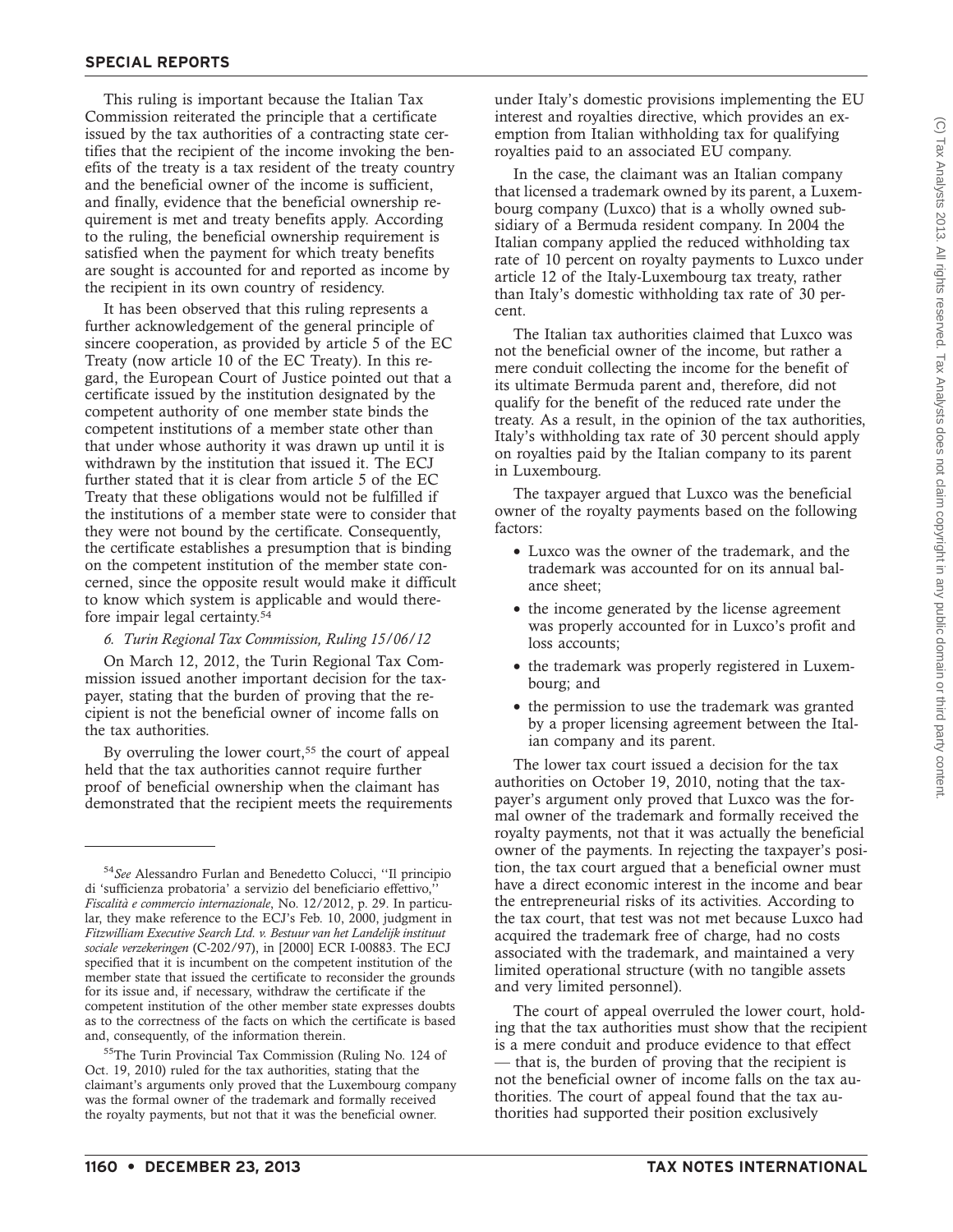This ruling is important because the Italian Tax Commission reiterated the principle that a certificate issued by the tax authorities of a contracting state certifies that the recipient of the income invoking the benefits of the treaty is a tax resident of the treaty country and the beneficial owner of the income is sufficient, and finally, evidence that the beneficial ownership requirement is met and treaty benefits apply. According to the ruling, the beneficial ownership requirement is satisfied when the payment for which treaty benefits are sought is accounted for and reported as income by the recipient in its own country of residency.

It has been observed that this ruling represents a further acknowledgement of the general principle of sincere cooperation, as provided by article 5 of the EC Treaty (now article 10 of the EC Treaty). In this regard, the European Court of Justice pointed out that a certificate issued by the institution designated by the competent authority of one member state binds the competent institutions of a member state other than that under whose authority it was drawn up until it is withdrawn by the institution that issued it. The ECJ further stated that it is clear from article 5 of the EC Treaty that these obligations would not be fulfilled if the institutions of a member state were to consider that they were not bound by the certificate. Consequently, the certificate establishes a presumption that is binding on the competent institution of the member state concerned, since the opposite result would make it difficult to know which system is applicable and would therefore impair legal certainty.[54]

*6. Turin Regional Tax Commission, Ruling 15/06/12*

On March 12, 2012, the Turin Regional Tax Commission issued another important decision for the taxpayer, stating that the burden of proving that the recipient is not the beneficial owner of income falls on the tax authorities.

By overruling the lower court,[55] the court of appeal held that the tax authorities cannot require further proof of beneficial ownership when the claimant has demonstrated that the recipient meets the requirements under Italy's domestic provisions implementing the EU interest and royalties directive, which provides an exemption from Italian withholding tax for qualifying royalties paid to an associated EU company.

In the case, the claimant was an Italian company that licensed a trademark owned by its parent, a Luxembourg company (Luxco) that is a wholly owned subsidiary of a Bermuda resident company. In 2004 the Italian company applied the reduced withholding tax rate of 10 percent on royalty payments to Luxco under article 12 of the Italy-Luxembourg tax treaty, rather than Italy's domestic withholding tax rate of 30 percent.

The Italian tax authorities claimed that Luxco was not the beneficial owner of the income, but rather a mere conduit collecting the income for the benefit of its ultimate Bermuda parent and, therefore, did not qualify for the benefit of the reduced rate under the treaty. As a result, in the opinion of the tax authorities, Italy's withholding tax rate of 30 percent should apply on royalties paid by the Italian company to its parent in Luxembourg.

The taxpayer argued that Luxco was the beneficial owner of the royalty payments based on the following factors:

- Luxco was the owner of the trademark, and the trademark was accounted for on its annual balance sheet;
- the income generated by the license agreement was properly accounted for in Luxco's profit and loss accounts;
- the trademark was properly registered in Luxembourg; and
- the permission to use the trademark was granted by a proper licensing agreement between the Italian company and its parent.

The lower tax court issued a decision for the tax authorities on October 19, 2010, noting that the taxpayer's argument only proved that Luxco was the formal owner of the trademark and formally received the royalty payments, not that it was actually the beneficial owner of the payments. In rejecting the taxpayer's position, the tax court argued that a beneficial owner must have a direct economic interest in the income and bear the entrepreneurial risks of its activities. According to the tax court, that test was not met because Luxco had acquired the trademark free of charge, had no costs associated with the trademark, and maintained a very limited operational structure (with no tangible assets and very limited personnel).

The court of appeal overruled the lower court, holding that the tax authorities must show that the recipient is a mere conduit and produce evidence to that effect — that is, the burden of proving that the recipient is not the beneficial owner of income falls on the tax authorities. The court of appeal found that the tax authorities had supported their position exclusively

---

[54]*See* Alessandro Furlan and Benedetto Colucci, ''Il principio di 'sufficienza probatoria' a servizio del beneficiario effettivo,'' *Fiscalità e commercio internazionale*, No. 12/2012, p. 29. In particular, they make reference to the ECJ's Feb. 10, 2000, judgment in *Fitzwilliam Executive Search Ltd. v. Bestuur van het Landelijk instituut sociale verzekeringen* (C-202/97), in [2000] ECR I-00883. The ECJ specified that it is incumbent on the competent institution of the member state that issued the certificate to reconsider the grounds for its issue and, if necessary, withdraw the certificate if the competent institution of the other member state expresses doubts as to the correctness of the facts on which the certificate is based and, consequently, of the information therein.

[55]The Turin Provincial Tax Commission (Ruling No. 124 of Oct. 19, 2010) ruled for the tax authorities, stating that the claimant's arguments only proved that the Luxembourg company was the formal owner of the trademark and formally received the royalty payments, but not that it was the beneficial owner.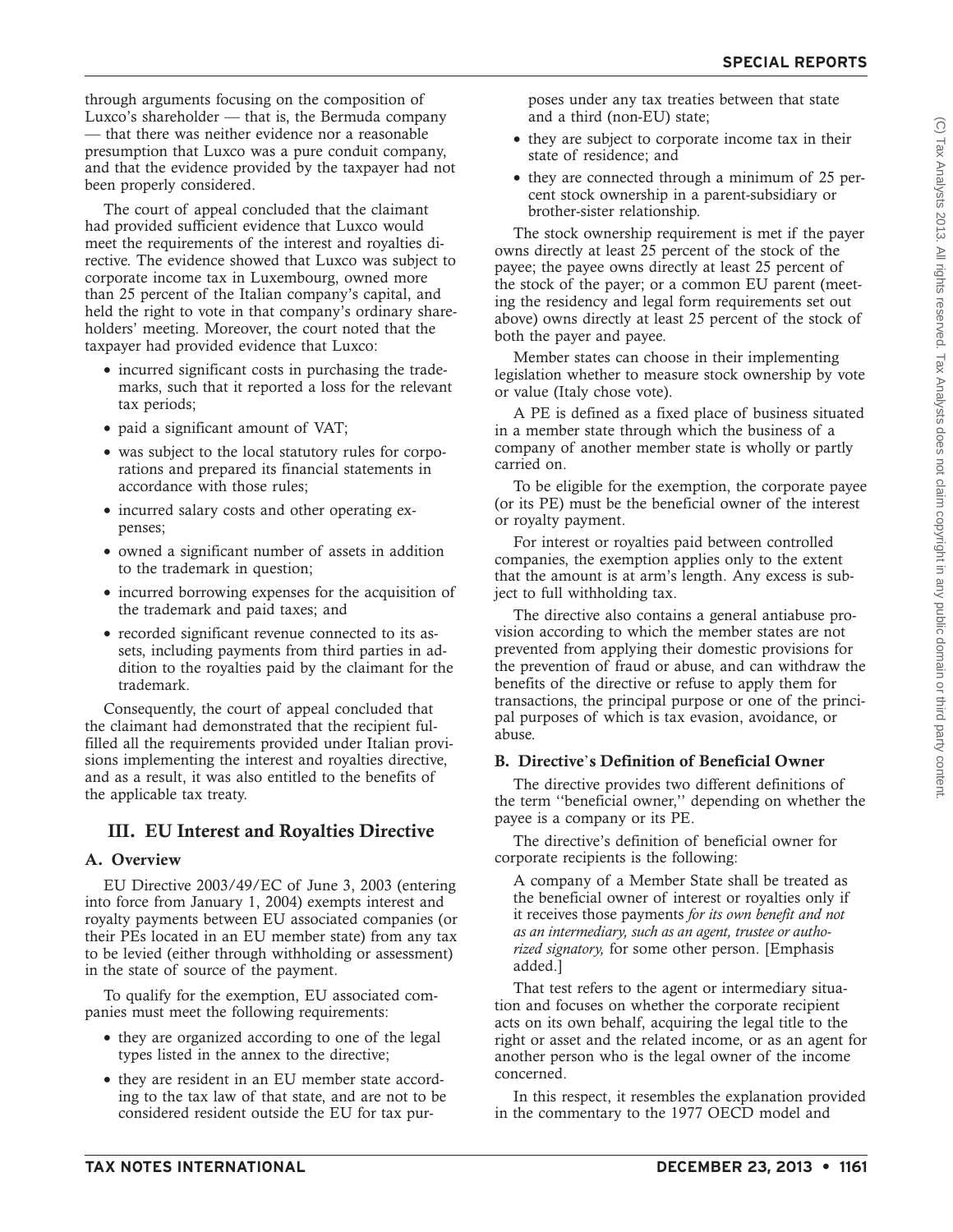through arguments focusing on the composition of Luxco's shareholder — that is, the Bermuda company — that there was neither evidence nor a reasonable presumption that Luxco was a pure conduit company, and that the evidence provided by the taxpayer had not been properly considered.

The court of appeal concluded that the claimant had provided sufficient evidence that Luxco would meet the requirements of the interest and royalties directive. The evidence showed that Luxco was subject to corporate income tax in Luxembourg, owned more than 25 percent of the Italian company's capital, and held the right to vote in that company's ordinary shareholders' meeting. Moreover, the court noted that the taxpayer had provided evidence that Luxco:

- incurred significant costs in purchasing the trademarks, such that it reported a loss for the relevant tax periods;
- paid a significant amount of VAT;
- was subject to the local statutory rules for corporations and prepared its financial statements in accordance with those rules;
- incurred salary costs and other operating expenses;
- owned a significant number of assets in addition to the trademark in question;
- incurred borrowing expenses for the acquisition of the trademark and paid taxes; and
- recorded significant revenue connected to its assets, including payments from third parties in addition to the royalties paid by the claimant for the trademark.

Consequently, the court of appeal concluded that the claimant had demonstrated that the recipient fulfilled all the requirements provided under Italian provisions implementing the interest and royalties directive, and as a result, it was also entitled to the benefits of the applicable tax treaty.

## III. EU Interest and Royalties Directive

### A. Overview

EU Directive 2003/49/EC of June 3, 2003 (entering into force from January 1, 2004) exempts interest and royalty payments between EU associated companies (or their PEs located in an EU member state) from any tax to be levied (either through withholding or assessment) in the state of source of the payment.

To qualify for the exemption, EU associated companies must meet the following requirements:

- they are organized according to one of the legal types listed in the annex to the directive;
- they are resident in an EU member state according to the tax law of that state, and are not to be considered resident outside the EU for tax purposes under any tax treaties between that state and a third (non-EU) state;
- they are subject to corporate income tax in their state of residence; and
- they are connected through a minimum of 25 percent stock ownership in a parent-subsidiary or brother-sister relationship.

The stock ownership requirement is met if the payer owns directly at least 25 percent of the stock of the payee; the payee owns directly at least 25 percent of the stock of the payer; or a common EU parent (meeting the residency and legal form requirements set out above) owns directly at least 25 percent of the stock of both the payer and payee.

Member states can choose in their implementing legislation whether to measure stock ownership by vote or value (Italy chose vote).

A PE is defined as a fixed place of business situated in a member state through which the business of a company of another member state is wholly or partly carried on.

To be eligible for the exemption, the corporate payee (or its PE) must be the beneficial owner of the interest or royalty payment.

For interest or royalties paid between controlled companies, the exemption applies only to the extent that the amount is at arm's length. Any excess is subject to full withholding tax.

The directive also contains a general antiabuse provision according to which the member states are not prevented from applying their domestic provisions for the prevention of fraud or abuse, and can withdraw the benefits of the directive or refuse to apply them for transactions, the principal purpose or one of the principal purposes of which is tax evasion, avoidance, or abuse.

### B. Directive's Definition of Beneficial Owner

The directive provides two different definitions of the term ''beneficial owner,'' depending on whether the payee is a company or its PE.

The directive's definition of beneficial owner for corporate recipients is the following:

> A company of a Member State shall be treated as the beneficial owner of interest or royalties only if it receives those payments *for its own benefit and not as an intermediary, such as an agent, trustee or authorized signatory,* for some other person. [Emphasis added.]

That test refers to the agent or intermediary situation and focuses on whether the corporate recipient acts on its own behalf, acquiring the legal title to the right or asset and the related income, or as an agent for another person who is the legal owner of the income concerned.

In this respect, it resembles the explanation provided in the commentary to the 1977 OECD model and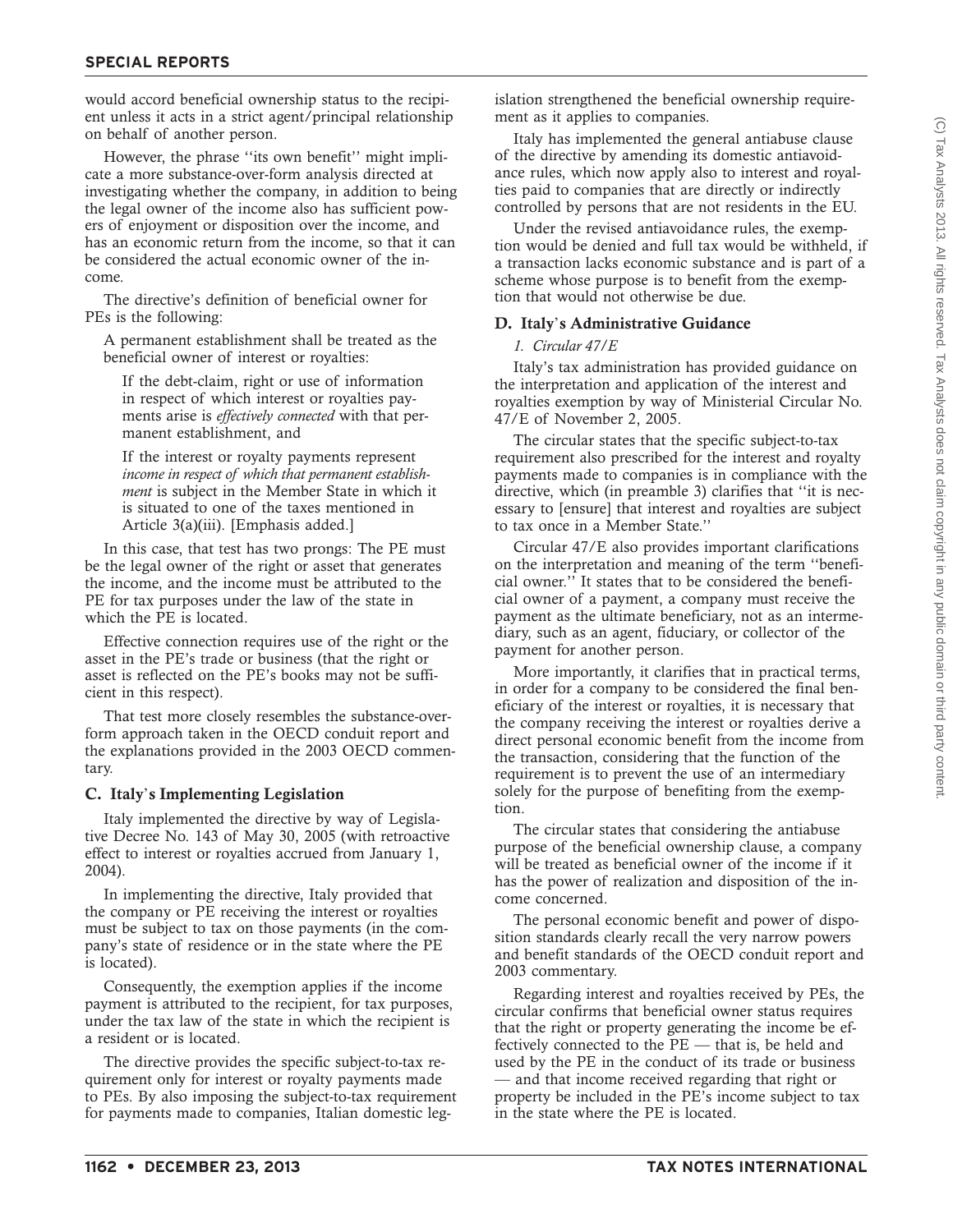would accord beneficial ownership status to the recipient unless it acts in a strict agent/principal relationship on behalf of another person.

However, the phrase ''its own benefit'' might implicate a more substance-over-form analysis directed at investigating whether the company, in addition to being the legal owner of the income also has sufficient powers of enjoyment or disposition over the income, and has an economic return from the income, so that it can be considered the actual economic owner of the income.

The directive's definition of beneficial owner for PEs is the following:

> A permanent establishment shall be treated as the beneficial owner of interest or royalties:
>
> > If the debt-claim, right or use of information in respect of which interest or royalties payments arise is *effectively connected* with that permanent establishment, and
> >
> > If the interest or royalty payments represent *income in respect of which that permanent establishment* is subject in the Member State in which it is situated to one of the taxes mentioned in Article 3(a)(iii). [Emphasis added.]

In this case, that test has two prongs: The PE must be the legal owner of the right or asset that generates the income, and the income must be attributed to the PE for tax purposes under the law of the state in which the PE is located.

Effective connection requires use of the right or the asset in the PE's trade or business (that the right or asset is reflected on the PE's books may not be sufficient in this respect).

That test more closely resembles the substance-over-form approach taken in the OECD conduit report and the explanations provided in the 2003 OECD commentary.

## C. Italy's Implementing Legislation

Italy implemented the directive by way of Legislative Decree No. 143 of May 30, 2005 (with retroactive effect to interest or royalties accrued from January 1, 2004).

In implementing the directive, Italy provided that the company or PE receiving the interest or royalties must be subject to tax on those payments (in the company's state of residence or in the state where the PE is located).

Consequently, the exemption applies if the income payment is attributed to the recipient, for tax purposes, under the tax law of the state in which the recipient is a resident or is located.

The directive provides the specific subject-to-tax requirement only for interest or royalty payments made to PEs. By also imposing the subject-to-tax requirement for payments made to companies, Italian domestic legislation strengthened the beneficial ownership requirement as it applies to companies.

Italy has implemented the general antiabuse clause of the directive by amending its domestic antiavoidance rules, which now apply also to interest and royalties paid to companies that are directly or indirectly controlled by persons that are not residents in the EU.

Under the revised antiavoidance rules, the exemption would be denied and full tax would be withheld, if a transaction lacks economic substance and is part of a scheme whose purpose is to benefit from the exemption that would not otherwise be due.

## D. Italy's Administrative Guidance

### *1. Circular 47/E*

Italy's tax administration has provided guidance on the interpretation and application of the interest and royalties exemption by way of Ministerial Circular No. 47/E of November 2, 2005.

The circular states that the specific subject-to-tax requirement also prescribed for the interest and royalty payments made to companies is in compliance with the directive, which (in preamble 3) clarifies that ''it is necessary to [ensure] that interest and royalties are subject to tax once in a Member State.''

Circular 47/E also provides important clarifications on the interpretation and meaning of the term ''beneficial owner.'' It states that to be considered the beneficial owner of a payment, a company must receive the payment as the ultimate beneficiary, not as an intermediary, such as an agent, fiduciary, or collector of the payment for another person.

More importantly, it clarifies that in practical terms, in order for a company to be considered the final beneficiary of the interest or royalties, it is necessary that the company receiving the interest or royalties derive a direct personal economic benefit from the income from the transaction, considering that the function of the requirement is to prevent the use of an intermediary solely for the purpose of benefiting from the exemption.

The circular states that considering the antiabuse purpose of the beneficial ownership clause, a company will be treated as beneficial owner of the income if it has the power of realization and disposition of the income concerned.

The personal economic benefit and power of disposition standards clearly recall the very narrow powers and benefit standards of the OECD conduit report and 2003 commentary.

Regarding interest and royalties received by PEs, the circular confirms that beneficial owner status requires that the right or property generating the income be effectively connected to the PE — that is, be held and used by the PE in the conduct of its trade or business — and that income received regarding that right or property be included in the PE's income subject to tax in the state where the PE is located.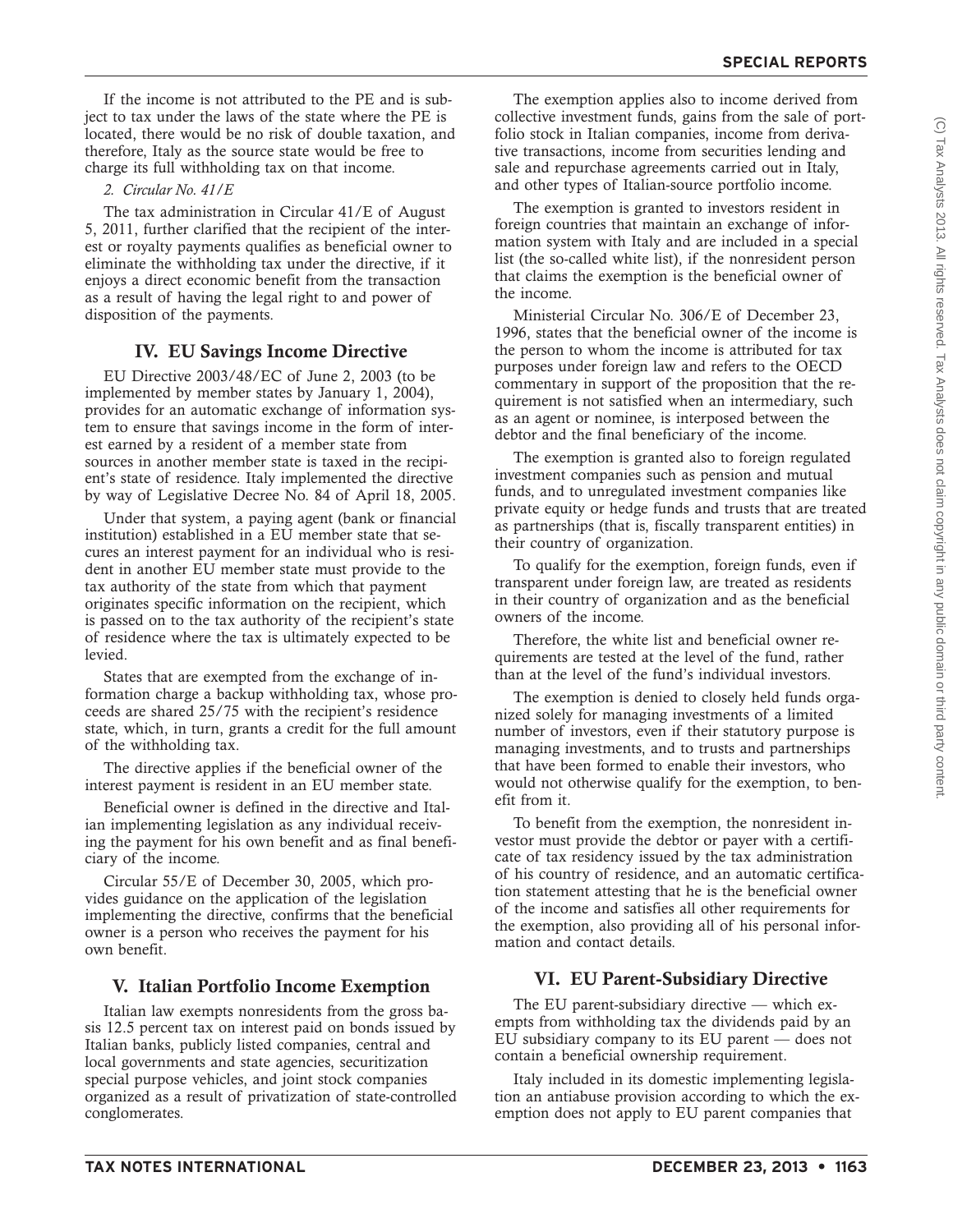If the income is not attributed to the PE and is subject to tax under the laws of the state where the PE is located, there would be no risk of double taxation, and therefore, Italy as the source state would be free to charge its full withholding tax on that income.

*2. Circular No. 41/E*

The tax administration in Circular 41/E of August 5, 2011, further clarified that the recipient of the interest or royalty payments qualifies as beneficial owner to eliminate the withholding tax under the directive, if it enjoys a direct economic benefit from the transaction as a result of having the legal right to and power of disposition of the payments.

## IV. EU Savings Income Directive

EU Directive 2003/48/EC of June 2, 2003 (to be implemented by member states by January 1, 2004), provides for an automatic exchange of information system to ensure that savings income in the form of interest earned by a resident of a member state from sources in another member state is taxed in the recipient's state of residence. Italy implemented the directive by way of Legislative Decree No. 84 of April 18, 2005.

Under that system, a paying agent (bank or financial institution) established in a EU member state that secures an interest payment for an individual who is resident in another EU member state must provide to the tax authority of the state from which that payment originates specific information on the recipient, which is passed on to the tax authority of the recipient's state of residence where the tax is ultimately expected to be levied.

States that are exempted from the exchange of information charge a backup withholding tax, whose proceeds are shared 25/75 with the recipient's residence state, which, in turn, grants a credit for the full amount of the withholding tax.

The directive applies if the beneficial owner of the interest payment is resident in an EU member state.

Beneficial owner is defined in the directive and Italian implementing legislation as any individual receiving the payment for his own benefit and as final beneficiary of the income.

Circular 55/E of December 30, 2005, which provides guidance on the application of the legislation implementing the directive, confirms that the beneficial owner is a person who receives the payment for his own benefit.

## V. Italian Portfolio Income Exemption

Italian law exempts nonresidents from the gross basis 12.5 percent tax on interest paid on bonds issued by Italian banks, publicly listed companies, central and local governments and state agencies, securitization special purpose vehicles, and joint stock companies organized as a result of privatization of state-controlled conglomerates.

The exemption applies also to income derived from collective investment funds, gains from the sale of portfolio stock in Italian companies, income from derivative transactions, income from securities lending and sale and repurchase agreements carried out in Italy, and other types of Italian-source portfolio income.

The exemption is granted to investors resident in foreign countries that maintain an exchange of information system with Italy and are included in a special list (the so-called white list), if the nonresident person that claims the exemption is the beneficial owner of the income.

Ministerial Circular No. 306/E of December 23, 1996, states that the beneficial owner of the income is the person to whom the income is attributed for tax purposes under foreign law and refers to the OECD commentary in support of the proposition that the requirement is not satisfied when an intermediary, such as an agent or nominee, is interposed between the debtor and the final beneficiary of the income.

The exemption is granted also to foreign regulated investment companies such as pension and mutual funds, and to unregulated investment companies like private equity or hedge funds and trusts that are treated as partnerships (that is, fiscally transparent entities) in their country of organization.

To qualify for the exemption, foreign funds, even if transparent under foreign law, are treated as residents in their country of organization and as the beneficial owners of the income.

Therefore, the white list and beneficial owner requirements are tested at the level of the fund, rather than at the level of the fund's individual investors.

The exemption is denied to closely held funds organized solely for managing investments of a limited number of investors, even if their statutory purpose is managing investments, and to trusts and partnerships that have been formed to enable their investors, who would not otherwise qualify for the exemption, to benefit from it.

To benefit from the exemption, the nonresident investor must provide the debtor or payer with a certificate of tax residency issued by the tax administration of his country of residence, and an automatic certification statement attesting that he is the beneficial owner of the income and satisfies all other requirements for the exemption, also providing all of his personal information and contact details.

## VI. EU Parent-Subsidiary Directive

The EU parent-subsidiary directive — which exempts from withholding tax the dividends paid by an EU subsidiary company to its EU parent — does not contain a beneficial ownership requirement.

Italy included in its domestic implementing legislation an antiabuse provision according to which the exemption does not apply to EU parent companies that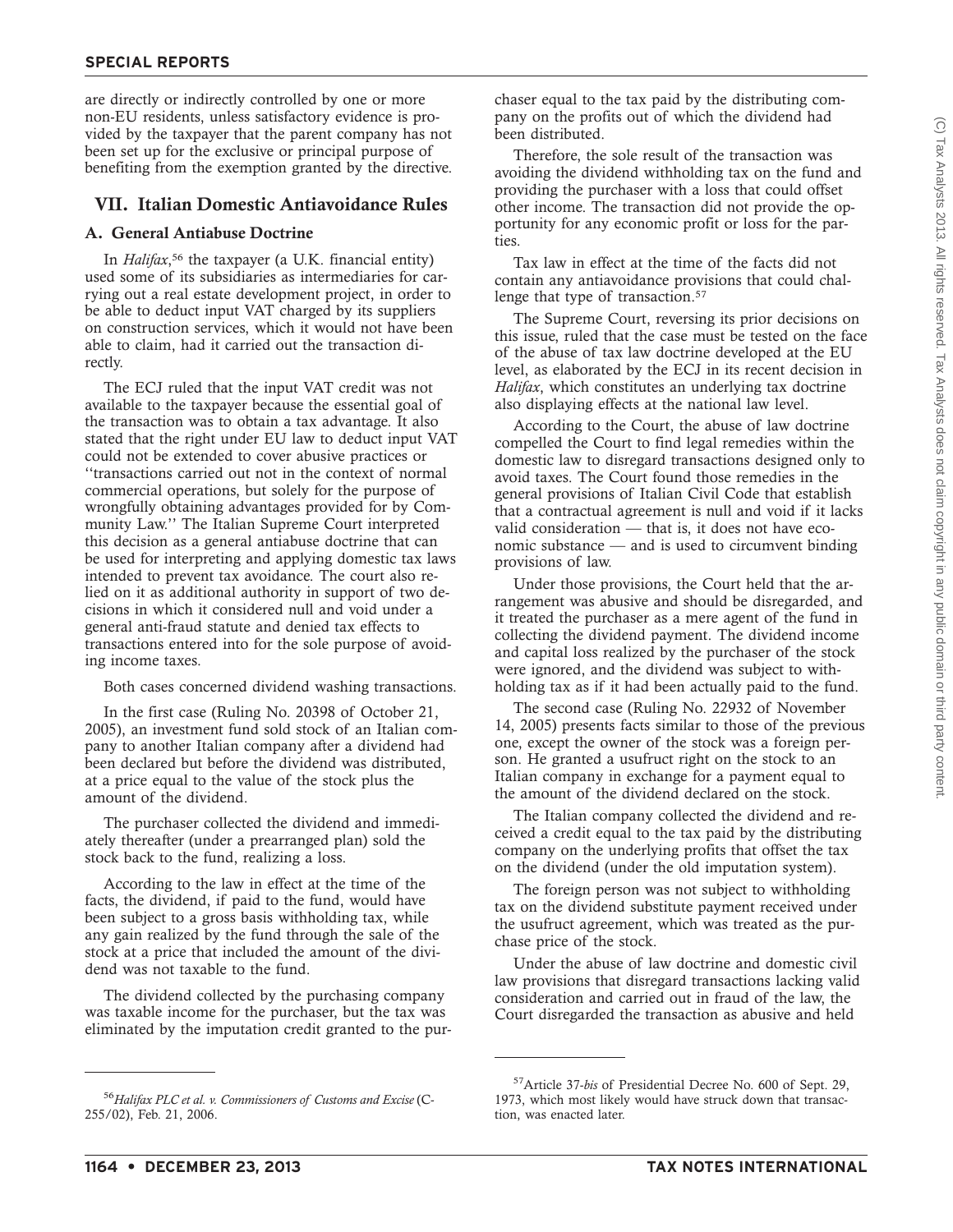are directly or indirectly controlled by one or more non-EU residents, unless satisfactory evidence is provided by the taxpayer that the parent company has not been set up for the exclusive or principal purpose of benefiting from the exemption granted by the directive.

## VII. Italian Domestic Antiavoidance Rules

### A. General Antiabuse Doctrine

In *Halifax*,[56] the taxpayer (a U.K. financial entity) used some of its subsidiaries as intermediaries for carrying out a real estate development project, in order to be able to deduct input VAT charged by its suppliers on construction services, which it would not have been able to claim, had it carried out the transaction directly.

The ECJ ruled that the input VAT credit was not available to the taxpayer because the essential goal of the transaction was to obtain a tax advantage. It also stated that the right under EU law to deduct input VAT could not be extended to cover abusive practices or ''transactions carried out not in the context of normal commercial operations, but solely for the purpose of wrongfully obtaining advantages provided for by Community Law.'' The Italian Supreme Court interpreted this decision as a general antiabuse doctrine that can be used for interpreting and applying domestic tax laws intended to prevent tax avoidance. The court also relied on it as additional authority in support of two decisions in which it considered null and void under a general anti-fraud statute and denied tax effects to transactions entered into for the sole purpose of avoiding income taxes.

Both cases concerned dividend washing transactions.

In the first case (Ruling No. 20398 of October 21, 2005), an investment fund sold stock of an Italian company to another Italian company after a dividend had been declared but before the dividend was distributed, at a price equal to the value of the stock plus the amount of the dividend.

The purchaser collected the dividend and immediately thereafter (under a prearranged plan) sold the stock back to the fund, realizing a loss.

According to the law in effect at the time of the facts, the dividend, if paid to the fund, would have been subject to a gross basis withholding tax, while any gain realized by the fund through the sale of the stock at a price that included the amount of the dividend was not taxable to the fund.

The dividend collected by the purchasing company was taxable income for the purchaser, but the tax was eliminated by the imputation credit granted to the purchaser equal to the tax paid by the distributing company on the profits out of which the dividend had been distributed.

Therefore, the sole result of the transaction was avoiding the dividend withholding tax on the fund and providing the purchaser with a loss that could offset other income. The transaction did not provide the opportunity for any economic profit or loss for the parties.

Tax law in effect at the time of the facts did not contain any antiavoidance provisions that could challenge that type of transaction.[57]

The Supreme Court, reversing its prior decisions on this issue, ruled that the case must be tested on the face of the abuse of tax law doctrine developed at the EU level, as elaborated by the ECJ in its recent decision in *Halifax*, which constitutes an underlying tax doctrine also displaying effects at the national law level.

According to the Court, the abuse of law doctrine compelled the Court to find legal remedies within the domestic law to disregard transactions designed only to avoid taxes. The Court found those remedies in the general provisions of Italian Civil Code that establish that a contractual agreement is null and void if it lacks valid consideration — that is, it does not have economic substance — and is used to circumvent binding provisions of law.

Under those provisions, the Court held that the arrangement was abusive and should be disregarded, and it treated the purchaser as a mere agent of the fund in collecting the dividend payment. The dividend income and capital loss realized by the purchaser of the stock were ignored, and the dividend was subject to withholding tax as if it had been actually paid to the fund.

The second case (Ruling No. 22932 of November 14, 2005) presents facts similar to those of the previous one, except the owner of the stock was a foreign person. He granted a usufruct right on the stock to an Italian company in exchange for a payment equal to the amount of the dividend declared on the stock.

The Italian company collected the dividend and received a credit equal to the tax paid by the distributing company on the underlying profits that offset the tax on the dividend (under the old imputation system).

The foreign person was not subject to withholding tax on the dividend substitute payment received under the usufruct agreement, which was treated as the purchase price of the stock.

Under the abuse of law doctrine and domestic civil law provisions that disregard transactions lacking valid consideration and carried out in fraud of the law, the Court disregarded the transaction as abusive and held

---

[56] *Halifax PLC et al. v. Commissioners of Customs and Excise* (C-255/02), Feb. 21, 2006.

[57] Article 37-*bis* of Presidential Decree No. 600 of Sept. 29, 1973, which most likely would have struck down that transaction, was enacted later.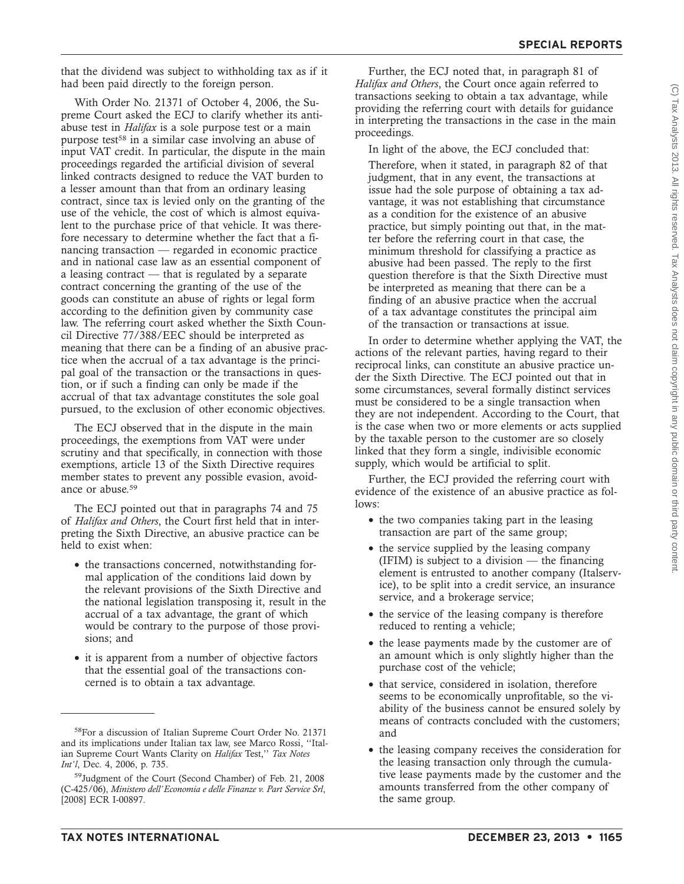that the dividend was subject to withholding tax as if it had been paid directly to the foreign person.

With Order No. 21371 of October 4, 2006, the Supreme Court asked the ECJ to clarify whether its anti-abuse test in *Halifax* is a sole purpose test or a main purpose test[58] in a similar case involving an abuse of input VAT credit. In particular, the dispute in the main proceedings regarded the artificial division of several linked contracts designed to reduce the VAT burden to a lesser amount than that from an ordinary leasing contract, since tax is levied only on the granting of the use of the vehicle, the cost of which is almost equivalent to the purchase price of that vehicle. It was therefore necessary to determine whether the fact that a financing transaction — regarded in economic practice and in national case law as an essential component of a leasing contract — that is regulated by a separate contract concerning the granting of the use of the goods can constitute an abuse of rights or legal form according to the definition given by community case law. The referring court asked whether the Sixth Council Directive 77/388/EEC should be interpreted as meaning that there can be a finding of an abusive practice when the accrual of a tax advantage is the principal goal of the transaction or the transactions in question, or if such a finding can only be made if the accrual of that tax advantage constitutes the sole goal pursued, to the exclusion of other economic objectives.

The ECJ observed that in the dispute in the main proceedings, the exemptions from VAT were under scrutiny and that specifically, in connection with those exemptions, article 13 of the Sixth Directive requires member states to prevent any possible evasion, avoidance or abuse.[59]

The ECJ pointed out that in paragraphs 74 and 75 of *Halifax and Others*, the Court first held that in interpreting the Sixth Directive, an abusive practice can be held to exist when:

- the transactions concerned, notwithstanding formal application of the conditions laid down by the relevant provisions of the Sixth Directive and the national legislation transposing it, result in the accrual of a tax advantage, the grant of which would be contrary to the purpose of those provisions; and
- it is apparent from a number of objective factors that the essential goal of the transactions concerned is to obtain a tax advantage.

Further, the ECJ noted that, in paragraph 81 of *Halifax and Others*, the Court once again referred to transactions seeking to obtain a tax advantage, while providing the referring court with details for guidance in interpreting the transactions in the case in the main proceedings.

In light of the above, the ECJ concluded that:

> Therefore, when it stated, in paragraph 82 of that judgment, that in any event, the transactions at issue had the sole purpose of obtaining a tax advantage, it was not establishing that circumstance as a condition for the existence of an abusive practice, but simply pointing out that, in the matter before the referring court in that case, the minimum threshold for classifying a practice as abusive had been passed. The reply to the first question therefore is that the Sixth Directive must be interpreted as meaning that there can be a finding of an abusive practice when the accrual of a tax advantage constitutes the principal aim of the transaction or transactions at issue.

In order to determine whether applying the VAT, the actions of the relevant parties, having regard to their reciprocal links, can constitute an abusive practice under the Sixth Directive. The ECJ pointed out that in some circumstances, several formally distinct services must be considered to be a single transaction when they are not independent. According to the Court, that is the case when two or more elements or acts supplied by the taxable person to the customer are so closely linked that they form a single, indivisible economic supply, which would be artificial to split.

Further, the ECJ provided the referring court with evidence of the existence of an abusive practice as follows:

- the two companies taking part in the leasing transaction are part of the same group;
- the service supplied by the leasing company (IFIM) is subject to a division — the financing element is entrusted to another company (Italservice), to be split into a credit service, an insurance service, and a brokerage service;
- the service of the leasing company is therefore reduced to renting a vehicle;
- the lease payments made by the customer are of an amount which is only slightly higher than the purchase cost of the vehicle;
- that service, considered in isolation, therefore seems to be economically unprofitable, so the viability of the business cannot be ensured solely by means of contracts concluded with the customers; and
- the leasing company receives the consideration for the leasing transaction only through the cumulative lease payments made by the customer and the amounts transferred from the other company of the same group.

---

[58]For a discussion of Italian Supreme Court Order No. 21371 and its implications under Italian tax law, see Marco Rossi, ''Italian Supreme Court Wants Clarity on *Halifax* Test,'' *Tax Notes Int'l*, Dec. 4, 2006, p. 735.

[59]Judgment of the Court (Second Chamber) of Feb. 21, 2008 (C-425/06), *Ministero dell'Economia e delle Finanze v. Part Service Srl*, [2008] ECR I-00897.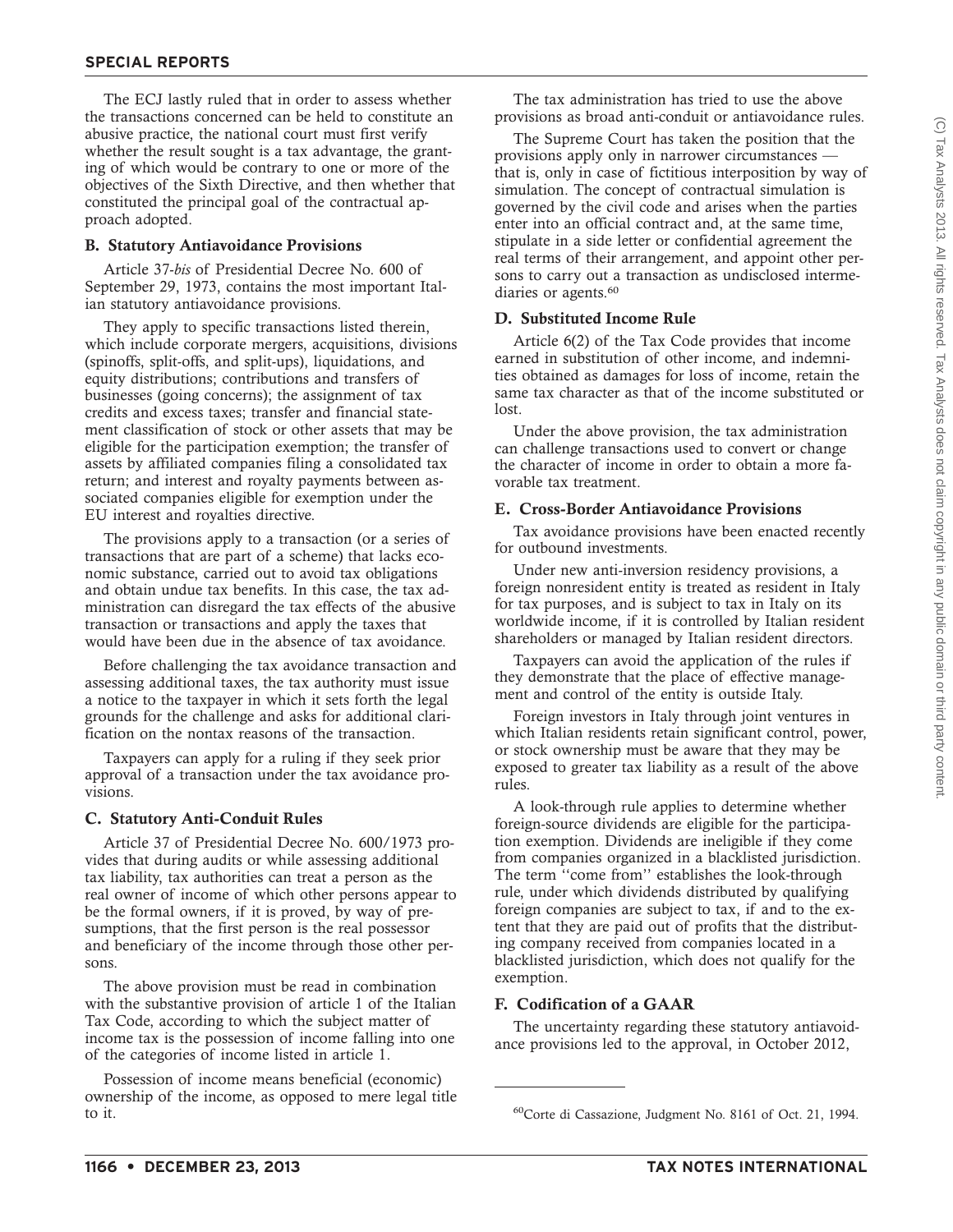The ECJ lastly ruled that in order to assess whether the transactions concerned can be held to constitute an abusive practice, the national court must first verify whether the result sought is a tax advantage, the granting of which would be contrary to one or more of the objectives of the Sixth Directive, and then whether that constituted the principal goal of the contractual approach adopted.

### B. Statutory Antiavoidance Provisions

Article 37-*bis* of Presidential Decree No. 600 of September 29, 1973, contains the most important Italian statutory antiavoidance provisions.

They apply to specific transactions listed therein, which include corporate mergers, acquisitions, divisions (spinoffs, split-offs, and split-ups), liquidations, and equity distributions; contributions and transfers of businesses (going concerns); the assignment of tax credits and excess taxes; transfer and financial statement classification of stock or other assets that may be eligible for the participation exemption; the transfer of assets by affiliated companies filing a consolidated tax return; and interest and royalty payments between associated companies eligible for exemption under the EU interest and royalties directive.

The provisions apply to a transaction (or a series of transactions that are part of a scheme) that lacks economic substance, carried out to avoid tax obligations and obtain undue tax benefits. In this case, the tax administration can disregard the tax effects of the abusive transaction or transactions and apply the taxes that would have been due in the absence of tax avoidance.

Before challenging the tax avoidance transaction and assessing additional taxes, the tax authority must issue a notice to the taxpayer in which it sets forth the legal grounds for the challenge and asks for additional clarification on the nontax reasons of the transaction.

Taxpayers can apply for a ruling if they seek prior approval of a transaction under the tax avoidance provisions.

### C. Statutory Anti-Conduit Rules

Article 37 of Presidential Decree No. 600/1973 provides that during audits or while assessing additional tax liability, tax authorities can treat a person as the real owner of income of which other persons appear to be the formal owners, if it is proved, by way of presumptions, that the first person is the real possessor and beneficiary of the income through those other persons.

The above provision must be read in combination with the substantive provision of article 1 of the Italian Tax Code, according to which the subject matter of income tax is the possession of income falling into one of the categories of income listed in article 1.

Possession of income means beneficial (economic) ownership of the income, as opposed to mere legal title to it.

The tax administration has tried to use the above provisions as broad anti-conduit or antiavoidance rules.

The Supreme Court has taken the position that the provisions apply only in narrower circumstances — that is, only in case of fictitious interposition by way of simulation. The concept of contractual simulation is governed by the civil code and arises when the parties enter into an official contract and, at the same time, stipulate in a side letter or confidential agreement the real terms of their arrangement, and appoint other persons to carry out a transaction as undisclosed intermediaries or agents.[60]

### D. Substituted Income Rule

Article 6(2) of the Tax Code provides that income earned in substitution of other income, and indemnities obtained as damages for loss of income, retain the same tax character as that of the income substituted or lost.

Under the above provision, the tax administration can challenge transactions used to convert or change the character of income in order to obtain a more favorable tax treatment.

### E. Cross-Border Antiavoidance Provisions

Tax avoidance provisions have been enacted recently for outbound investments.

Under new anti-inversion residency provisions, a foreign nonresident entity is treated as resident in Italy for tax purposes, and is subject to tax in Italy on its worldwide income, if it is controlled by Italian resident shareholders or managed by Italian resident directors.

Taxpayers can avoid the application of the rules if they demonstrate that the place of effective management and control of the entity is outside Italy.

Foreign investors in Italy through joint ventures in which Italian residents retain significant control, power, or stock ownership must be aware that they may be exposed to greater tax liability as a result of the above rules.

A look-through rule applies to determine whether foreign-source dividends are eligible for the participation exemption. Dividends are ineligible if they come from companies organized in a blacklisted jurisdiction. The term ''come from'' establishes the look-through rule, under which dividends distributed by qualifying foreign companies are subject to tax, if and to the extent that they are paid out of profits that the distributing company received from companies located in a blacklisted jurisdiction, which does not qualify for the exemption.

### F. Codification of a GAAR

The uncertainty regarding these statutory antiavoidance provisions led to the approval, in October 2012,

---

[60] Corte di Cassazione, Judgment No. 8161 of Oct. 21, 1994.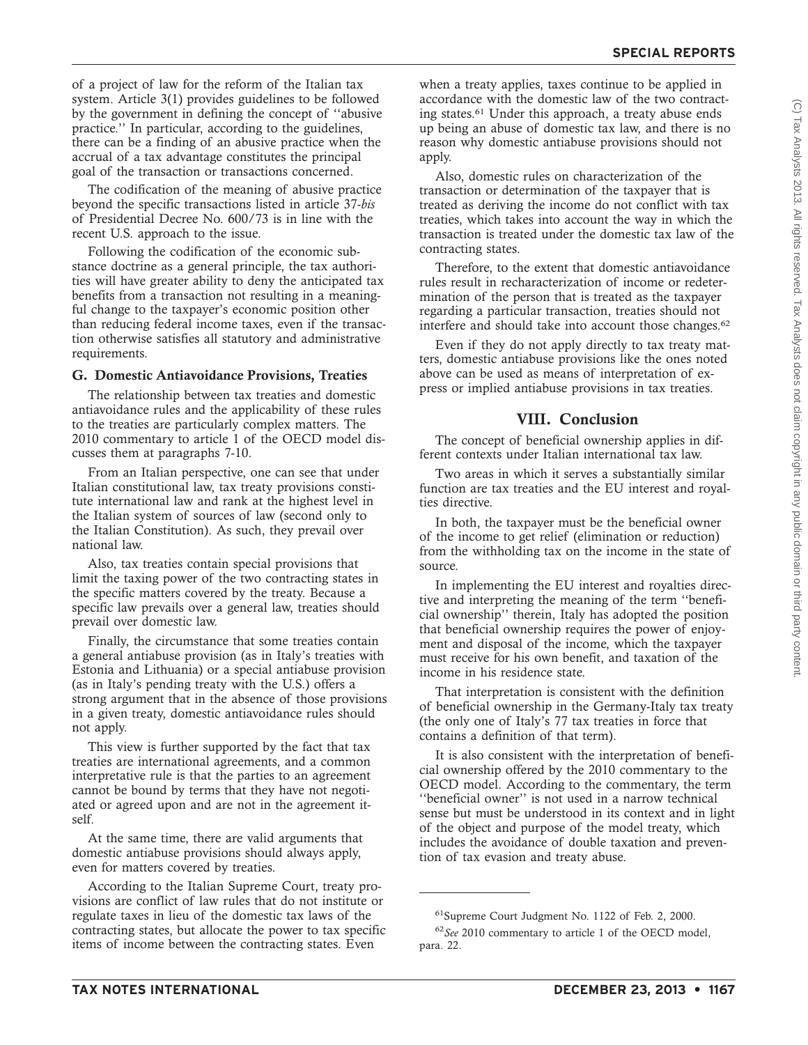of a project of law for the reform of the Italian tax system. Article 3(1) provides guidelines to be followed by the government in defining the concept of ''abusive practice.'' In particular, according to the guidelines, there can be a finding of an abusive practice when the accrual of a tax advantage constitutes the principal goal of the transaction or transactions concerned.

The codification of the meaning of abusive practice beyond the specific transactions listed in article 37-*bis* of Presidential Decree No. 600/73 is in line with the recent U.S. approach to the issue.

Following the codification of the economic substance doctrine as a general principle, the tax authorities will have greater ability to deny the anticipated tax benefits from a transaction not resulting in a meaningful change to the taxpayer's economic position other than reducing federal income taxes, even if the transaction otherwise satisfies all statutory and administrative requirements.

### G. Domestic Antiavoidance Provisions, Treaties

The relationship between tax treaties and domestic antiavoidance rules and the applicability of these rules to the treaties are particularly complex matters. The 2010 commentary to article 1 of the OECD model discusses them at paragraphs 7-10.

From an Italian perspective, one can see that under Italian constitutional law, tax treaty provisions constitute international law and rank at the highest level in the Italian system of sources of law (second only to the Italian Constitution). As such, they prevail over national law.

Also, tax treaties contain special provisions that limit the taxing power of the two contracting states in the specific matters covered by the treaty. Because a specific law prevails over a general law, treaties should prevail over domestic law.

Finally, the circumstance that some treaties contain a general antiabuse provision (as in Italy's treaties with Estonia and Lithuania) or a special antiabuse provision (as in Italy's pending treaty with the U.S.) offers a strong argument that in the absence of those provisions in a given treaty, domestic antiavoidance rules should not apply.

This view is further supported by the fact that tax treaties are international agreements, and a common interpretative rule is that the parties to an agreement cannot be bound by terms that they have not negotiated or agreed upon and are not in the agreement itself.

At the same time, there are valid arguments that domestic antiabuse provisions should always apply, even for matters covered by treaties.

According to the Italian Supreme Court, treaty provisions are conflict of law rules that do not institute or regulate taxes in lieu of the domestic tax laws of the contracting states, but allocate the power to tax specific items of income between the contracting states. Even when a treaty applies, taxes continue to be applied in accordance with the domestic law of the two contracting states.[61] Under this approach, a treaty abuse ends up being an abuse of domestic tax law, and there is no reason why domestic antiabuse provisions should not apply.

Also, domestic rules on characterization of the transaction or determination of the taxpayer that is treated as deriving the income do not conflict with tax treaties, which takes into account the way in which the transaction is treated under the domestic tax law of the contracting states.

Therefore, to the extent that domestic antiavoidance rules result in recharacterization of income or redetermination of the person that is treated as the taxpayer regarding a particular transaction, treaties should not interfere and should take into account those changes.[62]

Even if they do not apply directly to tax treaty matters, domestic antiabuse provisions like the ones noted above can be used as means of interpretation of express or implied antiabuse provisions in tax treaties.

## VIII. Conclusion

The concept of beneficial ownership applies in different contexts under Italian international tax law.

Two areas in which it serves a substantially similar function are tax treaties and the EU interest and royalties directive.

In both, the taxpayer must be the beneficial owner of the income to get relief (elimination or reduction) from the withholding tax on the income in the state of source.

In implementing the EU interest and royalties directive and interpreting the meaning of the term ''beneficial ownership'' therein, Italy has adopted the position that beneficial ownership requires the power of enjoyment and disposal of the income, which the taxpayer must receive for his own benefit, and taxation of the income in his residence state.

That interpretation is consistent with the definition of beneficial ownership in the Germany-Italy tax treaty (the only one of Italy's 77 tax treaties in force that contains a definition of that term).

It is also consistent with the interpretation of beneficial ownership offered by the 2010 commentary to the OECD model. According to the commentary, the term ''beneficial owner'' is not used in a narrow technical sense but must be understood in its context and in light of the object and purpose of the model treaty, which includes the avoidance of double taxation and prevention of tax evasion and treaty abuse.

---

[61] Supreme Court Judgment No. 1122 of Feb. 2, 2000.

[62] *See* 2010 commentary to article 1 of the OECD model, para. 22.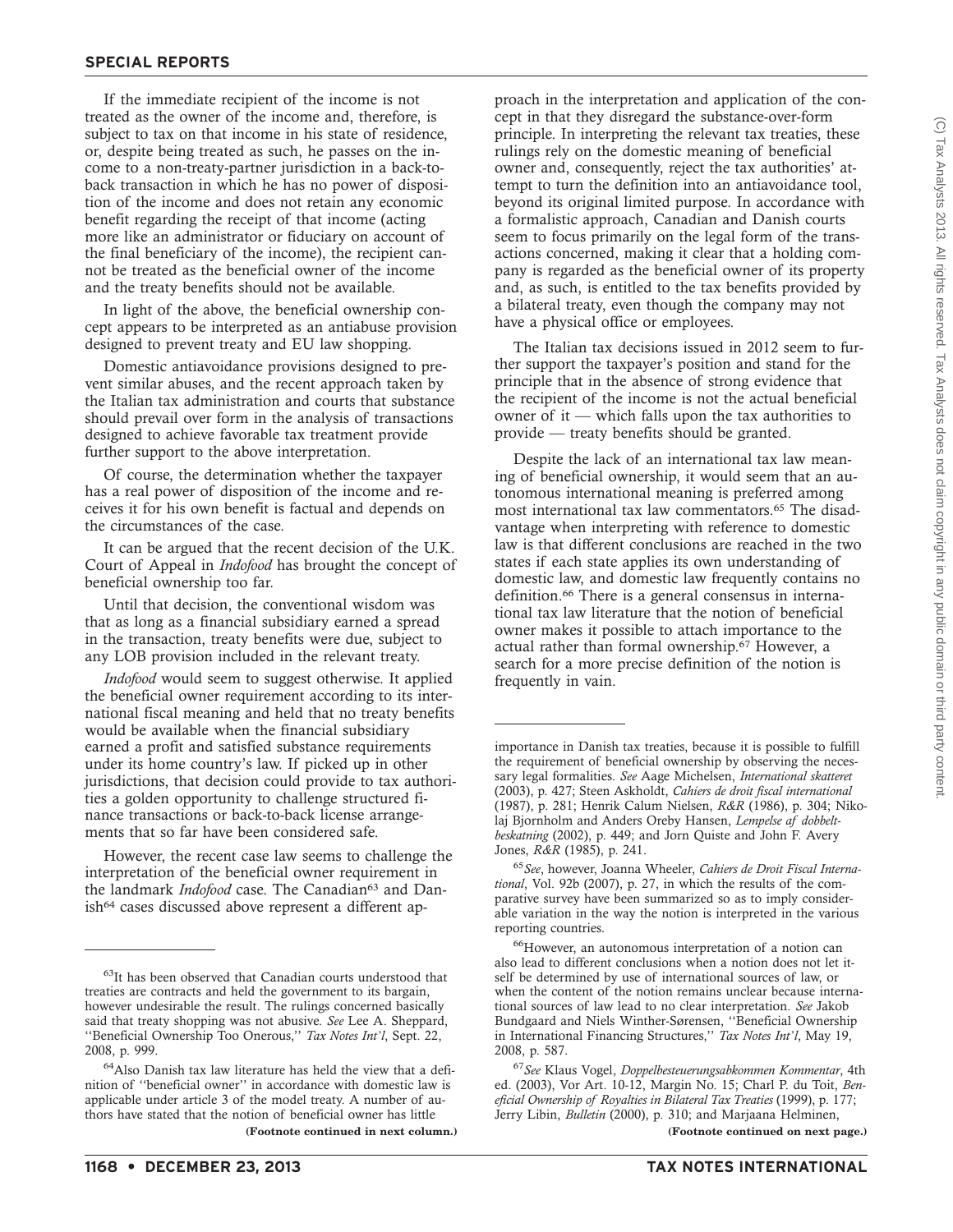If the immediate recipient of the income is not treated as the owner of the income and, therefore, is subject to tax on that income in his state of residence, or, despite being treated as such, he passes on the income to a non-treaty-partner jurisdiction in a back-to-back transaction in which he has no power of disposition of the income and does not retain any economic benefit regarding the receipt of that income (acting more like an administrator or fiduciary on account of the final beneficiary of the income), the recipient cannot be treated as the beneficial owner of the income and the treaty benefits should not be available.

In light of the above, the beneficial ownership concept appears to be interpreted as an antiabuse provision designed to prevent treaty and EU law shopping.

Domestic antiavoidance provisions designed to prevent similar abuses, and the recent approach taken by the Italian tax administration and courts that substance should prevail over form in the analysis of transactions designed to achieve favorable tax treatment provide further support to the above interpretation.

Of course, the determination whether the taxpayer has a real power of disposition of the income and receives it for his own benefit is factual and depends on the circumstances of the case.

It can be argued that the recent decision of the U.K. Court of Appeal in *Indofood* has brought the concept of beneficial ownership too far.

Until that decision, the conventional wisdom was that as long as a financial subsidiary earned a spread in the transaction, treaty benefits were due, subject to any LOB provision included in the relevant treaty.

*Indofood* would seem to suggest otherwise. It applied the beneficial owner requirement according to its international fiscal meaning and held that no treaty benefits would be available when the financial subsidiary earned a profit and satisfied substance requirements under its home country's law. If picked up in other jurisdictions, that decision could provide to tax authorities a golden opportunity to challenge structured finance transactions or back-to-back license arrangements that so far have been considered safe.

However, the recent case law seems to challenge the interpretation of the beneficial owner requirement in the landmark *Indofood* case. The Canadian[63] and Danish[64] cases discussed above represent a different approach in the interpretation and application of the concept in that they disregard the substance-over-form principle. In interpreting the relevant tax treaties, these rulings rely on the domestic meaning of beneficial owner and, consequently, reject the tax authorities' attempt to turn the definition into an antiavoidance tool, beyond its original limited purpose. In accordance with a formalistic approach, Canadian and Danish courts seem to focus primarily on the legal form of the transactions concerned, making it clear that a holding company is regarded as the beneficial owner of its property and, as such, is entitled to the tax benefits provided by a bilateral treaty, even though the company may not have a physical office or employees.

The Italian tax decisions issued in 2012 seem to further support the taxpayer's position and stand for the principle that in the absence of strong evidence that the recipient of the income is not the actual beneficial owner of it — which falls upon the tax authorities to provide — treaty benefits should be granted.

Despite the lack of an international tax law meaning of beneficial ownership, it would seem that an autonomous international meaning is preferred among most international tax law commentators.[65] The disadvantage when interpreting with reference to domestic law is that different conclusions are reached in the two states if each state applies its own understanding of domestic law, and domestic law frequently contains no definition.[66] There is a general consensus in international tax law literature that the notion of beneficial owner makes it possible to attach importance to the actual rather than formal ownership.[67] However, a search for a more precise definition of the notion is frequently in vain.

---

[63]It has been observed that Canadian courts understood that treaties are contracts and held the government to its bargain, however undesirable the result. The rulings concerned basically said that treaty shopping was not abusive. *See* Lee A. Sheppard, ''Beneficial Ownership Too Onerous,'' *Tax Notes Int'l*, Sept. 22, 2008, p. 999.

[64]Also Danish tax law literature has held the view that a definition of ''beneficial owner'' in accordance with domestic law is applicable under article 3 of the model treaty. A number of authors have stated that the notion of beneficial owner has little importance in Danish tax treaties, because it is possible to fulfill the requirement of beneficial ownership by observing the necessary legal formalities. *See* Aage Michelsen, *International skatteret* (2003), p. 427; Steen Askholdt, *Cahiers de droit fiscal international* (1987), p. 281; Henrik Calum Nielsen, *R&R* (1986), p. 304; Nikolaj Bjornholm and Anders Oreby Hansen, *Lempelse af dobbeltbeskatning* (2002), p. 449; and Jorn Quiste and John F. Avery Jones, *R&R* (1985), p. 241.

[65]*See*, however, Joanna Wheeler, *Cahiers de Droit Fiscal International*, Vol. 92b (2007), p. 27, in which the results of the comparative survey have been summarized so as to imply considerable variation in the way the notion is interpreted in the various reporting countries.

[66]However, an autonomous interpretation of a notion can also lead to different conclusions when a notion does not let itself be determined by use of international sources of law, or when the content of the notion remains unclear because international sources of law lead to no clear interpretation. *See* Jakob Bundgaard and Niels Winther-Sørensen, ''Beneficial Ownership in International Financing Structures,'' *Tax Notes Int'l*, May 19, 2008, p. 587.

[67]*See* Klaus Vogel, *Doppelbesteuerungsabkommen Kommentar*, 4th ed. (2003), Vor Art. 10-12, Margin No. 15; Charl P. du Toit, *Beneficial Ownership of Royalties in Bilateral Tax Treaties* (1999), p. 177; Jerry Libin, *Bulletin* (2000), p. 310; and Marjaana Helminen,

**(Footnote continued on next page.)**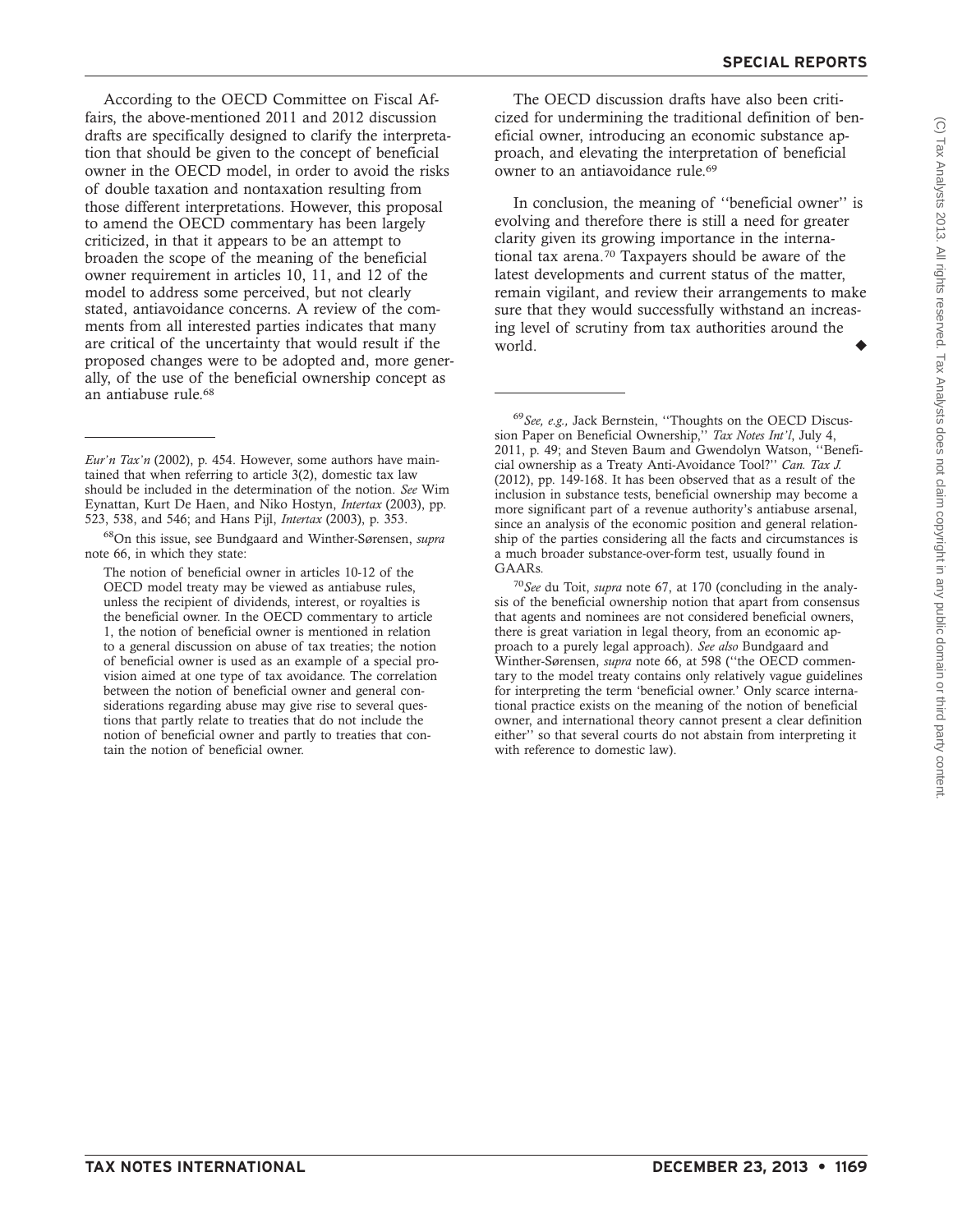According to the OECD Committee on Fiscal Affairs, the above-mentioned 2011 and 2012 discussion drafts are specifically designed to clarify the interpretation that should be given to the concept of beneficial owner in the OECD model, in order to avoid the risks of double taxation and nontaxation resulting from those different interpretations. However, this proposal to amend the OECD commentary has been largely criticized, in that it appears to be an attempt to broaden the scope of the meaning of the beneficial owner requirement in articles 10, 11, and 12 of the model to address some perceived, but not clearly stated, antiavoidance concerns. A review of the comments from all interested parties indicates that many are critical of the uncertainty that would result if the proposed changes were to be adopted and, more generally, of the use of the beneficial ownership concept as an antiabuse rule.[68]

The OECD discussion drafts have also been criticized for undermining the traditional definition of beneficial owner, introducing an economic substance approach, and elevating the interpretation of beneficial owner to an antiavoidance rule.[69]

In conclusion, the meaning of ''beneficial owner'' is evolving and therefore there is still a need for greater clarity given its growing importance in the international tax arena.[70] Taxpayers should be aware of the latest developments and current status of the matter, remain vigilant, and review their arrangements to make sure that they would successfully withstand an increasing level of scrutiny from tax authorities around the world. ◆

---

*Eur'n Tax'n* (2002), p. 454. However, some authors have maintained that when referring to article 3(2), domestic tax law should be included in the determination of the notion. *See* Wim Eynattan, Kurt De Haen, and Niko Hostyn, *Intertax* (2003), pp. 523, 538, and 546; and Hans Pijl, *Intertax* (2003), p. 353.

[68]On this issue, see Bundgaard and Winther-Sørensen, *supra* note 66, in which they state:

> The notion of beneficial owner in articles 10-12 of the OECD model treaty may be viewed as antiabuse rules, unless the recipient of dividends, interest, or royalties is the beneficial owner. In the OECD commentary to article 1, the notion of beneficial owner is mentioned in relation to a general discussion on abuse of tax treaties; the notion of beneficial owner is used as an example of a special provision aimed at one type of tax avoidance. The correlation between the notion of beneficial owner and general considerations regarding abuse may give rise to several questions that partly relate to treaties that do not include the notion of beneficial owner and partly to treaties that contain the notion of beneficial owner.

[69]*See, e.g.,* Jack Bernstein, ''Thoughts on the OECD Discussion Paper on Beneficial Ownership,'' *Tax Notes Int'l*, July 4, 2011, p. 49; and Steven Baum and Gwendolyn Watson, ''Beneficial ownership as a Treaty Anti-Avoidance Tool?'' *Can. Tax J.* (2012), pp. 149-168. It has been observed that as a result of the inclusion in substance tests, beneficial ownership may become a more significant part of a revenue authority's antiabuse arsenal, since an analysis of the economic position and general relationship of the parties considering all the facts and circumstances is a much broader substance-over-form test, usually found in GAARs.

[70]*See* du Toit, *supra* note 67, at 170 (concluding in the analysis of the beneficial ownership notion that apart from consensus that agents and nominees are not considered beneficial owners, there is great variation in legal theory, from an economic approach to a purely legal approach). *See also* Bundgaard and Winther-Sørensen, *supra* note 66, at 598 (''the OECD commentary to the model treaty contains only relatively vague guidelines for interpreting the term 'beneficial owner.' Only scarce international practice exists on the meaning of the notion of beneficial owner, and international theory cannot present a clear definition either'' so that several courts do not abstain from interpreting it with reference to domestic law).